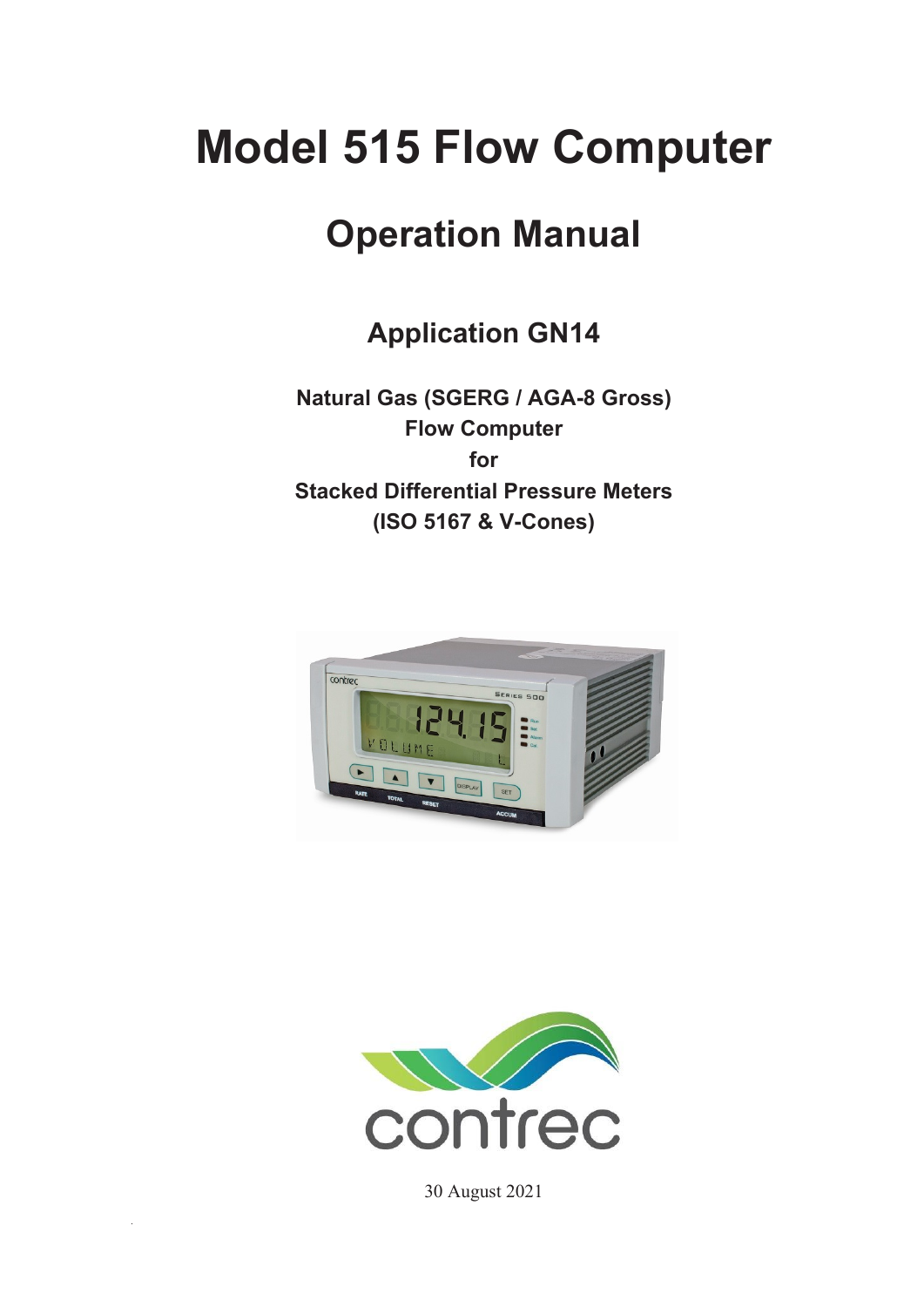# Model 515 Flow Computer

## Operation Manual

### Application GN14

**Natural Gas (SGERG / AGA-8 Gross)**
**Flow Computer**
**for**
**Stacked Differential Pressure Meters**
**(ISO 5167 & V-Cones)**

30 August 2021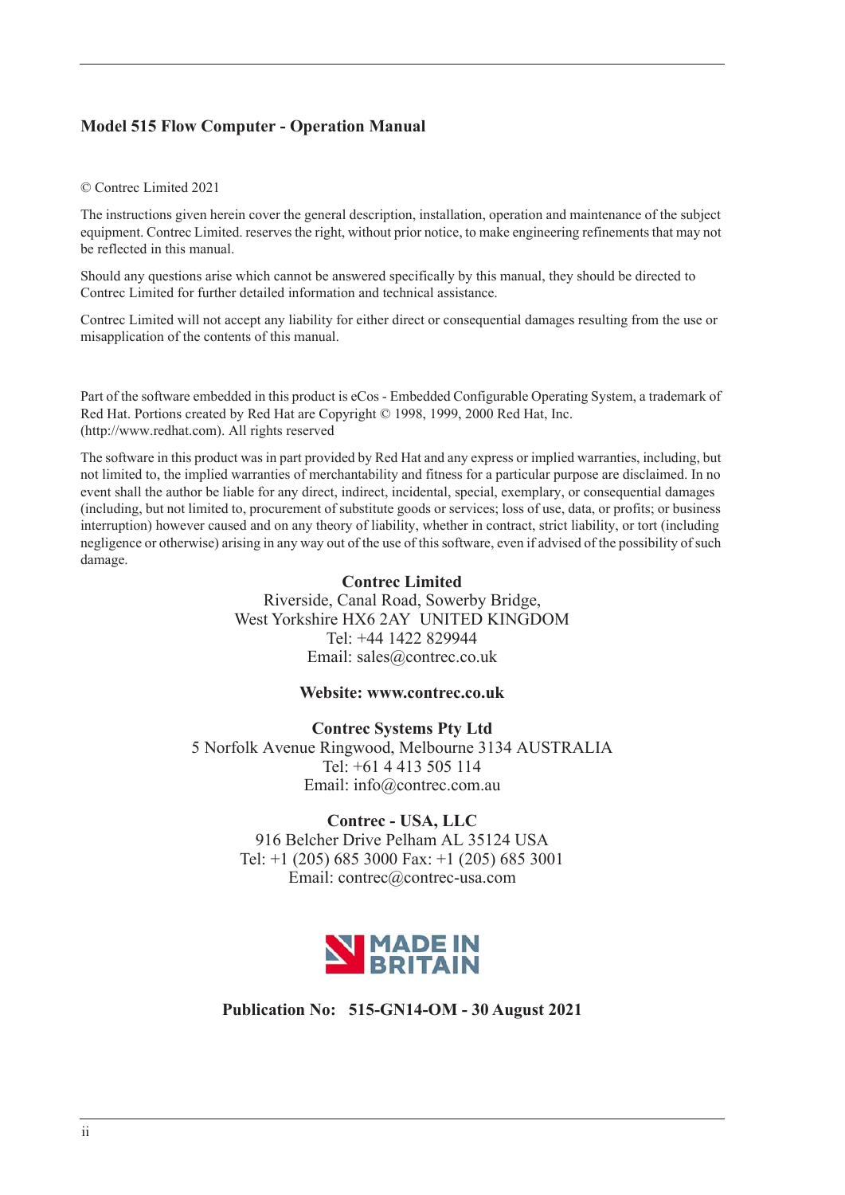**Model 515 Flow Computer - Operation Manual**

© Contrec Limited 2021

The instructions given herein cover the general description, installation, operation and maintenance of the subject equipment. Contrec Limited. reserves the right, without prior notice, to make engineering refinements that may not be reflected in this manual.

Should any questions arise which cannot be answered specifically by this manual, they should be directed to Contrec Limited for further detailed information and technical assistance.

Contrec Limited will not accept any liability for either direct or consequential damages resulting from the use or misapplication of the contents of this manual.

Part of the software embedded in this product is eCos - Embedded Configurable Operating System, a trademark of Red Hat. Portions created by Red Hat are Copyright © 1998, 1999, 2000 Red Hat, Inc. (http://www.redhat.com). All rights reserved

The software in this product was in part provided by Red Hat and any express or implied warranties, including, but not limited to, the implied warranties of merchantability and fitness for a particular purpose are disclaimed. In no event shall the author be liable for any direct, indirect, incidental, special, exemplary, or consequential damages (including, but not limited to, procurement of substitute goods or services; loss of use, data, or profits; or business interruption) however caused and on any theory of liability, whether in contract, strict liability, or tort (including negligence or otherwise) arising in any way out of the use of this software, even if advised of the possibility of such damage.

**Contrec Limited**
Riverside, Canal Road, Sowerby Bridge,
West Yorkshire HX6 2AY UNITED KINGDOM
Tel: +44 1422 829944
Email: sales@contrec.co.uk

**Website: www.contrec.co.uk**

**Contrec Systems Pty Ltd**
5 Norfolk Avenue Ringwood, Melbourne 3134 AUSTRALIA
Tel: +61 4 413 505 114
Email: info@contrec.com.au

**Contrec - USA, LLC**
916 Belcher Drive Pelham AL 35124 USA
Tel: +1 (205) 685 3000 Fax: +1 (205) 685 3001
Email: contrec@contrec-usa.com

MADE IN BRITAIN

**Publication No: 515-GN14-OM - 30 August 2021**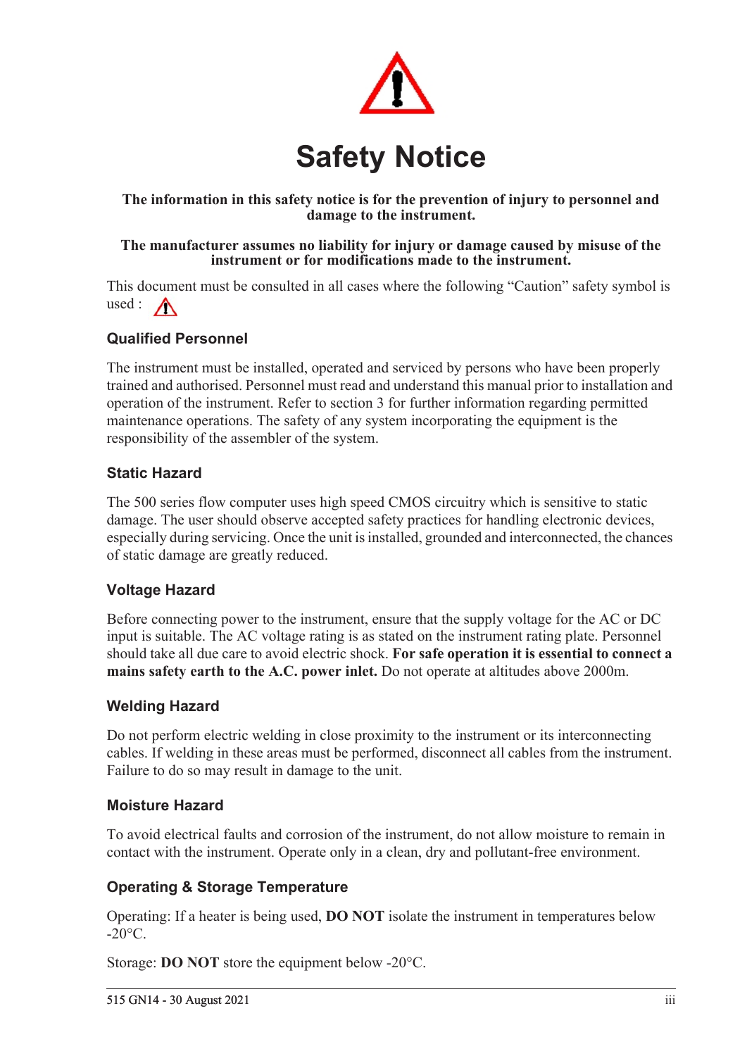# Safety Notice

**The information in this safety notice is for the prevention of injury to personnel and damage to the instrument.**

**The manufacturer assumes no liability for injury or damage caused by misuse of the instrument or for modifications made to the instrument.**

This document must be consulted in all cases where the following “Caution” safety symbol is used :

### Qualified Personnel

The instrument must be installed, operated and serviced by persons who have been properly trained and authorised. Personnel must read and understand this manual prior to installation and operation of the instrument. Refer to section 3 for further information regarding permitted maintenance operations. The safety of any system incorporating the equipment is the responsibility of the assembler of the system.

### Static Hazard

The 500 series flow computer uses high speed CMOS circuitry which is sensitive to static damage. The user should observe accepted safety practices for handling electronic devices, especially during servicing. Once the unit is installed, grounded and interconnected, the chances of static damage are greatly reduced.

### Voltage Hazard

Before connecting power to the instrument, ensure that the supply voltage for the AC or DC input is suitable. The AC voltage rating is as stated on the instrument rating plate. Personnel should take all due care to avoid electric shock. **For safe operation it is essential to connect a mains safety earth to the A.C. power inlet.** Do not operate at altitudes above 2000m.

### Welding Hazard

Do not perform electric welding in close proximity to the instrument or its interconnecting cables. If welding in these areas must be performed, disconnect all cables from the instrument. Failure to do so may result in damage to the unit.

### Moisture Hazard

To avoid electrical faults and corrosion of the instrument, do not allow moisture to remain in contact with the instrument. Operate only in a clean, dry and pollutant-free environment.

### Operating & Storage Temperature

Operating: If a heater is being used, **DO NOT** isolate the instrument in temperatures below -20°C.

Storage: **DO NOT** store the equipment below -20°C.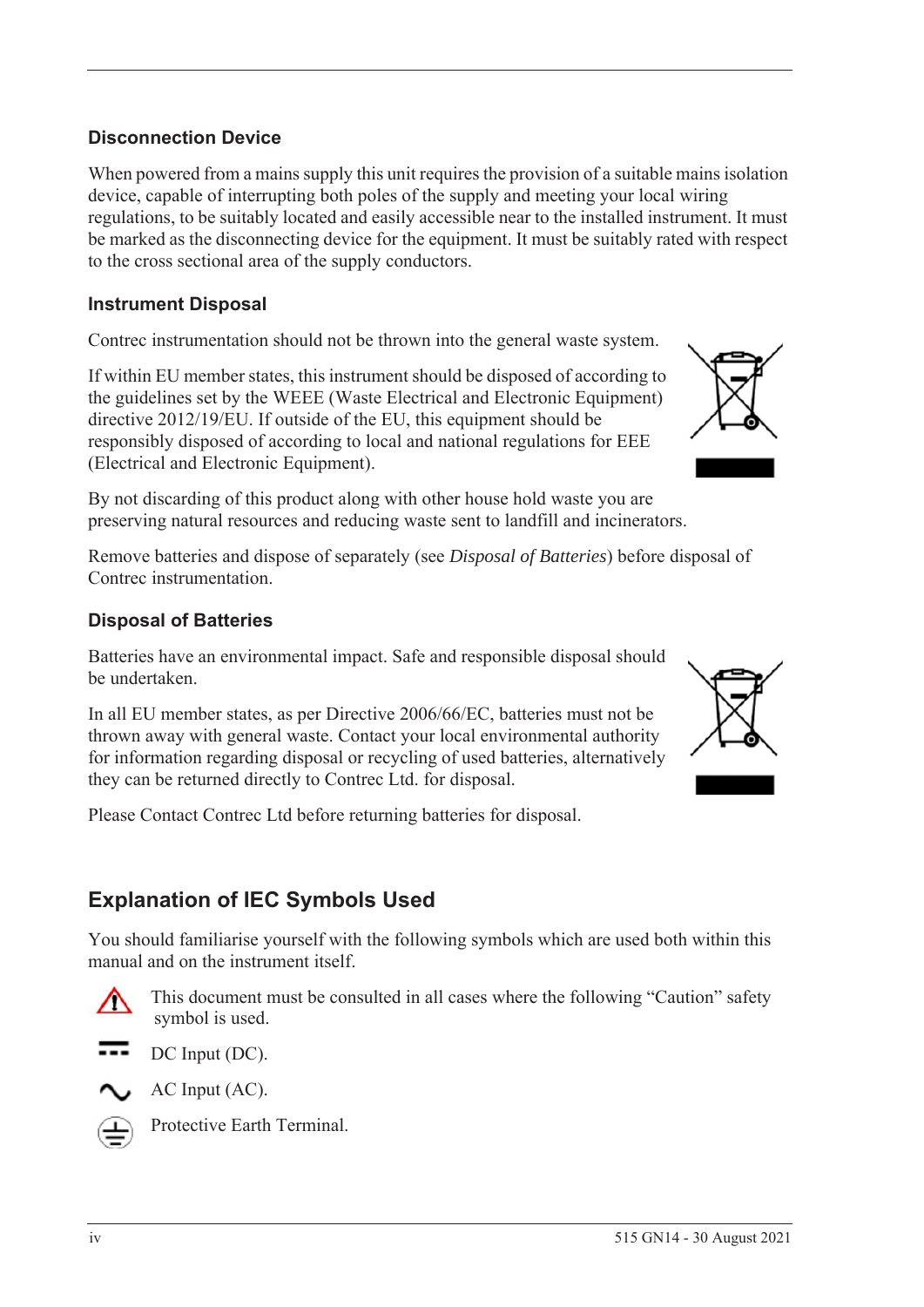### Disconnection Device

When powered from a mains supply this unit requires the provision of a suitable mains isolation device, capable of interrupting both poles of the supply and meeting your local wiring regulations, to be suitably located and easily accessible near to the installed instrument. It must be marked as the disconnecting device for the equipment. It must be suitably rated with respect to the cross sectional area of the supply conductors.

### Instrument Disposal

Contrec instrumentation should not be thrown into the general waste system.

If within EU member states, this instrument should be disposed of according to the guidelines set by the WEEE (Waste Electrical and Electronic Equipment) directive 2012/19/EU. If outside of the EU, this equipment should be responsibly disposed of according to local and national regulations for EEE (Electrical and Electronic Equipment).

By not discarding of this product along with other house hold waste you are preserving natural resources and reducing waste sent to landfill and incinerators.

Remove batteries and dispose of separately (see *Disposal of Batteries*) before disposal of Contrec instrumentation.

### Disposal of Batteries

Batteries have an environmental impact. Safe and responsible disposal should be undertaken.

In all EU member states, as per Directive 2006/66/EC, batteries must not be thrown away with general waste. Contact your local environmental authority for information regarding disposal or recycling of used batteries, alternatively they can be returned directly to Contrec Ltd. for disposal.

Please Contact Contrec Ltd before returning batteries for disposal.

## Explanation of IEC Symbols Used

You should familiarise yourself with the following symbols which are used both within this manual and on the instrument itself.

⚠ This document must be consulted in all cases where the following “Caution” safety symbol is used.

⎓ DC Input (DC).

∿ AC Input (AC).

⏚ Protective Earth Terminal.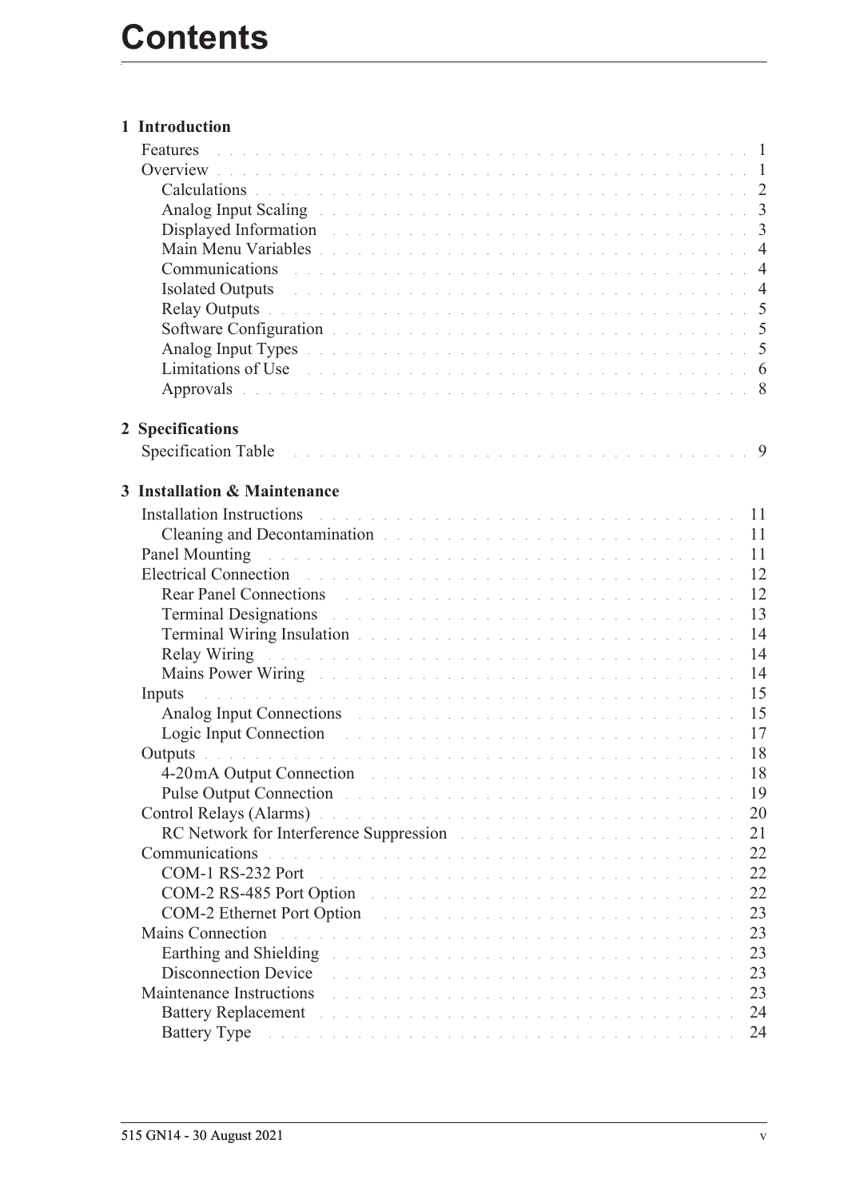# Contents

**1 Introduction**

- Features . . . 1
- Overview . . . 1
  - Calculations . . . 2
  - Analog Input Scaling . . . 3
  - Displayed Information . . . 3
  - Main Menu Variables . . . 4
  - Communications . . . 4
  - Isolated Outputs . . . 4
  - Relay Outputs . . . 5
  - Software Configuration . . . 5
  - Analog Input Types . . . 5
  - Limitations of Use . . . 6
  - Approvals . . . 8

**2 Specifications**

- Specification Table . . . 9

**3 Installation & Maintenance**

- Installation Instructions . . . 11
  - Cleaning and Decontamination . . . 11
- Panel Mounting . . . 11
- Electrical Connection . . . 12
  - Rear Panel Connections . . . 12
  - Terminal Designations . . . 13
  - Terminal Wiring Insulation . . . 14
  - Relay Wiring . . . 14
  - Mains Power Wiring . . . 14
- Inputs . . . 15
  - Analog Input Connections . . . 15
  - Logic Input Connection . . . 17
- Outputs . . . 18
  - 4-20mA Output Connection . . . 18
  - Pulse Output Connection . . . 19
- Control Relays (Alarms) . . . 20
  - RC Network for Interference Suppression . . . 21
- Communications . . . 22
  - COM-1 RS-232 Port . . . 22
  - COM-2 RS-485 Port Option . . . 22
  - COM-2 Ethernet Port Option . . . 23
- Mains Connection . . . 23
  - Earthing and Shielding . . . 23
  - Disconnection Device . . . 23
- Maintenance Instructions . . . 23
  - Battery Replacement . . . 24
  - Battery Type . . . 24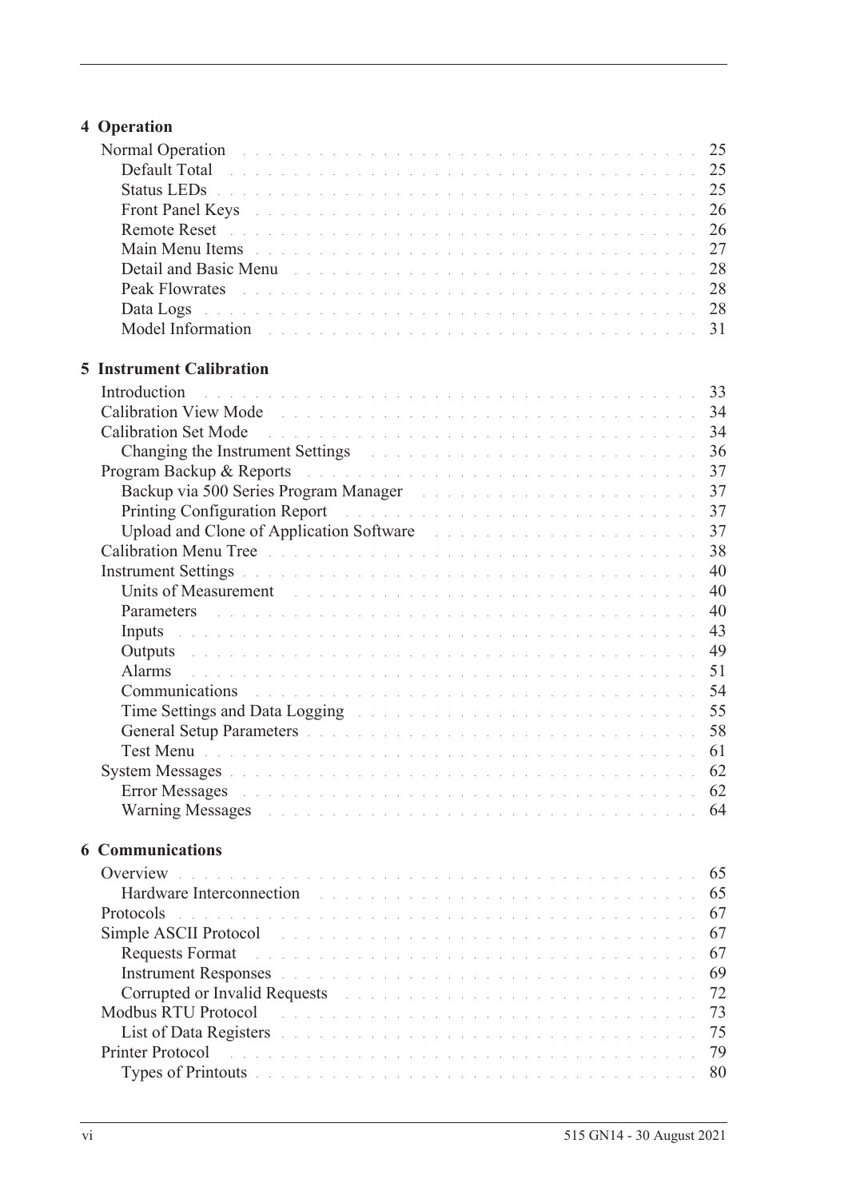## 4 Operation

- Normal Operation . . . . . 25
  - Default Total . . . . . 25
  - Status LEDs . . . . . 25
  - Front Panel Keys . . . . . 26
  - Remote Reset . . . . . 26
  - Main Menu Items . . . . . 27
  - Detail and Basic Menu . . . . . 28
  - Peak Flowrates . . . . . 28
  - Data Logs . . . . . 28
  - Model Information . . . . . 31

## 5 Instrument Calibration

- Introduction . . . . . 33
- Calibration View Mode . . . . . 34
- Calibration Set Mode . . . . . 34
  - Changing the Instrument Settings . . . . . 36
- Program Backup & Reports . . . . . 37
  - Backup via 500 Series Program Manager . . . . . 37
  - Printing Configuration Report . . . . . 37
  - Upload and Clone of Application Software . . . . . 37
- Calibration Menu Tree . . . . . 38
- Instrument Settings . . . . . 40
  - Units of Measurement . . . . . 40
  - Parameters . . . . . 40
  - Inputs . . . . . 43
  - Outputs . . . . . 49
  - Alarms . . . . . 51
  - Communications . . . . . 54
  - Time Settings and Data Logging . . . . . 55
  - General Setup Parameters . . . . . 58
  - Test Menu . . . . . 61
- System Messages . . . . . 62
  - Error Messages . . . . . 62
  - Warning Messages . . . . . 64

## 6 Communications

- Overview . . . . . 65
  - Hardware Interconnection . . . . . 65
- Protocols . . . . . 67
- Simple ASCII Protocol . . . . . 67
  - Requests Format . . . . . 67
  - Instrument Responses . . . . . 69
  - Corrupted or Invalid Requests . . . . . 72
- Modbus RTU Protocol . . . . . 73
  - List of Data Registers . . . . . 75
- Printer Protocol . . . . . 79
  - Types of Printouts . . . . . 80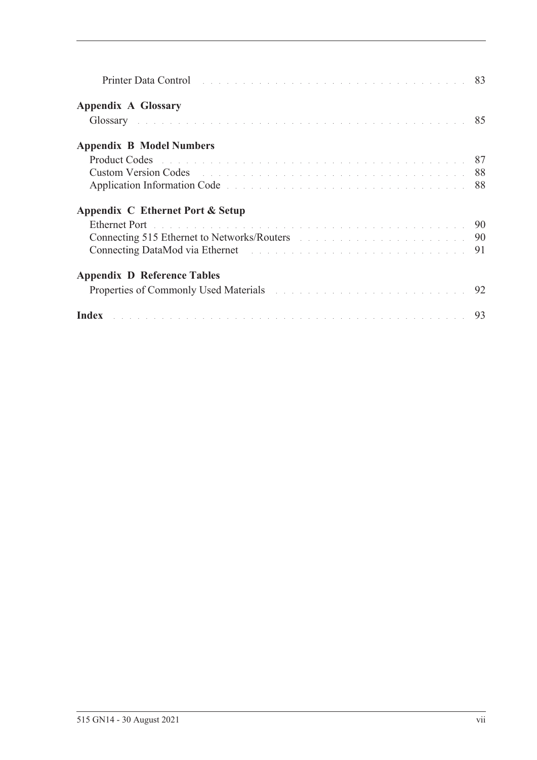Printer Data Control . . . . . . . . . . . . . . . . . . . . . . . . . . . . . . . . . . 83

**Appendix A Glossary**

Glossary . . . . . . . . . . . . . . . . . . . . . . . . . . . . . . . . . . . . . . . . . . . . 85

**Appendix B Model Numbers**

Product Codes . . . . . . . . . . . . . . . . . . . . . . . . . . . . . . . . . . . . . . . . 87
Custom Version Codes . . . . . . . . . . . . . . . . . . . . . . . . . . . . . . . . . . . 88
Application Information Code . . . . . . . . . . . . . . . . . . . . . . . . . . . . . . 88

**Appendix C Ethernet Port & Setup**

Ethernet Port . . . . . . . . . . . . . . . . . . . . . . . . . . . . . . . . . . . . . . . . . 90
Connecting 515 Ethernet to Networks/Routers . . . . . . . . . . . . . . . . . . . . . 90
Connecting DataMod via Ethernet . . . . . . . . . . . . . . . . . . . . . . . . . . . . 91

**Appendix D Reference Tables**

Properties of Commonly Used Materials . . . . . . . . . . . . . . . . . . . . . . . . . 92

**Index** . . . . . . . . . . . . . . . . . . . . . . . . . . . . . . . . . . . . . . . . . . . . . 93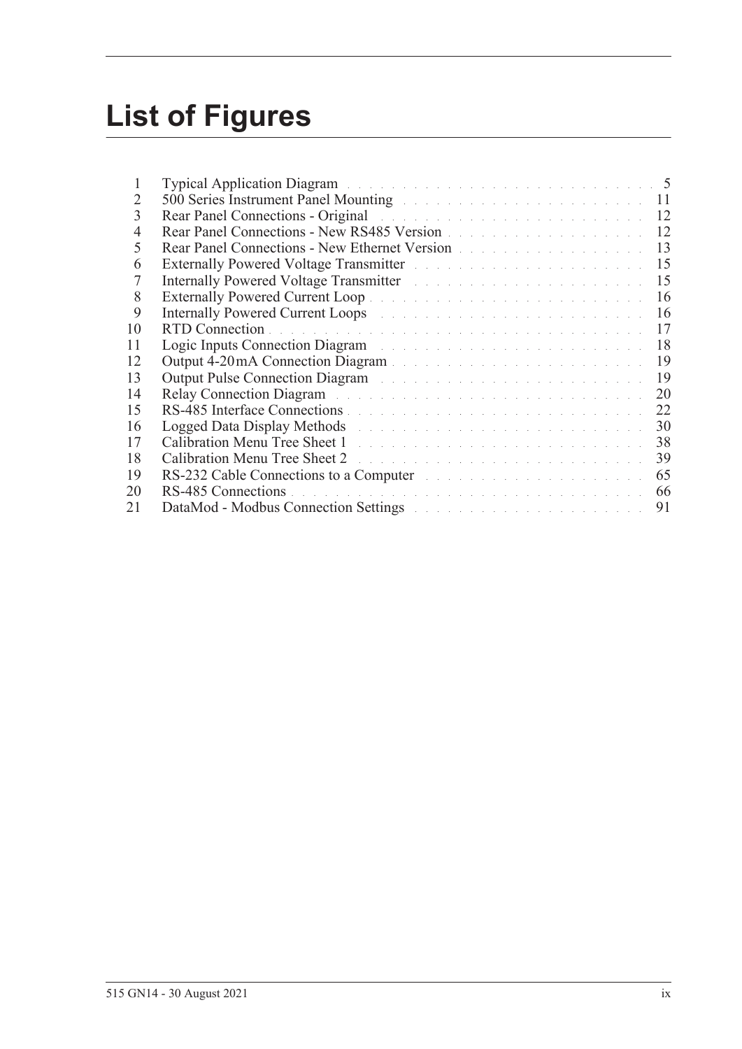# List of Figures

| | | |
|---|---|---|
| 1 | Typical Application Diagram | 5 |
| 2 | 500 Series Instrument Panel Mounting | 11 |
| 3 | Rear Panel Connections - Original | 12 |
| 4 | Rear Panel Connections - New RS485 Version | 12 |
| 5 | Rear Panel Connections - New Ethernet Version | 13 |
| 6 | Externally Powered Voltage Transmitter | 15 |
| 7 | Internally Powered Voltage Transmitter | 15 |
| 8 | Externally Powered Current Loop | 16 |
| 9 | Internally Powered Current Loops | 16 |
| 10 | RTD Connection | 17 |
| 11 | Logic Inputs Connection Diagram | 18 |
| 12 | Output 4-20 mA Connection Diagram | 19 |
| 13 | Output Pulse Connection Diagram | 19 |
| 14 | Relay Connection Diagram | 20 |
| 15 | RS-485 Interface Connections | 22 |
| 16 | Logged Data Display Methods | 30 |
| 17 | Calibration Menu Tree Sheet 1 | 38 |
| 18 | Calibration Menu Tree Sheet 2 | 39 |
| 19 | RS-232 Cable Connections to a Computer | 65 |
| 20 | RS-485 Connections | 66 |
| 21 | DataMod - Modbus Connection Settings | 91 |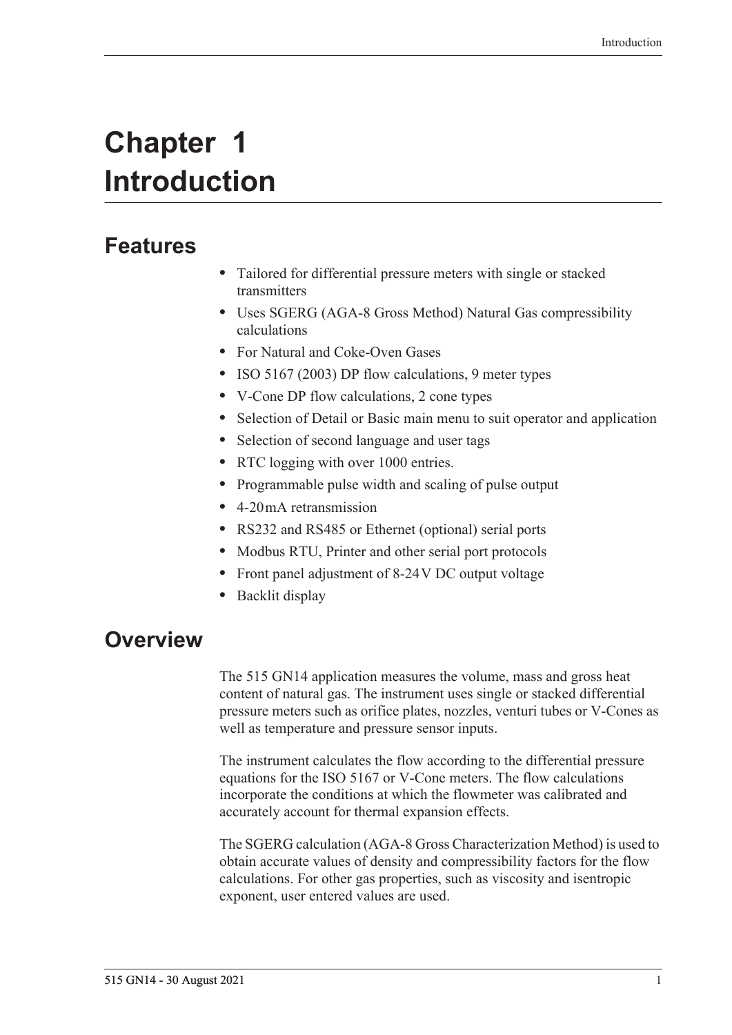# Chapter 1 Introduction

## Features

- Tailored for differential pressure meters with single or stacked transmitters
- Uses SGERG (AGA-8 Gross Method) Natural Gas compressibility calculations
- For Natural and Coke-Oven Gases
- ISO 5167 (2003) DP flow calculations, 9 meter types
- V-Cone DP flow calculations, 2 cone types
- Selection of Detail or Basic main menu to suit operator and application
- Selection of second language and user tags
- RTC logging with over 1000 entries.
- Programmable pulse width and scaling of pulse output
- 4-20 mA retransmission
- RS232 and RS485 or Ethernet (optional) serial ports
- Modbus RTU, Printer and other serial port protocols
- Front panel adjustment of 8-24 V DC output voltage
- Backlit display

## Overview

The 515 GN14 application measures the volume, mass and gross heat content of natural gas. The instrument uses single or stacked differential pressure meters such as orifice plates, nozzles, venturi tubes or V-Cones as well as temperature and pressure sensor inputs.

The instrument calculates the flow according to the differential pressure equations for the ISO 5167 or V-Cone meters. The flow calculations incorporate the conditions at which the flowmeter was calibrated and accurately account for thermal expansion effects.

The SGERG calculation (AGA-8 Gross Characterization Method) is used to obtain accurate values of density and compressibility factors for the flow calculations. For other gas properties, such as viscosity and isentropic exponent, user entered values are used.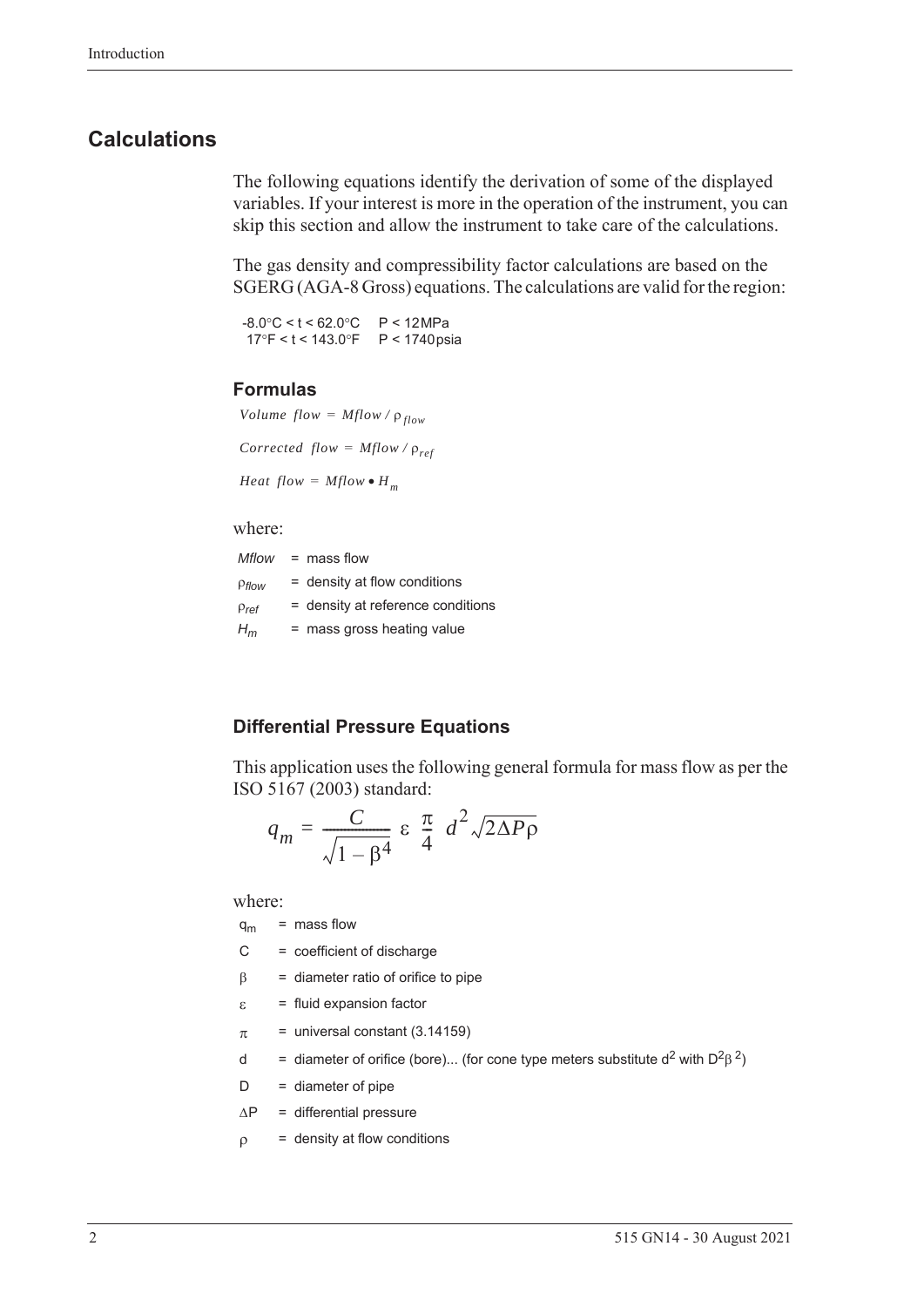## Calculations

The following equations identify the derivation of some of the displayed variables. If your interest is more in the operation of the instrument, you can skip this section and allow the instrument to take care of the calculations.

The gas density and compressibility factor calculations are based on the SGERG (AGA-8 Gross) equations. The calculations are valid for the region:

-8.0°C < t < 62.0°C    P < 12 MPa
17°F < t < 143.0°F    P < 1740 psia

### Formulas

$$Volume\ flow = Mflow / \rho_{flow}$$

$$Corrected\ flow = Mflow / \rho_{ref}$$

$$Heat\ flow = Mflow \bullet H_m$$

where:

- $Mflow$ = mass flow
- $\rho_{flow}$ = density at flow conditions
- $\rho_{ref}$ = density at reference conditions
- $H_m$ = mass gross heating value

### Differential Pressure Equations

This application uses the following general formula for mass flow as per the ISO 5167 (2003) standard:

$$q_m = \frac{C}{\sqrt{1 - \beta^4}}\ \varepsilon\ \frac{\pi}{4}\ d^2 \sqrt{2 \Delta P \rho}$$

where:

- $q_m$ = mass flow
- C = coefficient of discharge
- $\beta$ = diameter ratio of orifice to pipe
- $\varepsilon$ = fluid expansion factor
- $\pi$ = universal constant (3.14159)
- d = diameter of orifice (bore)... (for cone type meters substitute $d^2$ with $D^2\beta^2$)
- D = diameter of pipe
- $\Delta P$ = differential pressure
- $\rho$ = density at flow conditions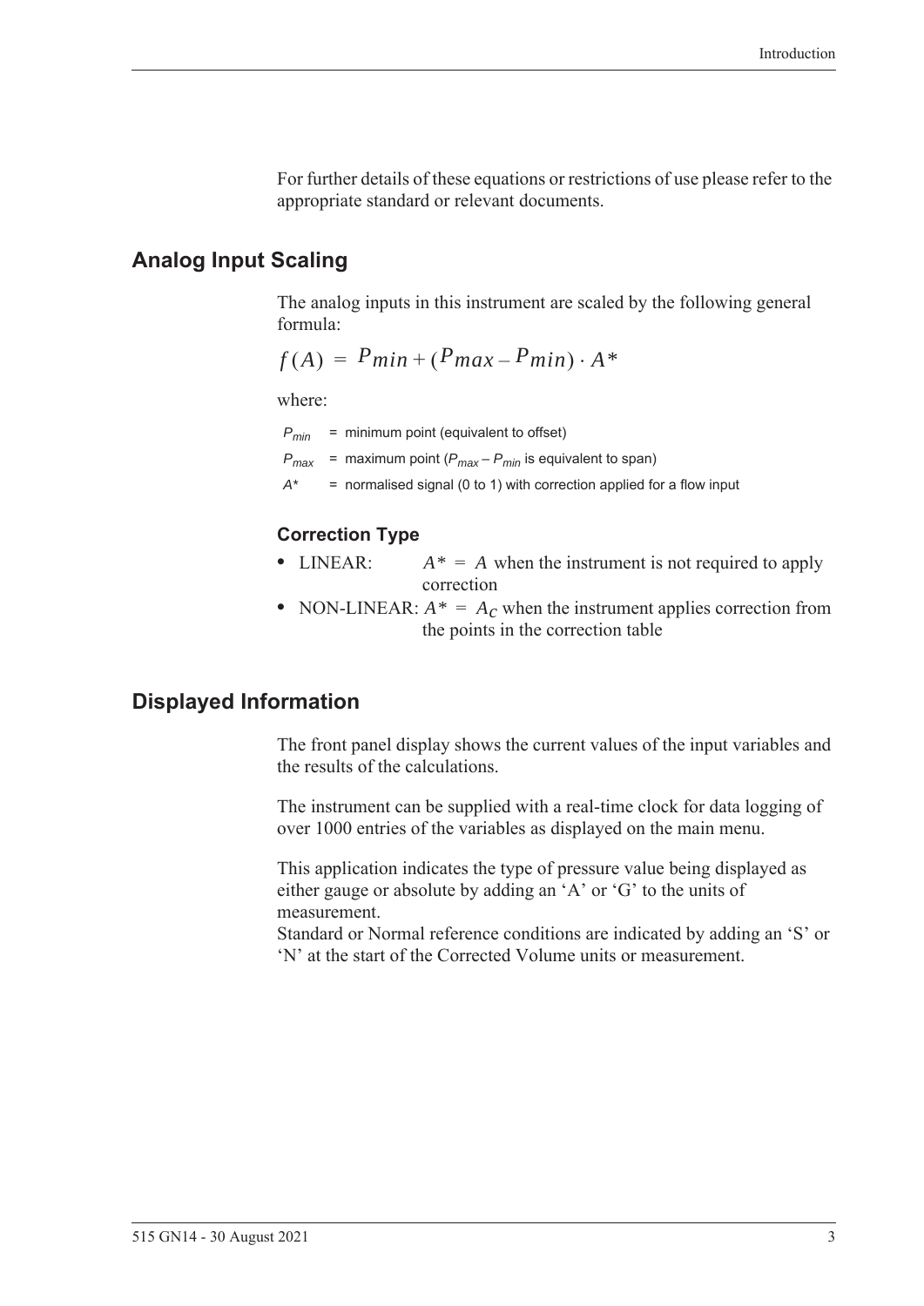For further details of these equations or restrictions of use please refer to the appropriate standard or relevant documents.

## Analog Input Scaling

The analog inputs in this instrument are scaled by the following general formula:

$$f(A) = P_{min} + (P_{max} - P_{min}) \cdot A^*$$

where:

$P_{min}$ = minimum point (equivalent to offset)

$P_{max}$ = maximum point ($P_{max} - P_{min}$ is equivalent to span)

$A^*$ = normalised signal (0 to 1) with correction applied for a flow input

### Correction Type

- LINEAR: $A^* = A$ when the instrument is not required to apply correction
- NON-LINEAR: $A^* = A_C$ when the instrument applies correction from the points in the correction table

## Displayed Information

The front panel display shows the current values of the input variables and the results of the calculations.

The instrument can be supplied with a real-time clock for data logging of over 1000 entries of the variables as displayed on the main menu.

This application indicates the type of pressure value being displayed as either gauge or absolute by adding an 'A' or 'G' to the units of measurement.
Standard or Normal reference conditions are indicated by adding an 'S' or 'N' at the start of the Corrected Volume units or measurement.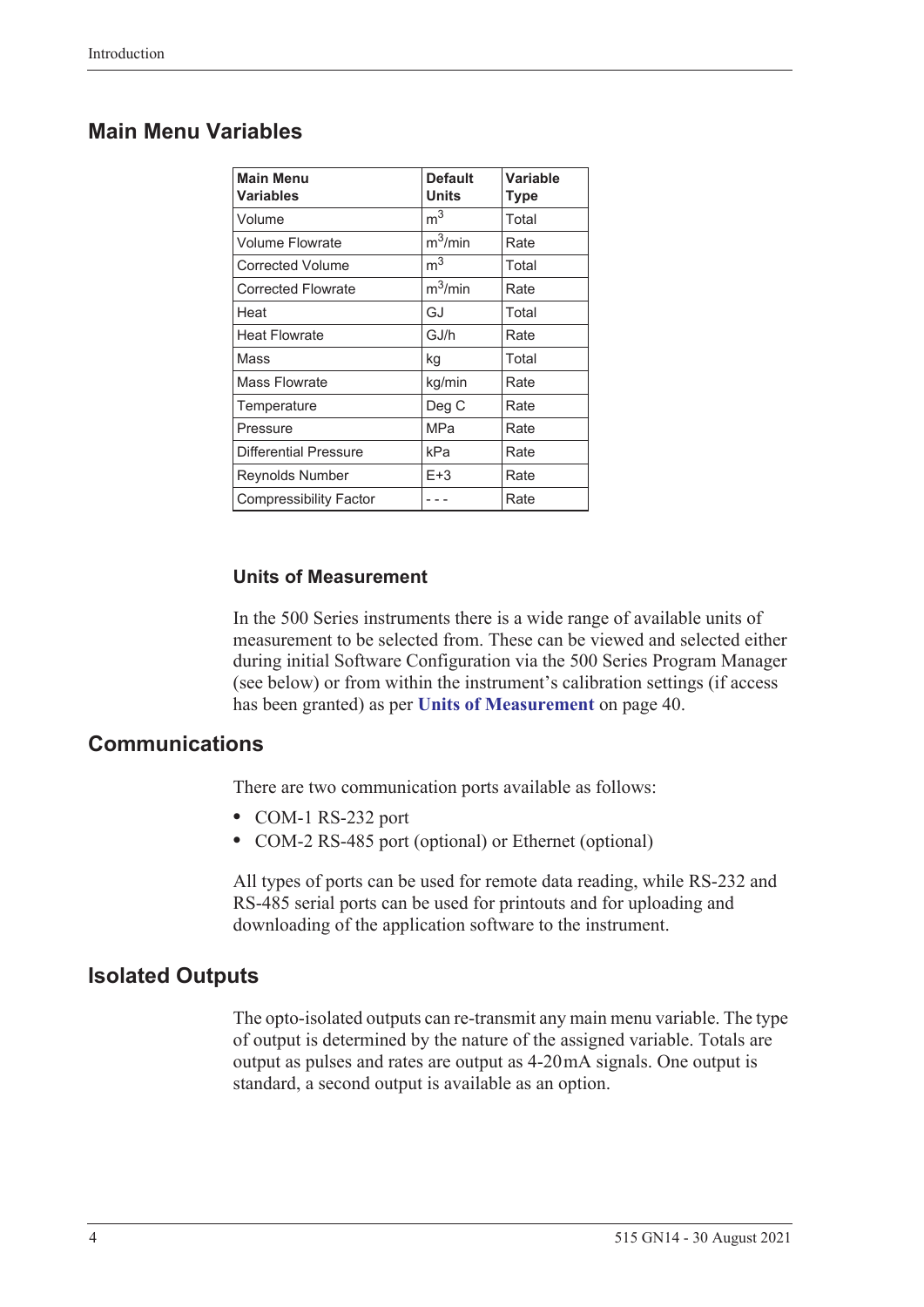## Main Menu Variables

| Main Menu Variables | Default Units | Variable Type |
|---|---|---|
| Volume | $m^3$ | Total |
| Volume Flowrate | $m^3$/min | Rate |
| Corrected Volume | $m^3$ | Total |
| Corrected Flowrate | $m^3$/min | Rate |
| Heat | GJ | Total |
| Heat Flowrate | GJ/h | Rate |
| Mass | kg | Total |
| Mass Flowrate | kg/min | Rate |
| Temperature | Deg C | Rate |
| Pressure | MPa | Rate |
| Differential Pressure | kPa | Rate |
| Reynolds Number | E+3 | Rate |
| Compressibility Factor | - - - | Rate |

### Units of Measurement

In the 500 Series instruments there is a wide range of available units of measurement to be selected from. These can be viewed and selected either during initial Software Configuration via the 500 Series Program Manager (see below) or from within the instrument's calibration settings (if access has been granted) as per **Units of Measurement** on page 40.

## Communications

There are two communication ports available as follows:

- COM-1 RS-232 port
- COM-2 RS-485 port (optional) or Ethernet (optional)

All types of ports can be used for remote data reading, while RS-232 and RS-485 serial ports can be used for printouts and for uploading and downloading of the application software to the instrument.

## Isolated Outputs

The opto-isolated outputs can re-transmit any main menu variable. The type of output is determined by the nature of the assigned variable. Totals are output as pulses and rates are output as 4-20mA signals. One output is standard, a second output is available as an option.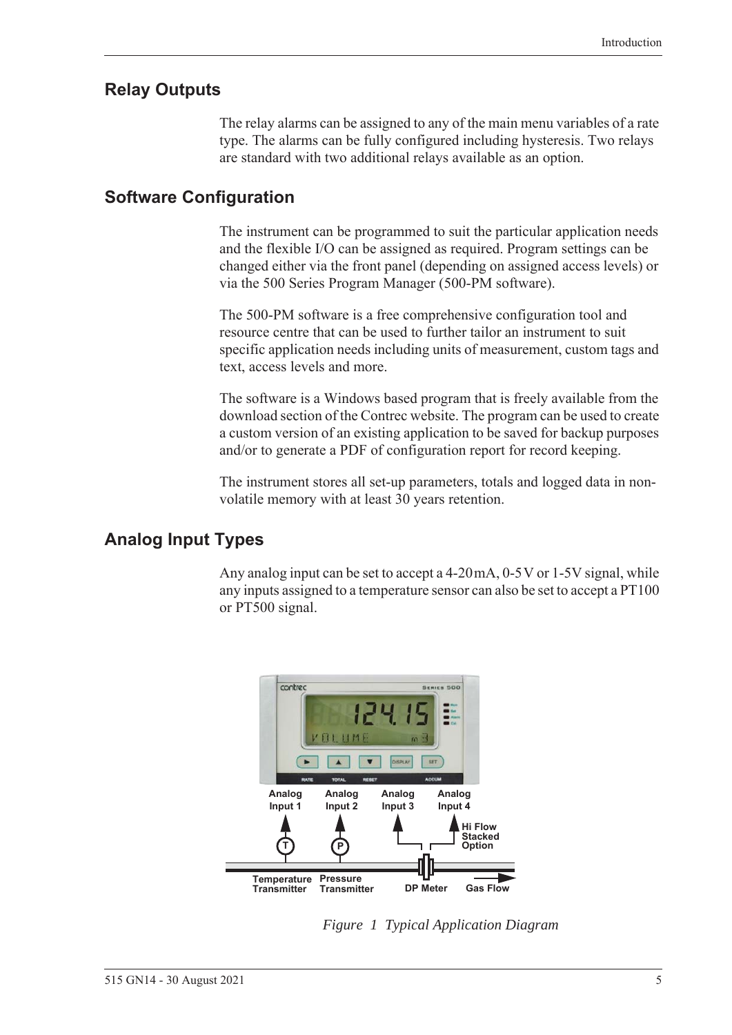## Relay Outputs

The relay alarms can be assigned to any of the main menu variables of a rate type. The alarms can be fully configured including hysteresis. Two relays are standard with two additional relays available as an option.

## Software Configuration

The instrument can be programmed to suit the particular application needs and the flexible I/O can be assigned as required. Program settings can be changed either via the front panel (depending on assigned access levels) or via the 500 Series Program Manager (500-PM software).

The 500-PM software is a free comprehensive configuration tool and resource centre that can be used to further tailor an instrument to suit specific application needs including units of measurement, custom tags and text, access levels and more.

The software is a Windows based program that is freely available from the download section of the Contrec website. The program can be used to create a custom version of an existing application to be saved for backup purposes and/or to generate a PDF of configuration report for record keeping.

The instrument stores all set-up parameters, totals and logged data in non-volatile memory with at least 30 years retention.

## Analog Input Types

Any analog input can be set to accept a 4-20 mA, 0-5 V or 1-5V signal, while any inputs assigned to a temperature sensor can also be set to accept a PT100 or PT500 signal.

*Figure 1 Typical Application Diagram*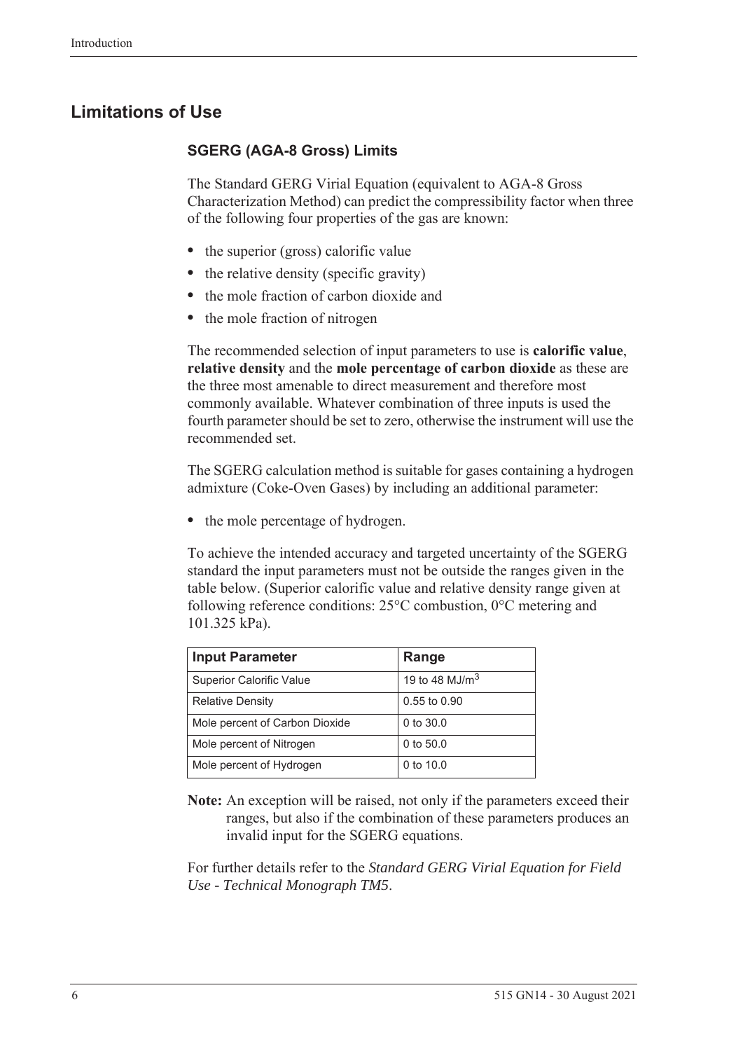## Limitations of Use

### SGERG (AGA-8 Gross) Limits

The Standard GERG Virial Equation (equivalent to AGA-8 Gross Characterization Method) can predict the compressibility factor when three of the following four properties of the gas are known:

- the superior (gross) calorific value
- the relative density (specific gravity)
- the mole fraction of carbon dioxide and
- the mole fraction of nitrogen

The recommended selection of input parameters to use is **calorific value**, **relative density** and the **mole percentage of carbon dioxide** as these are the three most amenable to direct measurement and therefore most commonly available. Whatever combination of three inputs is used the fourth parameter should be set to zero, otherwise the instrument will use the recommended set.

The SGERG calculation method is suitable for gases containing a hydrogen admixture (Coke-Oven Gases) by including an additional parameter:

- the mole percentage of hydrogen.

To achieve the intended accuracy and targeted uncertainty of the SGERG standard the input parameters must not be outside the ranges given in the table below. (Superior calorific value and relative density range given at following reference conditions: 25°C combustion, 0°C metering and 101.325 kPa).

| Input Parameter | Range |
|---|---|
| Superior Calorific Value | 19 to 48 MJ/m$^3$ |
| Relative Density | 0.55 to 0.90 |
| Mole percent of Carbon Dioxide | 0 to 30.0 |
| Mole percent of Nitrogen | 0 to 50.0 |
| Mole percent of Hydrogen | 0 to 10.0 |

**Note:** An exception will be raised, not only if the parameters exceed their ranges, but also if the combination of these parameters produces an invalid input for the SGERG equations.

For further details refer to the *Standard GERG Virial Equation for Field Use - Technical Monograph TM5*.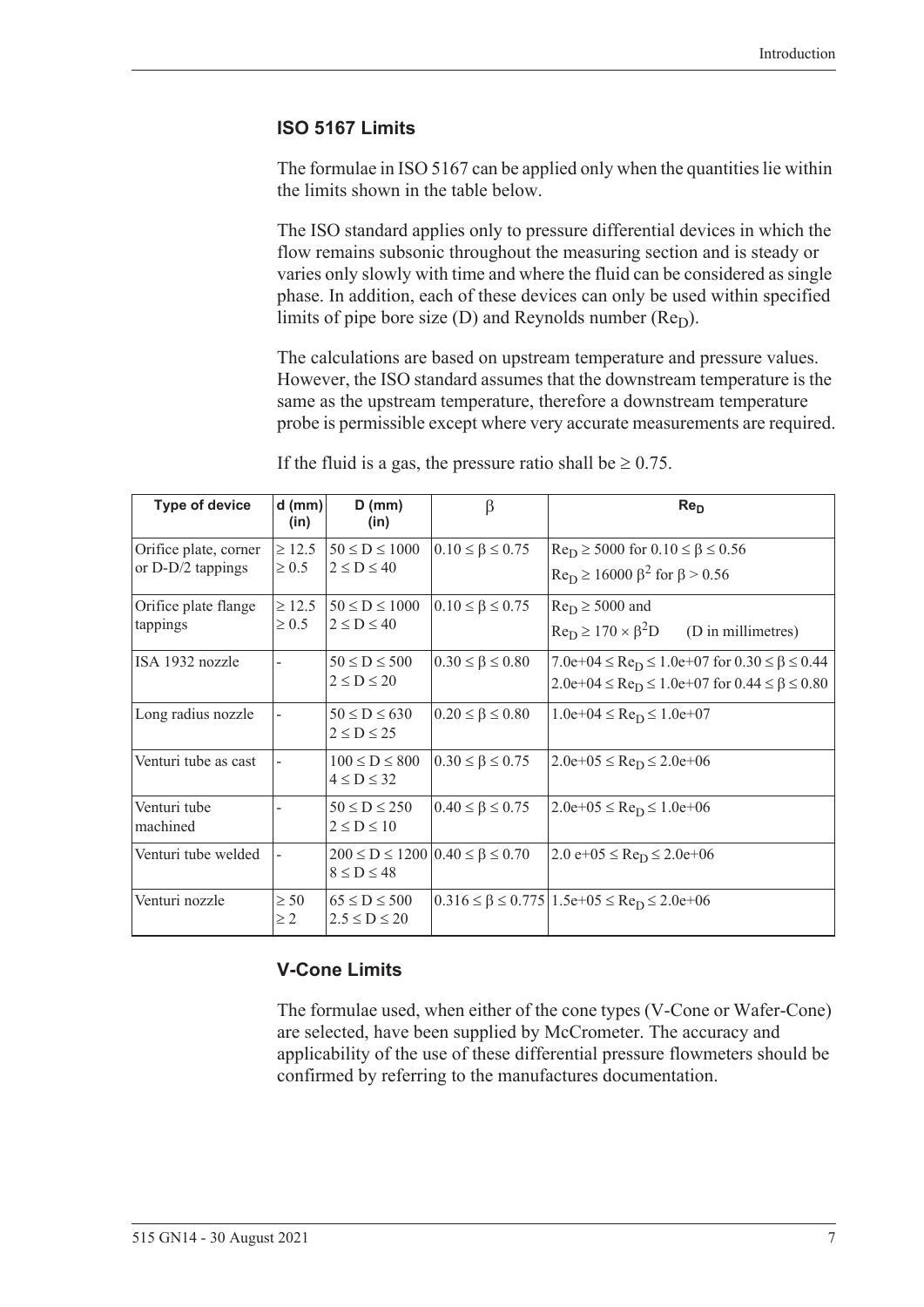## ISO 5167 Limits

The formulae in ISO 5167 can be applied only when the quantities lie within the limits shown in the table below.

The ISO standard applies only to pressure differential devices in which the flow remains subsonic throughout the measuring section and is steady or varies only slowly with time and where the fluid can be considered as single phase. In addition, each of these devices can only be used within specified limits of pipe bore size (D) and Reynolds number ($Re_D$).

The calculations are based on upstream temperature and pressure values. However, the ISO standard assumes that the downstream temperature is the same as the upstream temperature, therefore a downstream temperature probe is permissible except where very accurate measurements are required.

If the fluid is a gas, the pressure ratio shall be $\geq 0.75$.

| Type of device | d (mm) (in) | D (mm) (in) | $\beta$ | $Re_D$ |
|---|---|---|---|---|
| Orifice plate, corner or D-D/2 tappings | $\geq 12.5$<br>$\geq 0.5$ | $50 \leq D \leq 1000$<br>$2 \leq D \leq 40$ | $0.10 \leq \beta \leq 0.75$ | $Re_D \geq 5000$ for $0.10 \leq \beta \leq 0.56$<br>$Re_D \geq 16000\ \beta^2$ for $\beta > 0.56$ |
| Orifice plate flange tappings | $\geq 12.5$<br>$\geq 0.5$ | $50 \leq D \leq 1000$<br>$2 \leq D \leq 40$ | $0.10 \leq \beta \leq 0.75$ | $Re_D \geq 5000$ and<br>$Re_D \geq 170 \times \beta^2 D$ (D in millimetres) |
| ISA 1932 nozzle | - | $50 \leq D \leq 500$<br>$2 \leq D \leq 20$ | $0.30 \leq \beta \leq 0.80$ | $7.0e+04 \leq Re_D \leq 1.0e+07$ for $0.30 \leq \beta \leq 0.44$<br>$2.0e+04 \leq Re_D \leq 1.0e+07$ for $0.44 \leq \beta \leq 0.80$ |
| Long radius nozzle | - | $50 \leq D \leq 630$<br>$2 \leq D \leq 25$ | $0.20 \leq \beta \leq 0.80$ | $1.0e+04 \leq Re_D \leq 1.0e+07$ |
| Venturi tube as cast | - | $100 \leq D \leq 800$<br>$4 \leq D \leq 32$ | $0.30 \leq \beta \leq 0.75$ | $2.0e+05 \leq Re_D \leq 2.0e+06$ |
| Venturi tube machined | - | $50 \leq D \leq 250$<br>$2 \leq D \leq 10$ | $0.40 \leq \beta \leq 0.75$ | $2.0e+05 \leq Re_D \leq 1.0e+06$ |
| Venturi tube welded | - | $200 \leq D \leq 1200$<br>$8 \leq D \leq 48$ | $0.40 \leq \beta \leq 0.70$ | $2.0\ e+05 \leq Re_D \leq 2.0e+06$ |
| Venturi nozzle | $\geq 50$<br>$\geq 2$ | $65 \leq D \leq 500$<br>$2.5 \leq D \leq 20$ | $0.316 \leq \beta \leq 0.775$ | $1.5e+05 \leq Re_D \leq 2.0e+06$ |

## V-Cone Limits

The formulae used, when either of the cone types (V-Cone or Wafer-Cone) are selected, have been supplied by McCrometer. The accuracy and applicability of the use of these differential pressure flowmeters should be confirmed by referring to the manufactures documentation.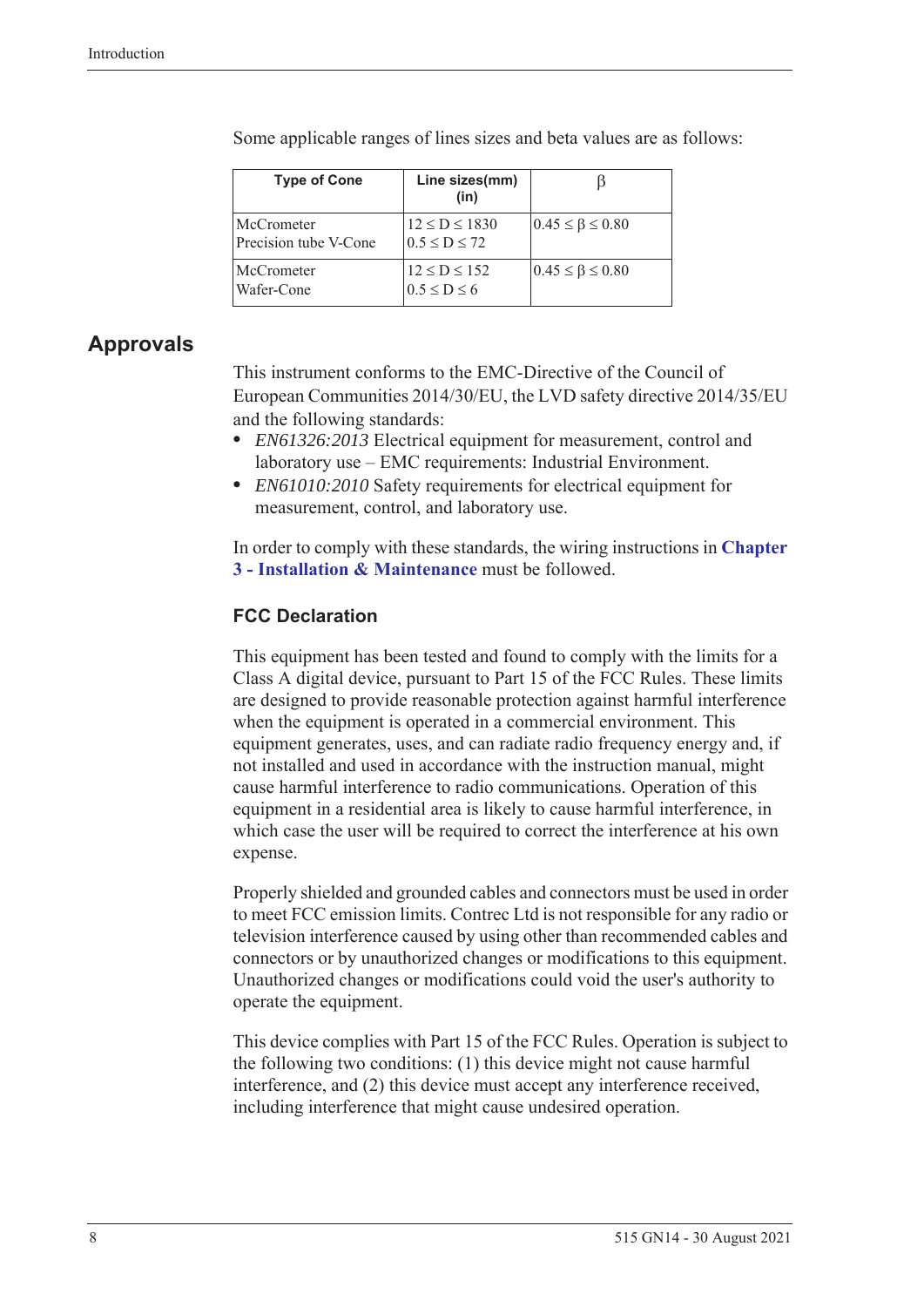Some applicable ranges of lines sizes and beta values are as follows:

| Type of Cone | Line sizes(mm) (in) | $\beta$ |
|---|---|---|
| McCrometer Precision tube V-Cone | $12 \le D \le 1830$ $0.5 \le D \le 72$ | $0.45 \le \beta \le 0.80$ |
| McCrometer Wafer-Cone | $12 \le D \le 152$ $0.5 \le D \le 6$ | $0.45 \le \beta \le 0.80$ |

## Approvals

This instrument conforms to the EMC-Directive of the Council of European Communities 2014/30/EU, the LVD safety directive 2014/35/EU and the following standards:

- *EN61326:2013* Electrical equipment for measurement, control and laboratory use – EMC requirements: Industrial Environment.
- *EN61010:2010* Safety requirements for electrical equipment for measurement, control, and laboratory use.

In order to comply with these standards, the wiring instructions in **Chapter 3 - Installation & Maintenance** must be followed.

### FCC Declaration

This equipment has been tested and found to comply with the limits for a Class A digital device, pursuant to Part 15 of the FCC Rules. These limits are designed to provide reasonable protection against harmful interference when the equipment is operated in a commercial environment. This equipment generates, uses, and can radiate radio frequency energy and, if not installed and used in accordance with the instruction manual, might cause harmful interference to radio communications. Operation of this equipment in a residential area is likely to cause harmful interference, in which case the user will be required to correct the interference at his own expense.

Properly shielded and grounded cables and connectors must be used in order to meet FCC emission limits. Contrec Ltd is not responsible for any radio or television interference caused by using other than recommended cables and connectors or by unauthorized changes or modifications to this equipment. Unauthorized changes or modifications could void the user's authority to operate the equipment.

This device complies with Part 15 of the FCC Rules. Operation is subject to the following two conditions: (1) this device might not cause harmful interference, and (2) this device must accept any interference received, including interference that might cause undesired operation.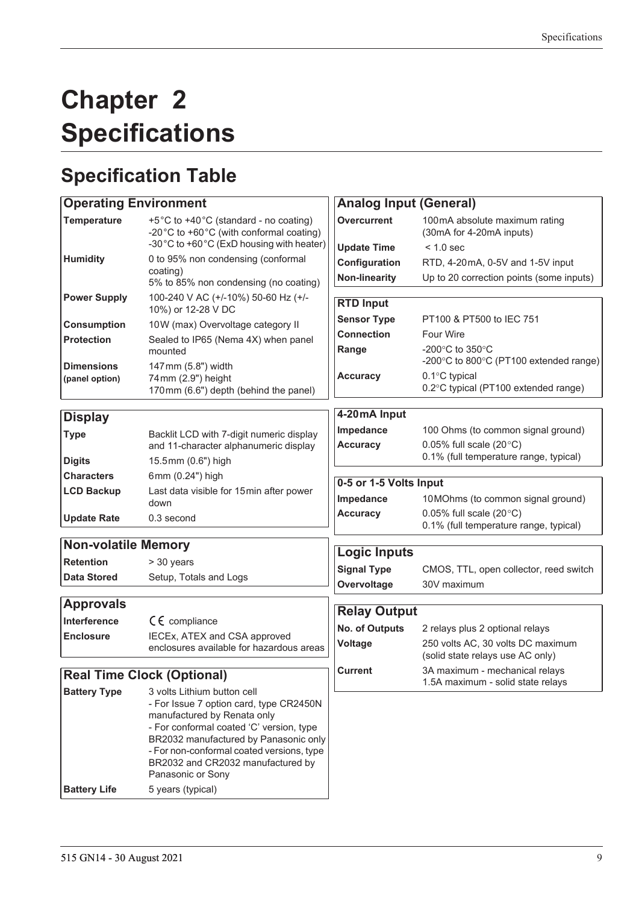# Chapter 2 Specifications

## Specification Table

| Operating Environment | |
|---|---|
| **Temperature** | +5°C to +40°C (standard - no coating)<br>-20°C to +60°C (with conformal coating)<br>-30°C to +60°C (ExD housing with heater) |
| **Humidity** | 0 to 95% non condensing (conformal coating)<br>5% to 85% non condensing (no coating) |
| **Power Supply** | 100-240 V AC (+/-10%) 50-60 Hz (+/-10%) or 12-28 V DC |
| **Consumption** | 10W (max) Overvoltage category II |
| **Protection** | Sealed to IP65 (Nema 4X) when panel mounted |
| **Dimensions (panel option)** | 147mm (5.8") width<br>74mm (2.9") height<br>170mm (6.6") depth (behind the panel) |

| Display | |
|---|---|
| **Type** | Backlit LCD with 7-digit numeric display and 11-character alphanumeric display |
| **Digits** | 15.5mm (0.6") high |
| **Characters** | 6mm (0.24") high |
| **LCD Backup** | Last data visible for 15min after power down |
| **Update Rate** | 0.3 second |

| Non-volatile Memory | |
|---|---|
| **Retention** | > 30 years |
| **Data Stored** | Setup, Totals and Logs |

| Approvals | |
|---|---|
| **Interference** | CE compliance |
| **Enclosure** | IECEx, ATEX and CSA approved enclosures available for hazardous areas |

| Real Time Clock (Optional) | |
|---|---|
| **Battery Type** | 3 volts Lithium button cell<br>- For Issue 7 option card, type CR2450N manufactured by Renata only<br>- For conformal coated 'C' version, type BR2032 manufactured by Panasonic only<br>- For non-conformal coated versions, type BR2032 and CR2032 manufactured by Panasonic or Sony |
| **Battery Life** | 5 years (typical) |

| Analog Input (General) | |
|---|---|
| **Overcurrent** | 100mA absolute maximum rating (30mA for 4-20mA inputs) |
| **Update Time** | < 1.0 sec |
| **Configuration** | RTD, 4-20mA, 0-5V and 1-5V input |
| **Non-linearity** | Up to 20 correction points (some inputs) |

| RTD Input | |
|---|---|
| **Sensor Type** | PT100 & PT500 to IEC 751 |
| **Connection** | Four Wire |
| **Range** | -200°C to 350°C<br>-200°C to 800°C (PT100 extended range) |
| **Accuracy** | 0.1°C typical<br>0.2°C typical (PT100 extended range) |

| 4-20mA Input | |
|---|---|
| **Impedance** | 100 Ohms (to common signal ground) |
| **Accuracy** | 0.05% full scale (20°C)<br>0.1% (full temperature range, typical) |

| 0-5 or 1-5 Volts Input | |
|---|---|
| **Impedance** | 10MOhms (to common signal ground) |
| **Accuracy** | 0.05% full scale (20°C)<br>0.1% (full temperature range, typical) |

| Logic Inputs | |
|---|---|
| **Signal Type** | CMOS, TTL, open collector, reed switch |
| **Overvoltage** | 30V maximum |

| Relay Output | |
|---|---|
| **No. of Outputs** | 2 relays plus 2 optional relays |
| **Voltage** | 250 volts AC, 30 volts DC maximum (solid state relays use AC only) |
| **Current** | 3A maximum - mechanical relays<br>1.5A maximum - solid state relays |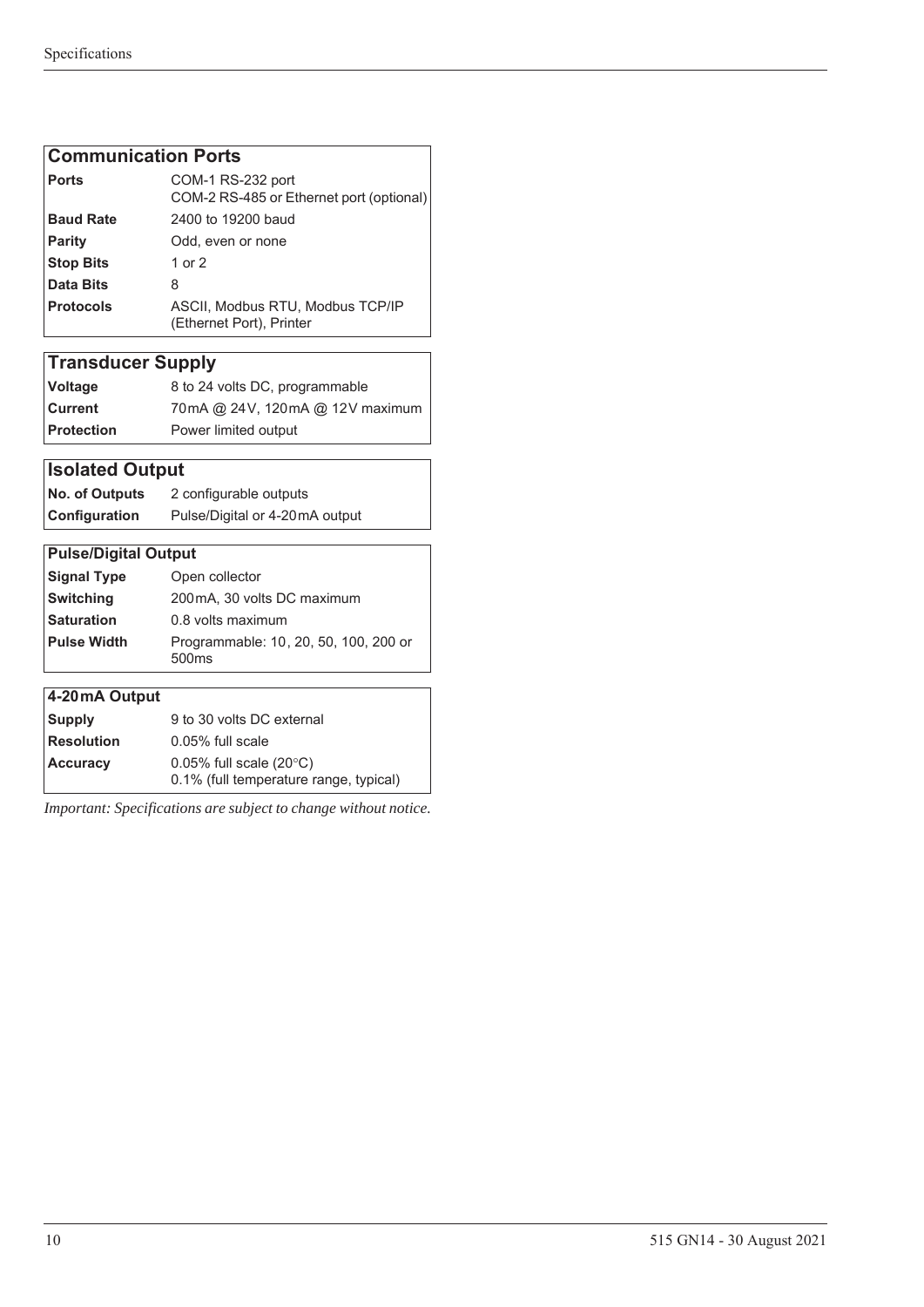| Communication Ports | |
|---|---|
| **Ports** | COM-1 RS-232 port<br>COM-2 RS-485 or Ethernet port (optional) |
| **Baud Rate** | 2400 to 19200 baud |
| **Parity** | Odd, even or none |
| **Stop Bits** | 1 or 2 |
| **Data Bits** | 8 |
| **Protocols** | ASCII, Modbus RTU, Modbus TCP/IP (Ethernet Port), Printer |

| Transducer Supply | |
|---|---|
| **Voltage** | 8 to 24 volts DC, programmable |
| **Current** | 70mA @ 24V, 120mA @ 12V maximum |
| **Protection** | Power limited output |

| Isolated Output | |
|---|---|
| **No. of Outputs** | 2 configurable outputs |
| **Configuration** | Pulse/Digital or 4-20mA output |

| Pulse/Digital Output | |
|---|---|
| **Signal Type** | Open collector |
| **Switching** | 200mA, 30 volts DC maximum |
| **Saturation** | 0.8 volts maximum |
| **Pulse Width** | Programmable: 10, 20, 50, 100, 200 or 500ms |

| 4-20mA Output | |
|---|---|
| **Supply** | 9 to 30 volts DC external |
| **Resolution** | 0.05% full scale |
| **Accuracy** | 0.05% full scale (20°C)<br>0.1% (full temperature range, typical) |

*Important: Specifications are subject to change without notice.*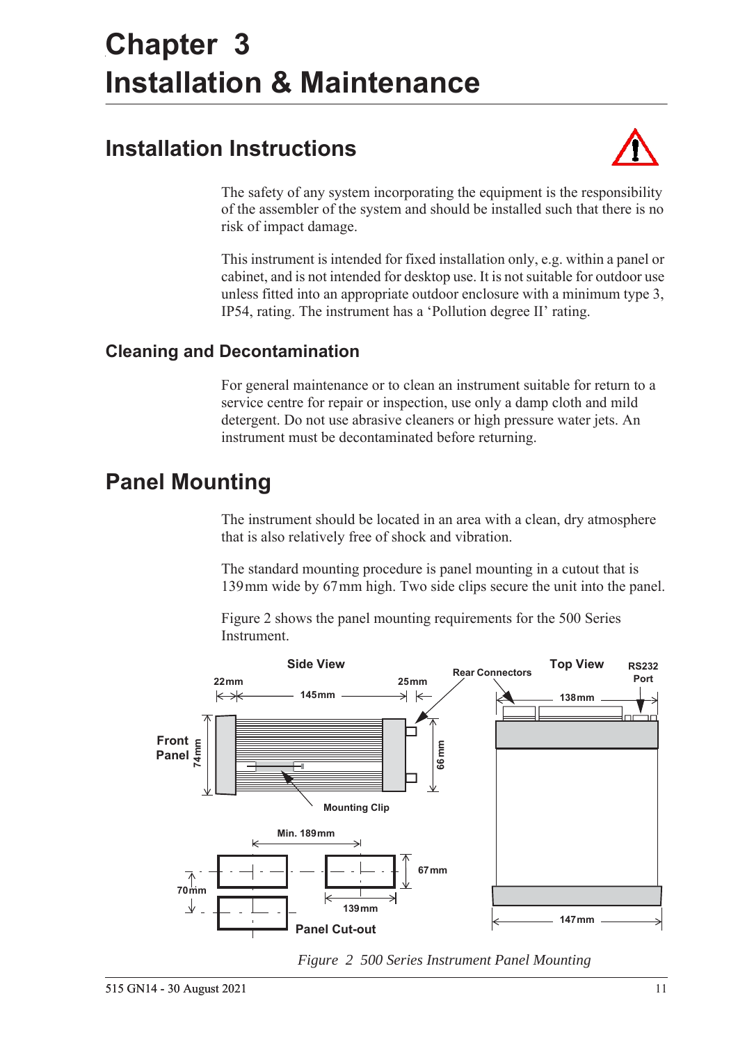# Chapter 3
# Installation & Maintenance

## Installation Instructions

The safety of any system incorporating the equipment is the responsibility of the assembler of the system and should be installed such that there is no risk of impact damage.

This instrument is intended for fixed installation only, e.g. within a panel or cabinet, and is not intended for desktop use. It is not suitable for outdoor use unless fitted into an appropriate outdoor enclosure with a minimum type 3, IP54, rating. The instrument has a 'Pollution degree II' rating.

### Cleaning and Decontamination

For general maintenance or to clean an instrument suitable for return to a service centre for repair or inspection, use only a damp cloth and mild detergent. Do not use abrasive cleaners or high pressure water jets. An instrument must be decontaminated before returning.

## Panel Mounting

The instrument should be located in an area with a clean, dry atmosphere that is also relatively free of shock and vibration.

The standard mounting procedure is panel mounting in a cutout that is 139 mm wide by 67 mm high. Two side clips secure the unit into the panel.

Figure 2 shows the panel mounting requirements for the 500 Series Instrument.

*Figure 2 500 Series Instrument Panel Mounting*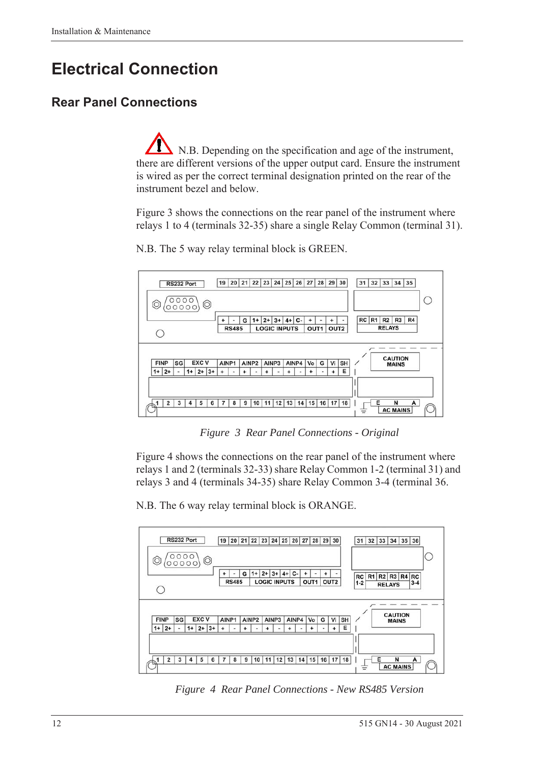// Electrical Connection

# Electrical Connection

## Rear Panel Connections

N.B. Depending on the specification and age of the instrument, there are different versions of the upper output card. Ensure the instrument is wired as per the correct terminal designation printed on the rear of the instrument bezel and below.

Figure 3 shows the connections on the rear panel of the instrument where relays 1 to 4 (terminals 32-35) share a single Relay Common (terminal 31).

N.B. The 5 way relay terminal block is GREEN.

*Figure 3 Rear Panel Connections - Original*

Figure 4 shows the connections on the rear panel of the instrument where relays 1 and 2 (terminals 32-33) share Relay Common 1-2 (terminal 31) and relays 3 and 4 (terminals 34-35) share Relay Common 3-4 (terminal 36.

N.B. The 6 way relay terminal block is ORANGE.

*Figure 4 Rear Panel Connections - New RS485 Version*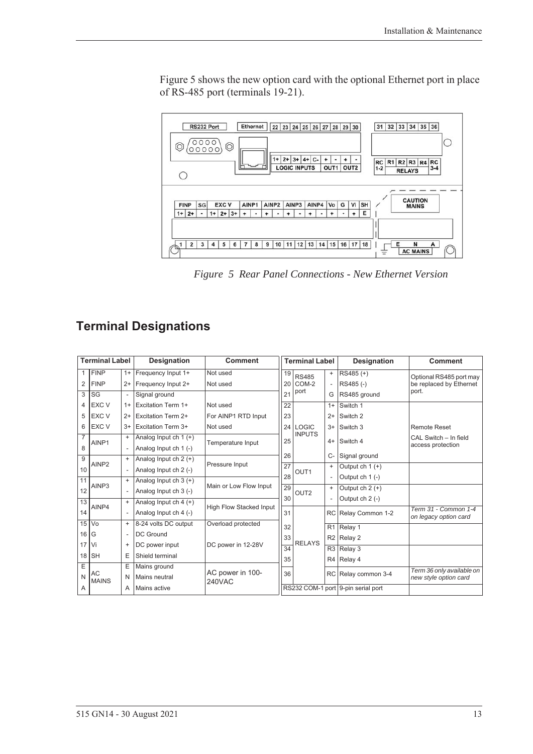Figure 5 shows the new option card with the optional Ethernet port in place of RS-485 port (terminals 19-21).

*Figure 5 Rear Panel Connections - New Ethernet Version*

## Terminal Designations

| Terminal Label | | | Designation | Comment |
|---|---|---|---|---|
| 1 | FINP | 1+ | Frequency Input 1+ | Not used |
| 2 | FINP | 2+ | Frequency Input 2+ | Not used |
| 3 | SG | - | Signal ground | |
| 4 | EXC V | 1+ | Excitation Term 1+ | Not used |
| 5 | EXC V | 2+ | Excitation Term 2+ | For AINP1 RTD Input |
| 6 | EXC V | 3+ | Excitation Term 3+ | Not used |
| 7 | AINP1 | + | Analog Input ch 1 (+) | Temperature Input |
| 8 | | - | Analog Input ch 1 (-) | |
| 9 | AINP2 | + | Analog Input ch 2 (+) | Pressure Input |
| 10 | | - | Analog Input ch 2 (-) | |
| 11 | AINP3 | + | Analog Input ch 3 (+) | Main or Low Flow Input |
| 12 | | - | Analog Input ch 3 (-) | |
| 13 | AINP4 | + | Analog Input ch 4 (+) | High Flow Stacked Input |
| 14 | | - | Analog Input ch 4 (-) | |
| 15 | Vo | + | 8-24 volts DC output | Overload protected |
| 16 | G | - | DC Ground | |
| 17 | Vi | + | DC power input | DC power in 12-28V |
| 18 | SH | E | Shield terminal | |
| E | AC MAINS | E | Mains ground | AC power in 100-240VAC |
| N | | N | Mains neutral | |
| A | | A | Mains active | |

| Terminal Label | | | Designation | Comment |
|---|---|---|---|---|
| 19 | RS485 COM-2 port | + | RS485 (+) | Optional RS485 port may be replaced by Ethernet port. |
| 20 | | - | RS485 (-) | |
| 21 | | G | RS485 ground | |
| 22 | LOGIC INPUTS | 1+ | Switch 1 | |
| 23 | | 2+ | Switch 2 | |
| 24 | | 3+ | Switch 3 | Remote Reset |
| 25 | | 4+ | Switch 4 | CAL Switch – In field access protection |
| 26 | | C- | Signal ground | |
| 27 | OUT1 | + | Output ch 1 (+) | |
| 28 | | - | Output ch 1 (-) | |
| 29 | OUT2 | + | Output ch 2 (+) | |
| 30 | | - | Output ch 2 (-) | |
| 31 | RELAYS | RC | Relay Common 1-2 | *Term 31 - Common 1-4 on legacy option card* |
| 32 | | R1 | Relay 1 | |
| 33 | | R2 | Relay 2 | |
| 34 | | R3 | Relay 3 | |
| 35 | | R4 | Relay 4 | |
| 36 | | RC | Relay common 3-4 | *Term 36 only available on new style option card* |
| RS232 COM-1 port | | | 9-pin serial port | |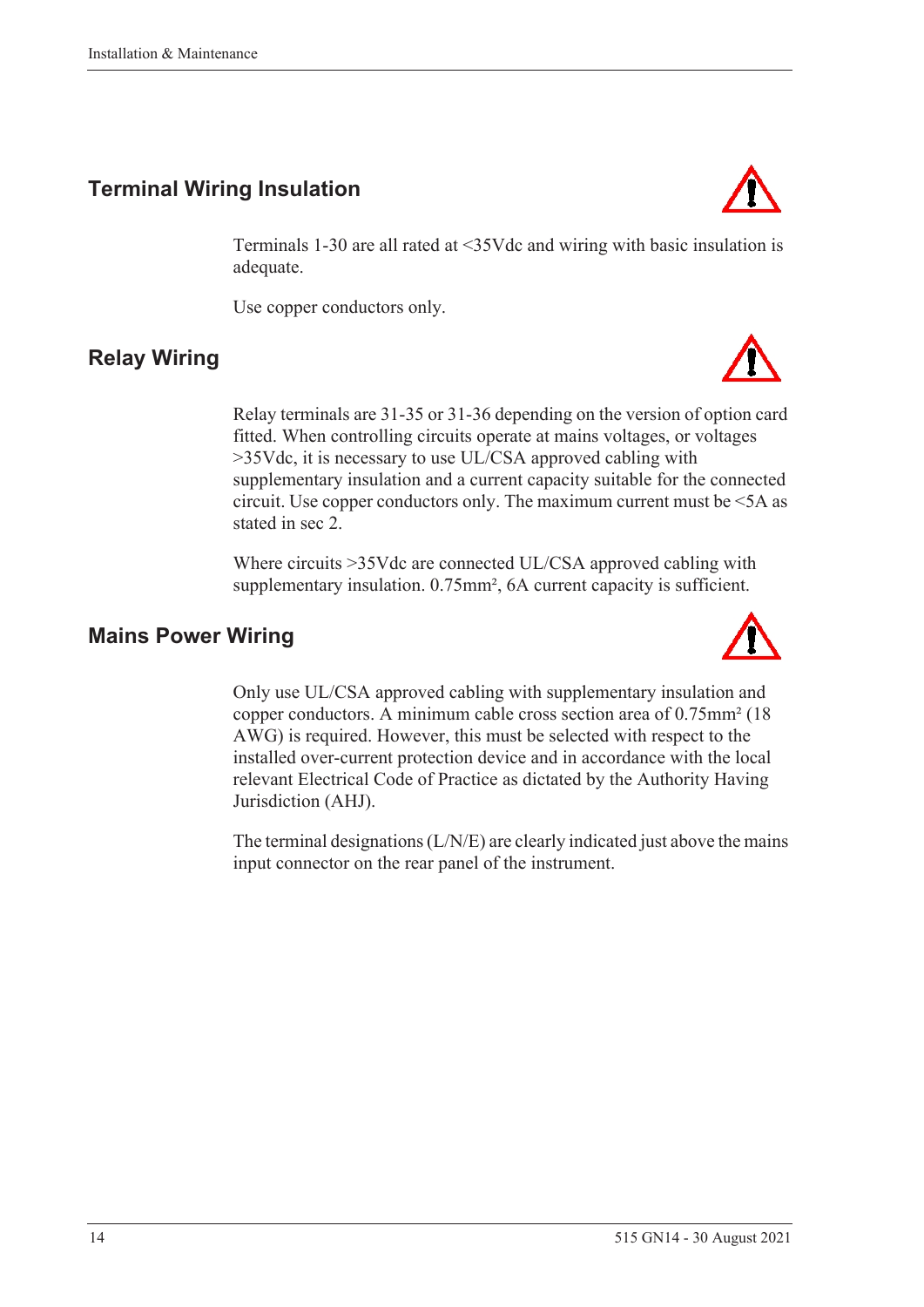## Terminal Wiring Insulation

Terminals 1-30 are all rated at <35Vdc and wiring with basic insulation is adequate.

Use copper conductors only.

## Relay Wiring

Relay terminals are 31-35 or 31-36 depending on the version of option card fitted. When controlling circuits operate at mains voltages, or voltages >35Vdc, it is necessary to use UL/CSA approved cabling with supplementary insulation and a current capacity suitable for the connected circuit. Use copper conductors only. The maximum current must be <5A as stated in sec 2.

Where circuits >35Vdc are connected UL/CSA approved cabling with supplementary insulation. 0.75mm², 6A current capacity is sufficient.

## Mains Power Wiring

Only use UL/CSA approved cabling with supplementary insulation and copper conductors. A minimum cable cross section area of 0.75mm² (18 AWG) is required. However, this must be selected with respect to the installed over-current protection device and in accordance with the local relevant Electrical Code of Practice as dictated by the Authority Having Jurisdiction (AHJ).

The terminal designations (L/N/E) are clearly indicated just above the mains input connector on the rear panel of the instrument.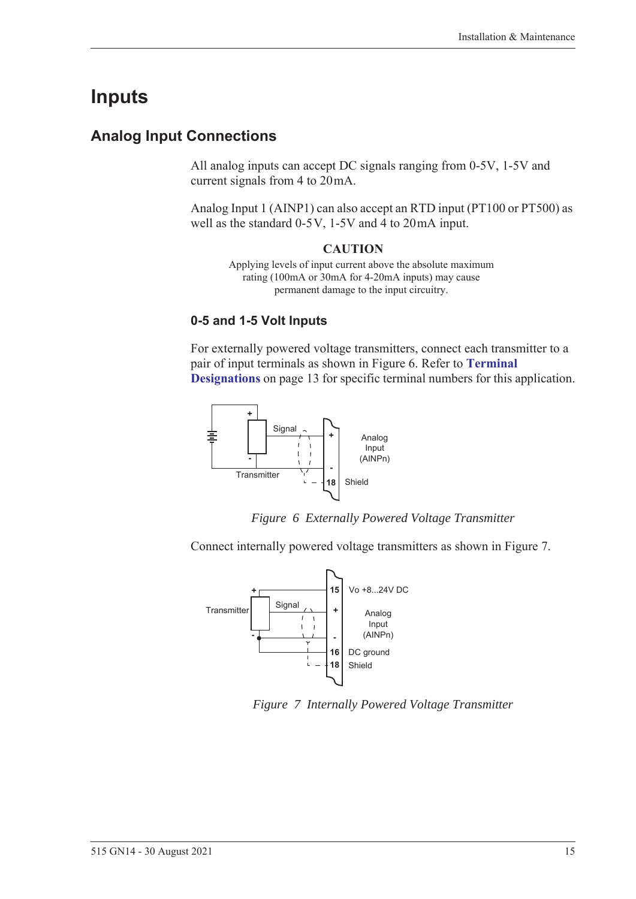# Inputs

## Analog Input Connections

All analog inputs can accept DC signals ranging from 0-5V, 1-5V and current signals from 4 to 20 mA.

Analog Input 1 (AINP1) can also accept an RTD input (PT100 or PT500) as well as the standard 0-5 V, 1-5V and 4 to 20 mA input.

**CAUTION**

Applying levels of input current above the absolute maximum rating (100mA or 30mA for 4-20mA inputs) may cause permanent damage to the input circuitry.

### 0-5 and 1-5 Volt Inputs

For externally powered voltage transmitters, connect each transmitter to a pair of input terminals as shown in Figure 6. Refer to **Terminal Designations** on page 13 for specific terminal numbers for this application.

*Figure 6 Externally Powered Voltage Transmitter*

Connect internally powered voltage transmitters as shown in Figure 7.

*Figure 7 Internally Powered Voltage Transmitter*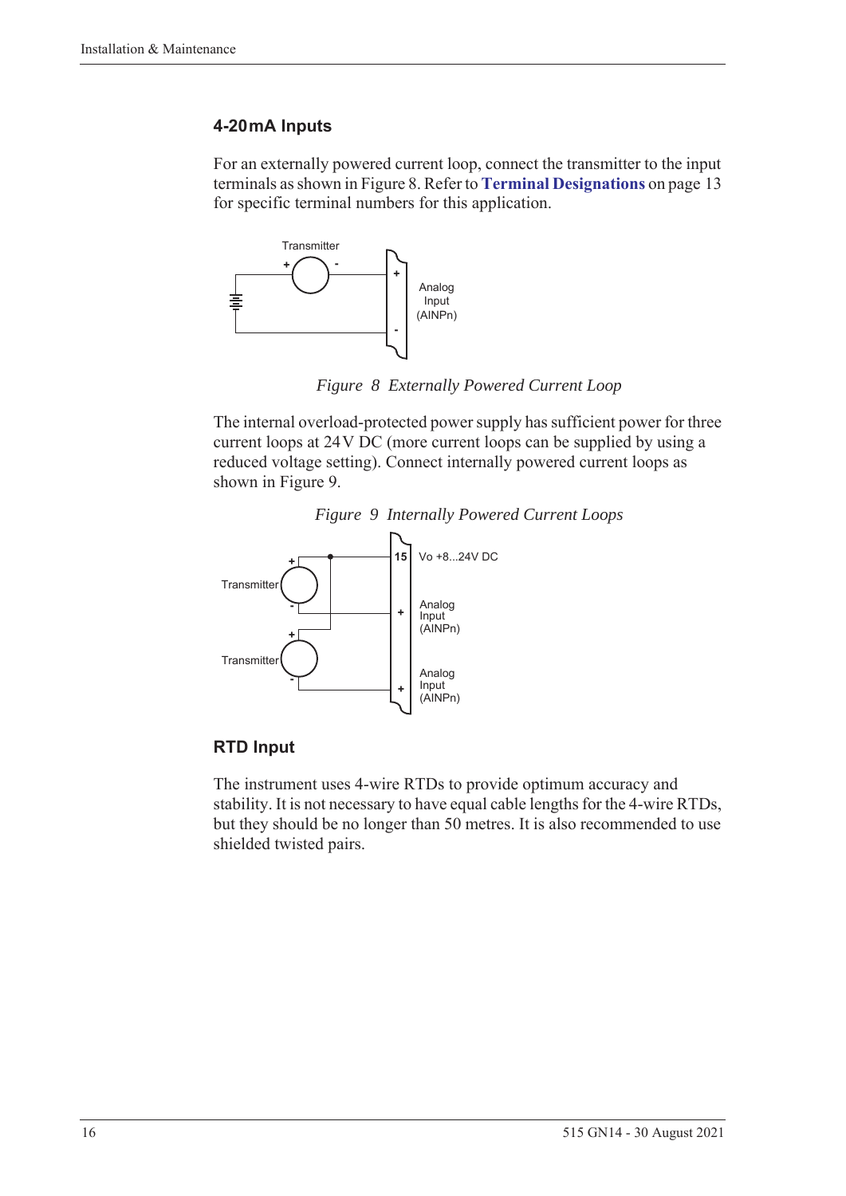### 4-20 mA Inputs

For an externally powered current loop, connect the transmitter to the input terminals as shown in Figure 8. Refer to **Terminal Designations** on page 13 for specific terminal numbers for this application.

*Figure 8 Externally Powered Current Loop*

The internal overload-protected power supply has sufficient power for three current loops at 24 V DC (more current loops can be supplied by using a reduced voltage setting). Connect internally powered current loops as shown in Figure 9.

*Figure 9 Internally Powered Current Loops*

### RTD Input

The instrument uses 4-wire RTDs to provide optimum accuracy and stability. It is not necessary to have equal cable lengths for the 4-wire RTDs, but they should be no longer than 50 metres. It is also recommended to use shielded twisted pairs.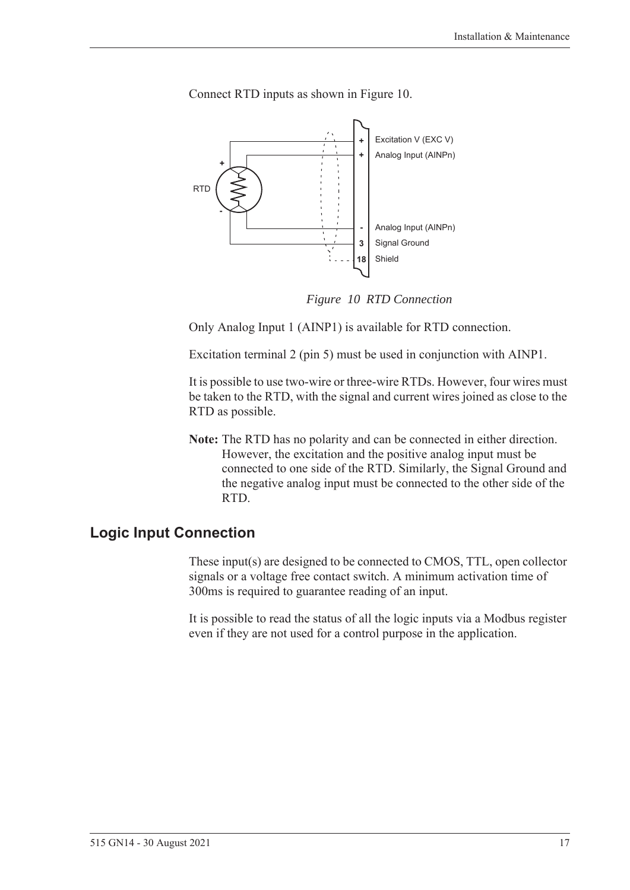Connect RTD inputs as shown in Figure 10.

*Figure 10 RTD Connection*

Only Analog Input 1 (AINP1) is available for RTD connection.

Excitation terminal 2 (pin 5) must be used in conjunction with AINP1.

It is possible to use two-wire or three-wire RTDs. However, four wires must be taken to the RTD, with the signal and current wires joined as close to the RTD as possible.

**Note:** The RTD has no polarity and can be connected in either direction. However, the excitation and the positive analog input must be connected to one side of the RTD. Similarly, the Signal Ground and the negative analog input must be connected to the other side of the RTD.

## Logic Input Connection

These input(s) are designed to be connected to CMOS, TTL, open collector signals or a voltage free contact switch. A minimum activation time of 300ms is required to guarantee reading of an input.

It is possible to read the status of all the logic inputs via a Modbus register even if they are not used for a control purpose in the application.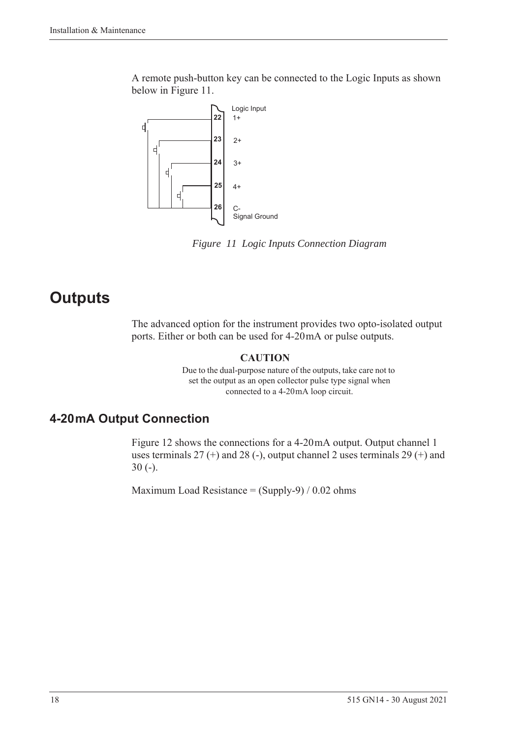A remote push-button key can be connected to the Logic Inputs as shown below in Figure 11.

*Figure 11 Logic Inputs Connection Diagram*

# Outputs

The advanced option for the instrument provides two opto-isolated output ports. Either or both can be used for 4-20 mA or pulse outputs.

**CAUTION**

Due to the dual-purpose nature of the outputs, take care not to set the output as an open collector pulse type signal when connected to a 4-20 mA loop circuit.

## 4-20 mA Output Connection

Figure 12 shows the connections for a 4-20 mA output. Output channel 1 uses terminals 27 (+) and 28 (-), output channel 2 uses terminals 29 (+) and 30 (-).

Maximum Load Resistance = (Supply-9) / 0.02 ohms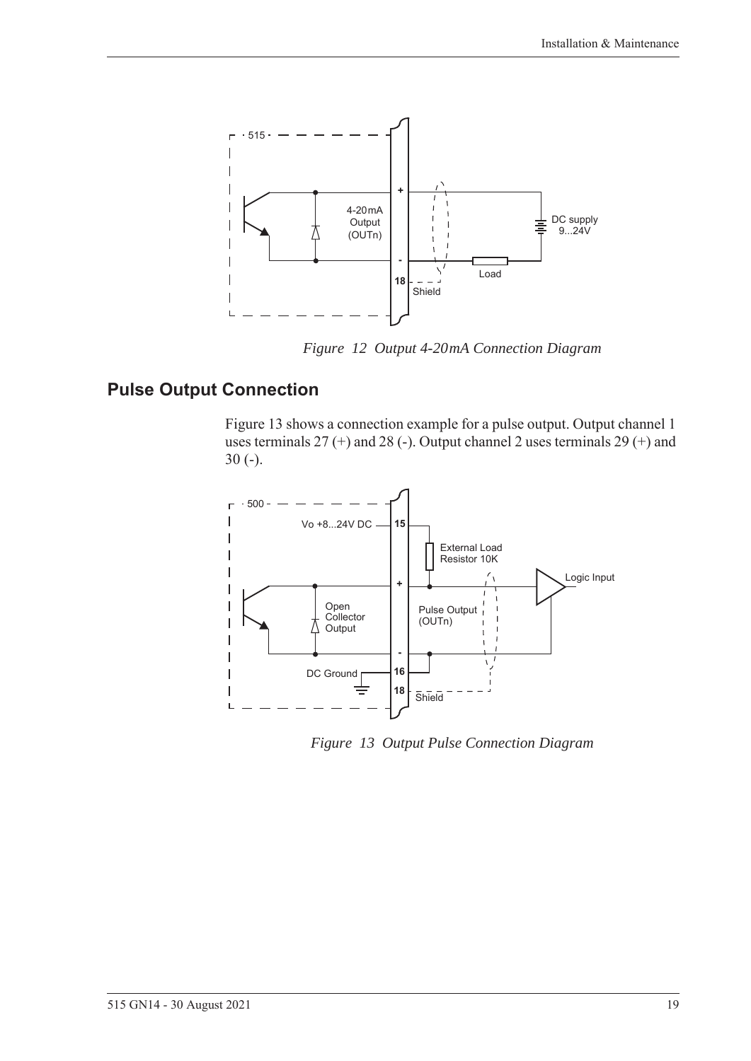*Figure 12 Output 4-20mA Connection Diagram*

## Pulse Output Connection

Figure 13 shows a connection example for a pulse output. Output channel 1 uses terminals 27 (+) and 28 (-). Output channel 2 uses terminals 29 (+) and 30 (-).

*Figure 13 Output Pulse Connection Diagram*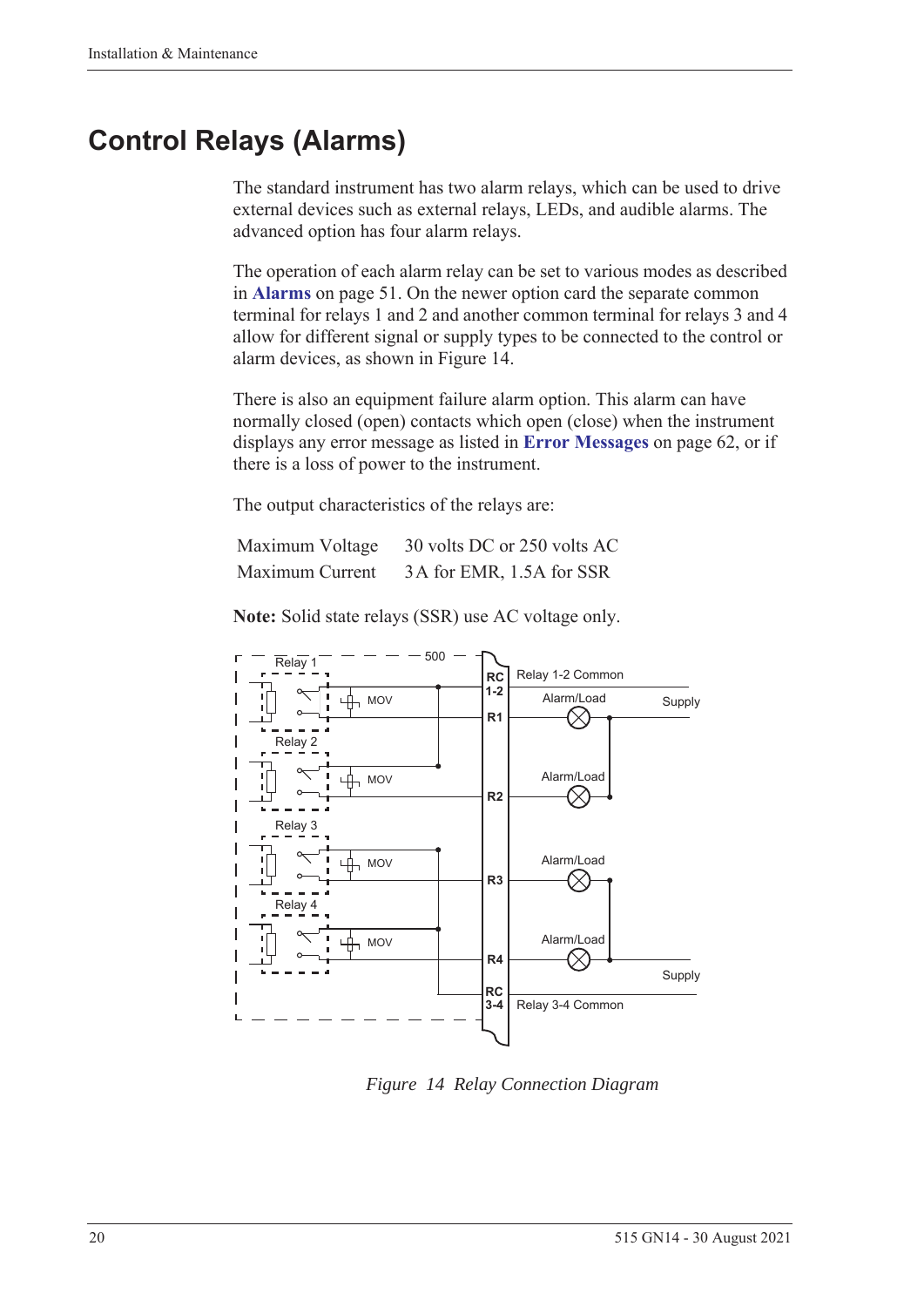# Control Relays (Alarms)

The standard instrument has two alarm relays, which can be used to drive external devices such as external relays, LEDs, and audible alarms. The advanced option has four alarm relays.

The operation of each alarm relay can be set to various modes as described in **Alarms** on page 51. On the newer option card the separate common terminal for relays 1 and 2 and another common terminal for relays 3 and 4 allow for different signal or supply types to be connected to the control or alarm devices, as shown in Figure 14.

There is also an equipment failure alarm option. This alarm can have normally closed (open) contacts which open (close) when the instrument displays any error message as listed in **Error Messages** on page 62, or if there is a loss of power to the instrument.

The output characteristics of the relays are:

| | |
|---|---|
| Maximum Voltage | 30 volts DC or 250 volts AC |
| Maximum Current | 3 A for EMR, 1.5A for SSR |

**Note:** Solid state relays (SSR) use AC voltage only.

*Figure 14 Relay Connection Diagram*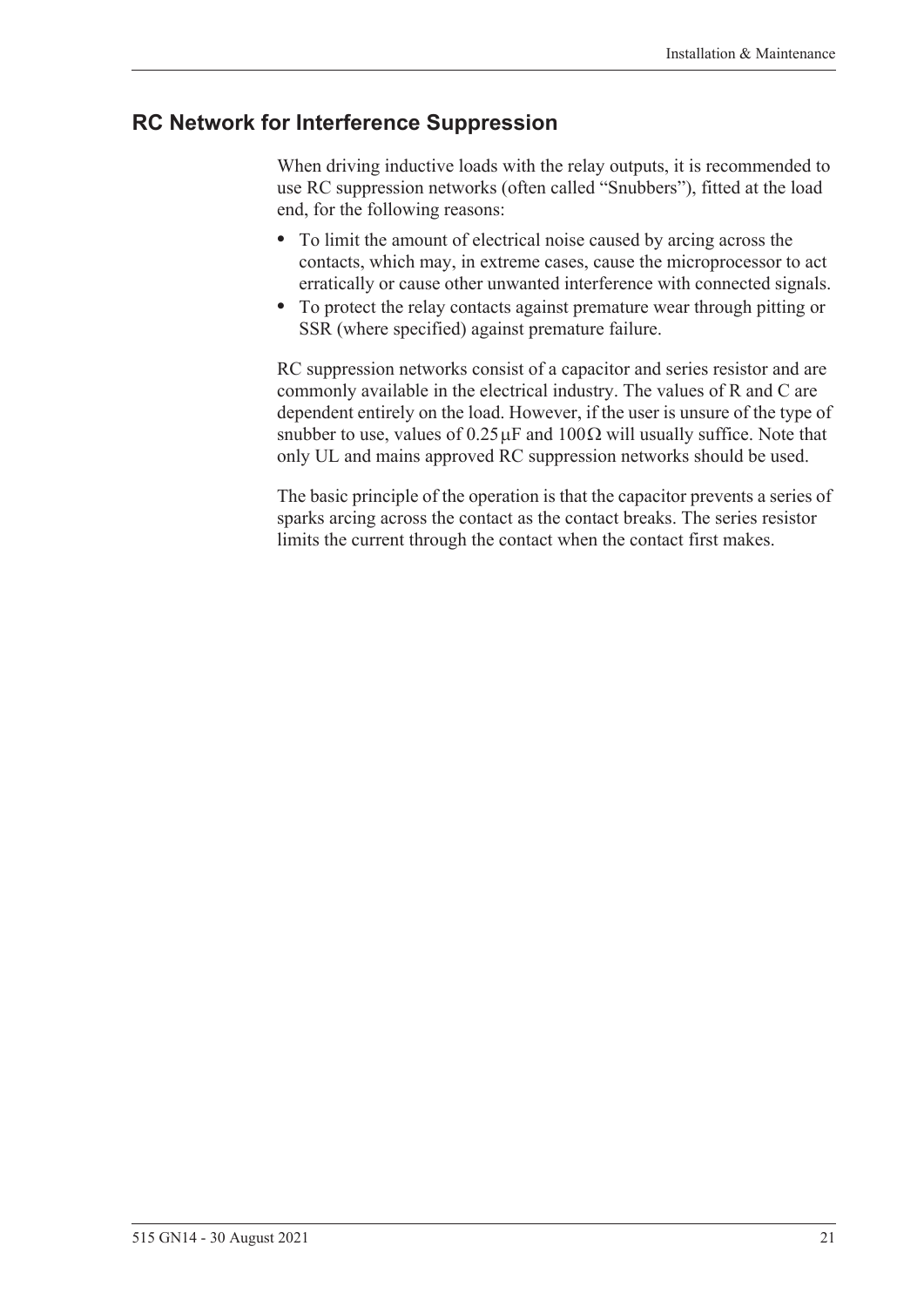## RC Network for Interference Suppression

When driving inductive loads with the relay outputs, it is recommended to use RC suppression networks (often called "Snubbers"), fitted at the load end, for the following reasons:

- To limit the amount of electrical noise caused by arcing across the contacts, which may, in extreme cases, cause the microprocessor to act erratically or cause other unwanted interference with connected signals.
- To protect the relay contacts against premature wear through pitting or SSR (where specified) against premature failure.

RC suppression networks consist of a capacitor and series resistor and are commonly available in the electrical industry. The values of R and C are dependent entirely on the load. However, if the user is unsure of the type of snubber to use, values of $0.25\,\mu F$ and $100\,\Omega$ will usually suffice. Note that only UL and mains approved RC suppression networks should be used.

The basic principle of the operation is that the capacitor prevents a series of sparks arcing across the contact as the contact breaks. The series resistor limits the current through the contact when the contact first makes.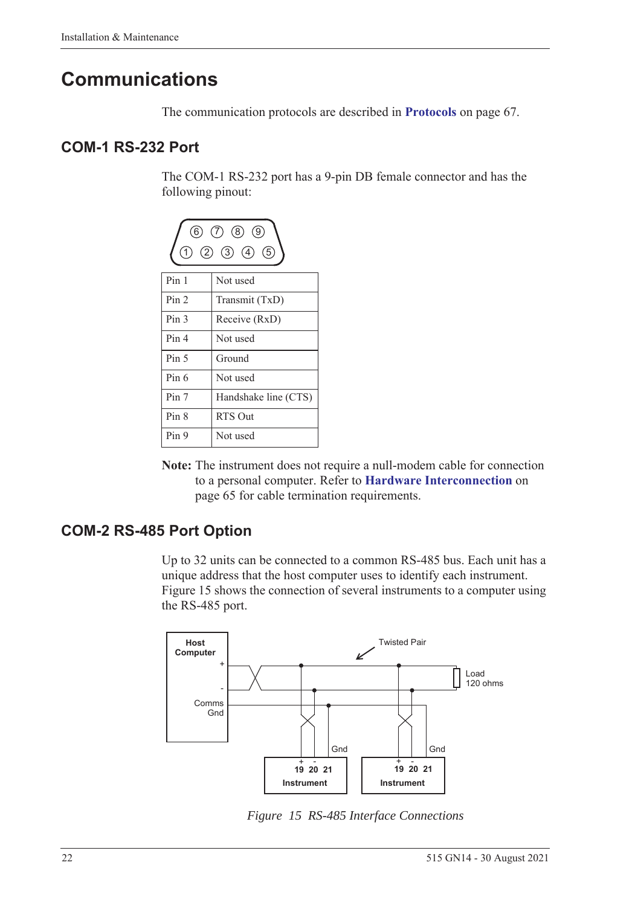# Communications

The communication protocols are described in **Protocols** on page 67.

## COM-1 RS-232 Port

The COM-1 RS-232 port has a 9-pin DB female connector and has the following pinout:

| Pin | Function |
|---|---|
| Pin 1 | Not used |
| Pin 2 | Transmit (TxD) |
| Pin 3 | Receive (RxD) |
| Pin 4 | Not used |
| Pin 5 | Ground |
| Pin 6 | Not used |
| Pin 7 | Handshake line (CTS) |
| Pin 8 | RTS Out |
| Pin 9 | Not used |

**Note:** The instrument does not require a null-modem cable for connection to a personal computer. Refer to **Hardware Interconnection** on page 65 for cable termination requirements.

## COM-2 RS-485 Port Option

Up to 32 units can be connected to a common RS-485 bus. Each unit has a unique address that the host computer uses to identify each instrument. Figure 15 shows the connection of several instruments to a computer using the RS-485 port.

*Figure 15 RS-485 Interface Connections*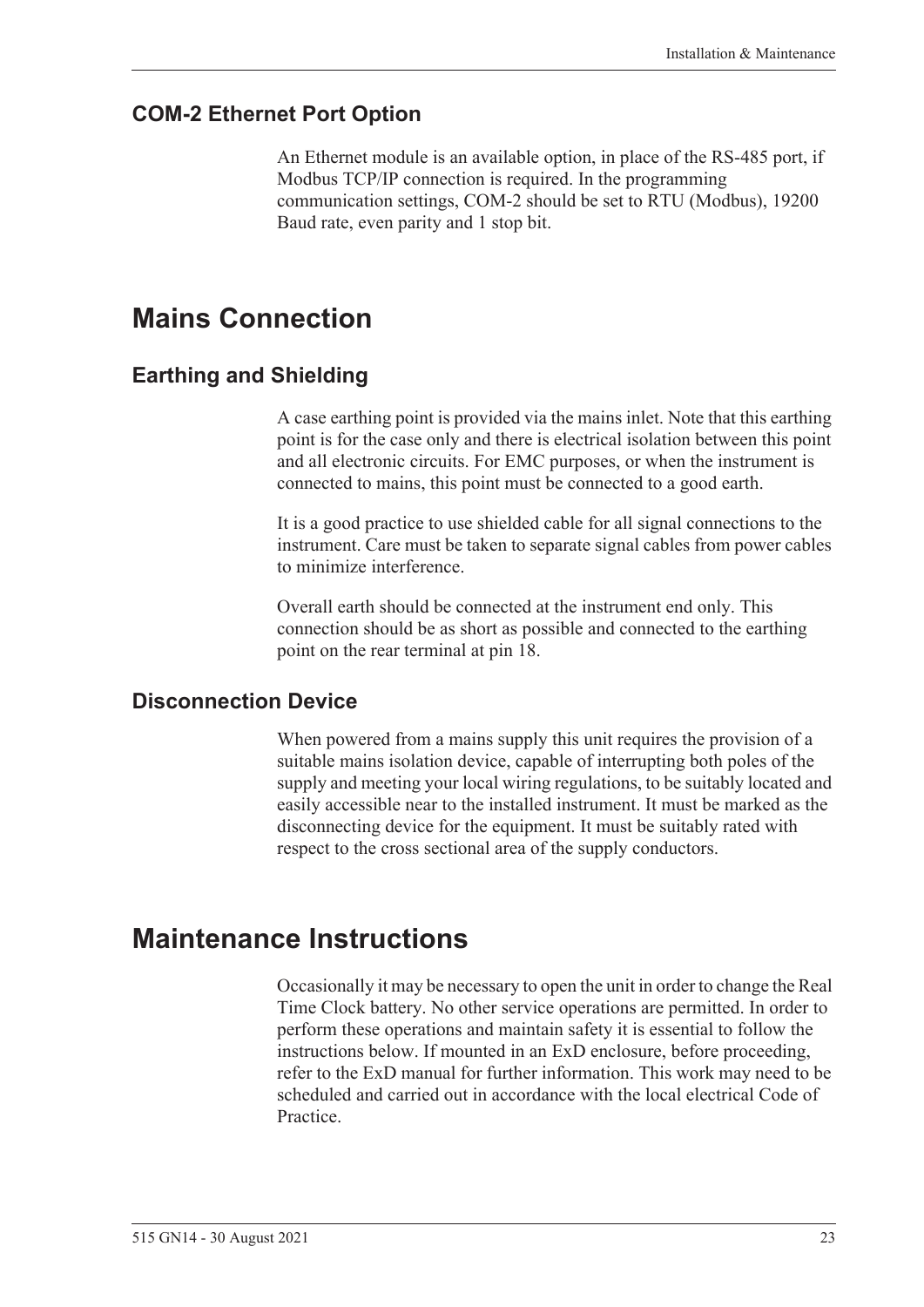### COM-2 Ethernet Port Option

An Ethernet module is an available option, in place of the RS-485 port, if Modbus TCP/IP connection is required. In the programming communication settings, COM-2 should be set to RTU (Modbus), 19200 Baud rate, even parity and 1 stop bit.

## Mains Connection

### Earthing and Shielding

A case earthing point is provided via the mains inlet. Note that this earthing point is for the case only and there is electrical isolation between this point and all electronic circuits. For EMC purposes, or when the instrument is connected to mains, this point must be connected to a good earth.

It is a good practice to use shielded cable for all signal connections to the instrument. Care must be taken to separate signal cables from power cables to minimize interference.

Overall earth should be connected at the instrument end only. This connection should be as short as possible and connected to the earthing point on the rear terminal at pin 18.

### Disconnection Device

When powered from a mains supply this unit requires the provision of a suitable mains isolation device, capable of interrupting both poles of the supply and meeting your local wiring regulations, to be suitably located and easily accessible near to the installed instrument. It must be marked as the disconnecting device for the equipment. It must be suitably rated with respect to the cross sectional area of the supply conductors.

## Maintenance Instructions

Occasionally it may be necessary to open the unit in order to change the Real Time Clock battery. No other service operations are permitted. In order to perform these operations and maintain safety it is essential to follow the instructions below. If mounted in an ExD enclosure, before proceeding, refer to the ExD manual for further information. This work may need to be scheduled and carried out in accordance with the local electrical Code of Practice.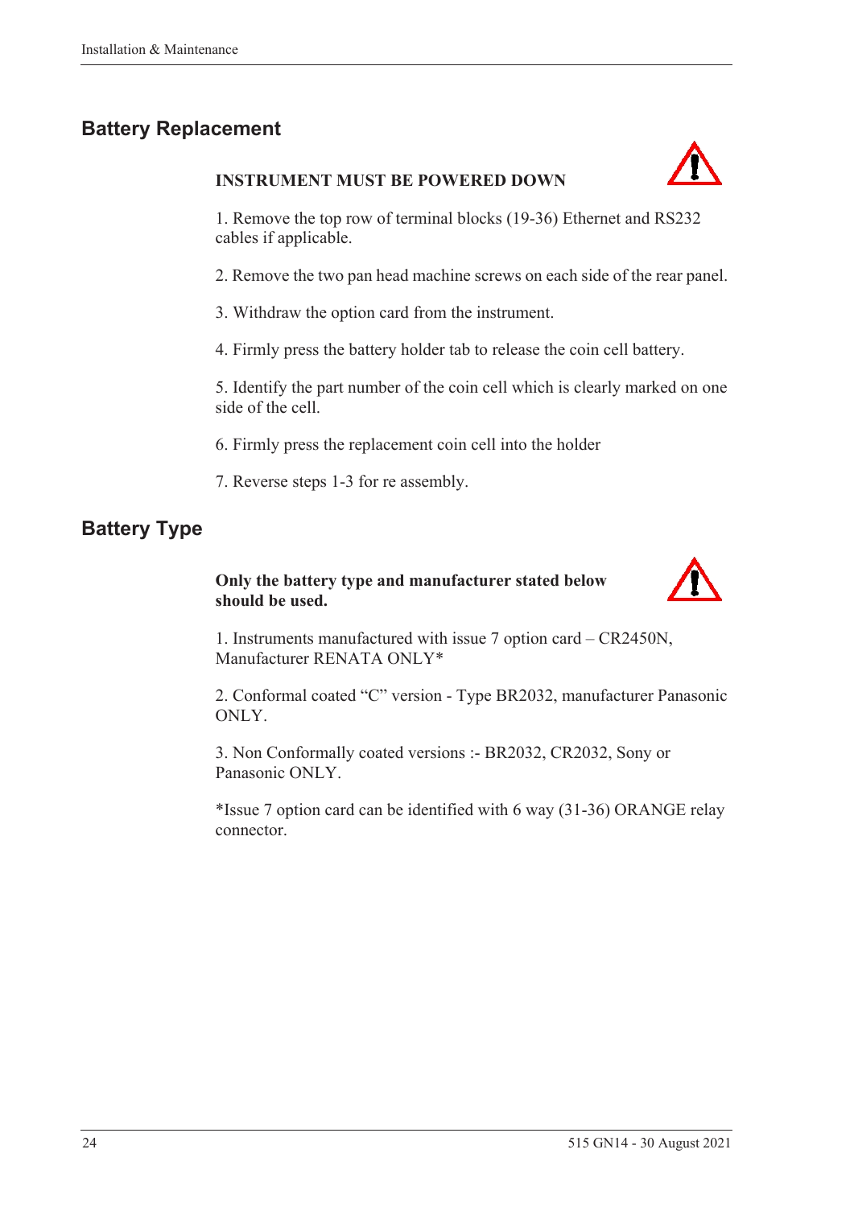## Battery Replacement

**INSTRUMENT MUST BE POWERED DOWN**

1. Remove the top row of terminal blocks (19-36) Ethernet and RS232 cables if applicable.

2. Remove the two pan head machine screws on each side of the rear panel.

3. Withdraw the option card from the instrument.

4. Firmly press the battery holder tab to release the coin cell battery.

5. Identify the part number of the coin cell which is clearly marked on one side of the cell.

6. Firmly press the replacement coin cell into the holder

7. Reverse steps 1-3 for re assembly.

## Battery Type

**Only the battery type and manufacturer stated below should be used.**

1. Instruments manufactured with issue 7 option card – CR2450N, Manufacturer RENATA ONLY*

2. Conformal coated "C" version - Type BR2032, manufacturer Panasonic ONLY.

3. Non Conformally coated versions :- BR2032, CR2032, Sony or Panasonic ONLY.

*Issue 7 option card can be identified with 6 way (31-36) ORANGE relay connector.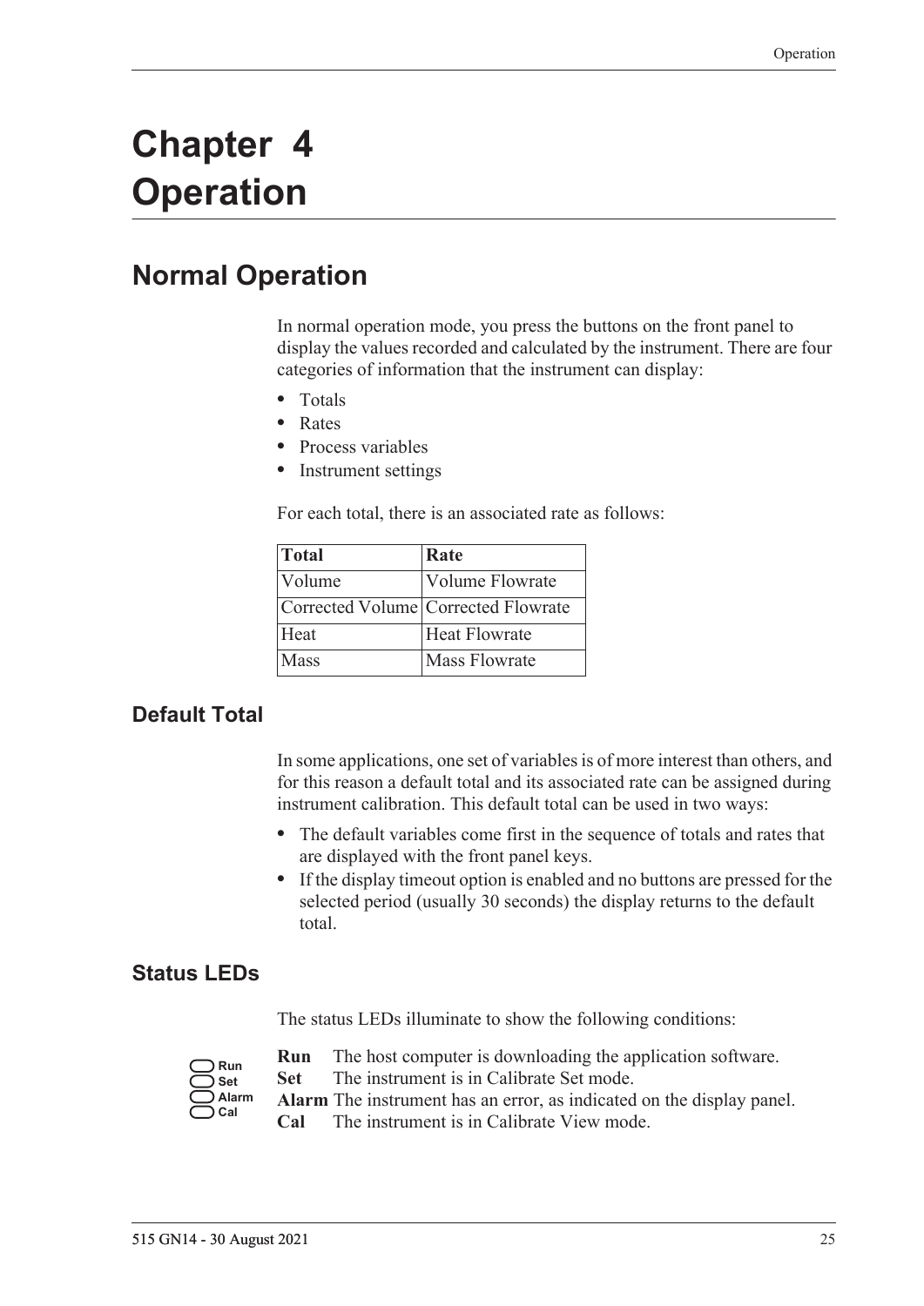# Chapter 4 Operation

## Normal Operation

In normal operation mode, you press the buttons on the front panel to display the values recorded and calculated by the instrument. There are four categories of information that the instrument can display:

- Totals
- Rates
- Process variables
- Instrument settings

For each total, there is an associated rate as follows:

| Total | Rate |
|---|---|
| Volume | Volume Flowrate |
| Corrected Volume | Corrected Flowrate |
| Heat | Heat Flowrate |
| Mass | Mass Flowrate |

### Default Total

In some applications, one set of variables is of more interest than others, and for this reason a default total and its associated rate can be assigned during instrument calibration. This default total can be used in two ways:

- The default variables come first in the sequence of totals and rates that are displayed with the front panel keys.
- If the display timeout option is enabled and no buttons are pressed for the selected period (usually 30 seconds) the display returns to the default total.

### Status LEDs

The status LEDs illuminate to show the following conditions:

Run
Set
Alarm
Cal

**Run** The host computer is downloading the application software.
**Set** The instrument is in Calibrate Set mode.
**Alarm** The instrument has an error, as indicated on the display panel.
**Cal** The instrument is in Calibrate View mode.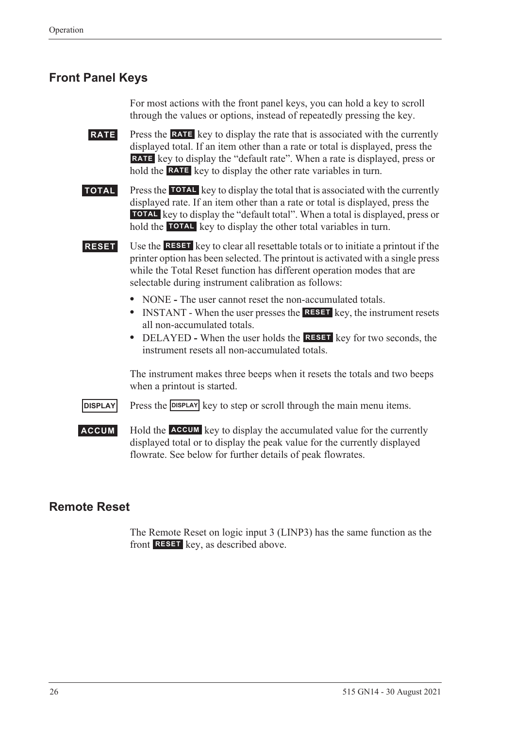## Front Panel Keys

For most actions with the front panel keys, you can hold a key to scroll through the values or options, instead of repeatedly pressing the key.

**RATE** Press the **RATE** key to display the rate that is associated with the currently displayed total. If an item other than a rate or total is displayed, press the **RATE** key to display the "default rate". When a rate is displayed, press or hold the **RATE** key to display the other rate variables in turn.

**TOTAL** Press the **TOTAL** key to display the total that is associated with the currently displayed rate. If an item other than a rate or total is displayed, press the **TOTAL** key to display the "default total". When a total is displayed, press or hold the **TOTAL** key to display the other total variables in turn.

**RESET** Use the **RESET** key to clear all resettable totals or to initiate a printout if the printer option has been selected. The printout is activated with a single press while the Total Reset function has different operation modes that are selectable during instrument calibration as follows:

- NONE **-** The user cannot reset the non-accumulated totals.
- INSTANT - When the user presses the **RESET** key, the instrument resets all non-accumulated totals.
- DELAYED **-** When the user holds the **RESET** key for two seconds, the instrument resets all non-accumulated totals.

The instrument makes three beeps when it resets the totals and two beeps when a printout is started.

**DISPLAY** Press the **DISPLAY** key to step or scroll through the main menu items.

**ACCUM** Hold the **ACCUM** key to display the accumulated value for the currently displayed total or to display the peak value for the currently displayed flowrate. See below for further details of peak flowrates.

## Remote Reset

The Remote Reset on logic input 3 (LINP3) has the same function as the front **RESET** key, as described above.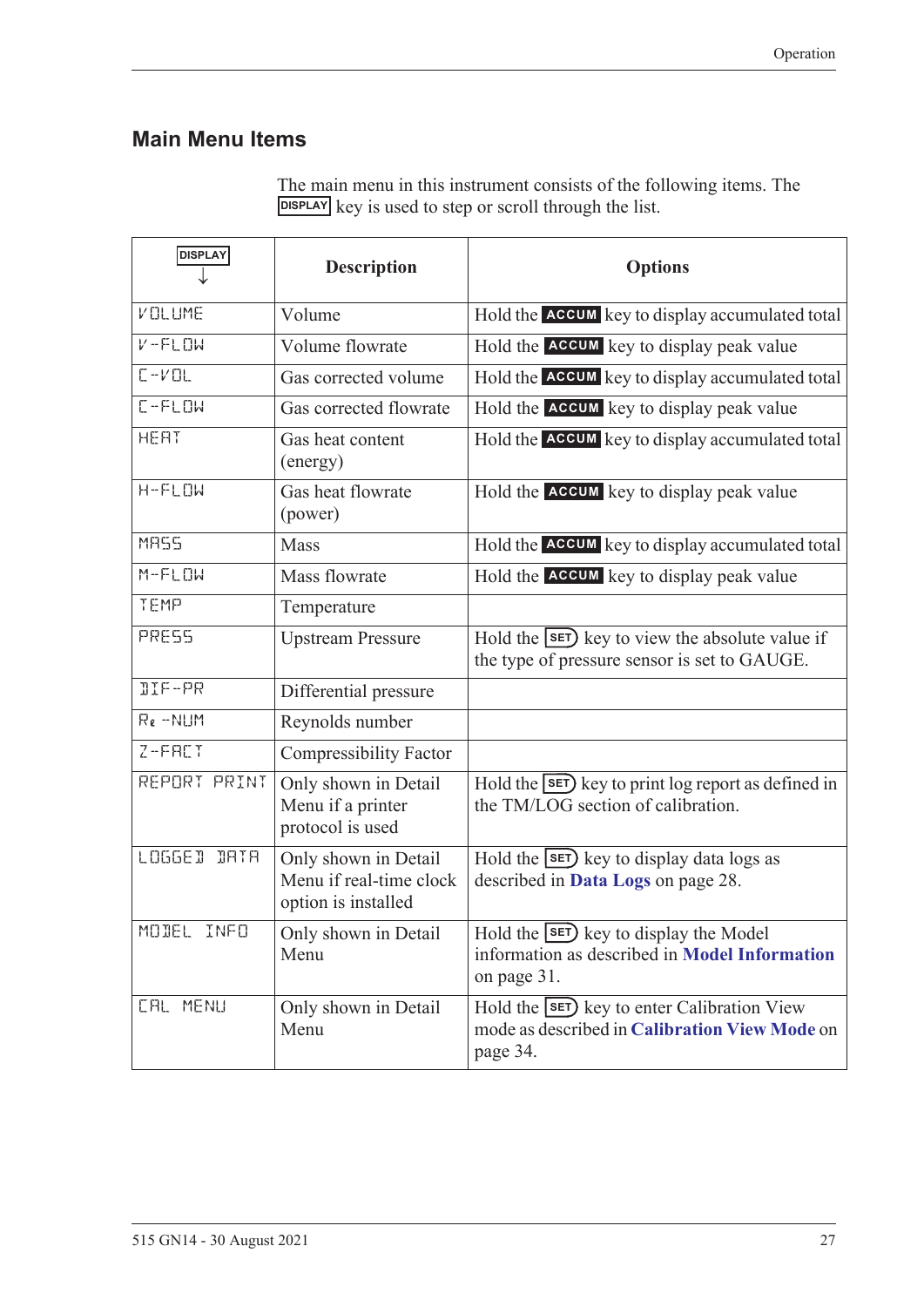## Main Menu Items

The main menu in this instrument consists of the following items. The DISPLAY key is used to step or scroll through the list.

| DISPLAY ↓ | Description | Options |
|---|---|---|
| VOLUME | Volume | Hold the ACCUM key to display accumulated total |
| V-FLOW | Volume flowrate | Hold the ACCUM key to display peak value |
| C-VOL | Gas corrected volume | Hold the ACCUM key to display accumulated total |
| C-FLOW | Gas corrected flowrate | Hold the ACCUM key to display peak value |
| HEAT | Gas heat content (energy) | Hold the ACCUM key to display accumulated total |
| H-FLOW | Gas heat flowrate (power) | Hold the ACCUM key to display peak value |
| MASS | Mass | Hold the ACCUM key to display accumulated total |
| M-FLOW | Mass flowrate | Hold the ACCUM key to display peak value |
| TEMP | Temperature | |
| PRESS | Upstream Pressure | Hold the SET key to view the absolute value if the type of pressure sensor is set to GAUGE. |
| DIF-PR | Differential pressure | |
| Re -NUM | Reynolds number | |
| Z-FACT | Compressibility Factor | |
| REPORT PRINT | Only shown in Detail Menu if a printer protocol is used | Hold the SET key to print log report as defined in the TM/LOG section of calibration. |
| LOGGED DATA | Only shown in Detail Menu if real-time clock option is installed | Hold the SET key to display data logs as described in **Data Logs** on page 28. |
| MODEL INFO | Only shown in Detail Menu | Hold the SET key to display the Model information as described in **Model Information** on page 31. |
| CAL MENU | Only shown in Detail Menu | Hold the SET key to enter Calibration View mode as described in **Calibration View Mode** on page 34. |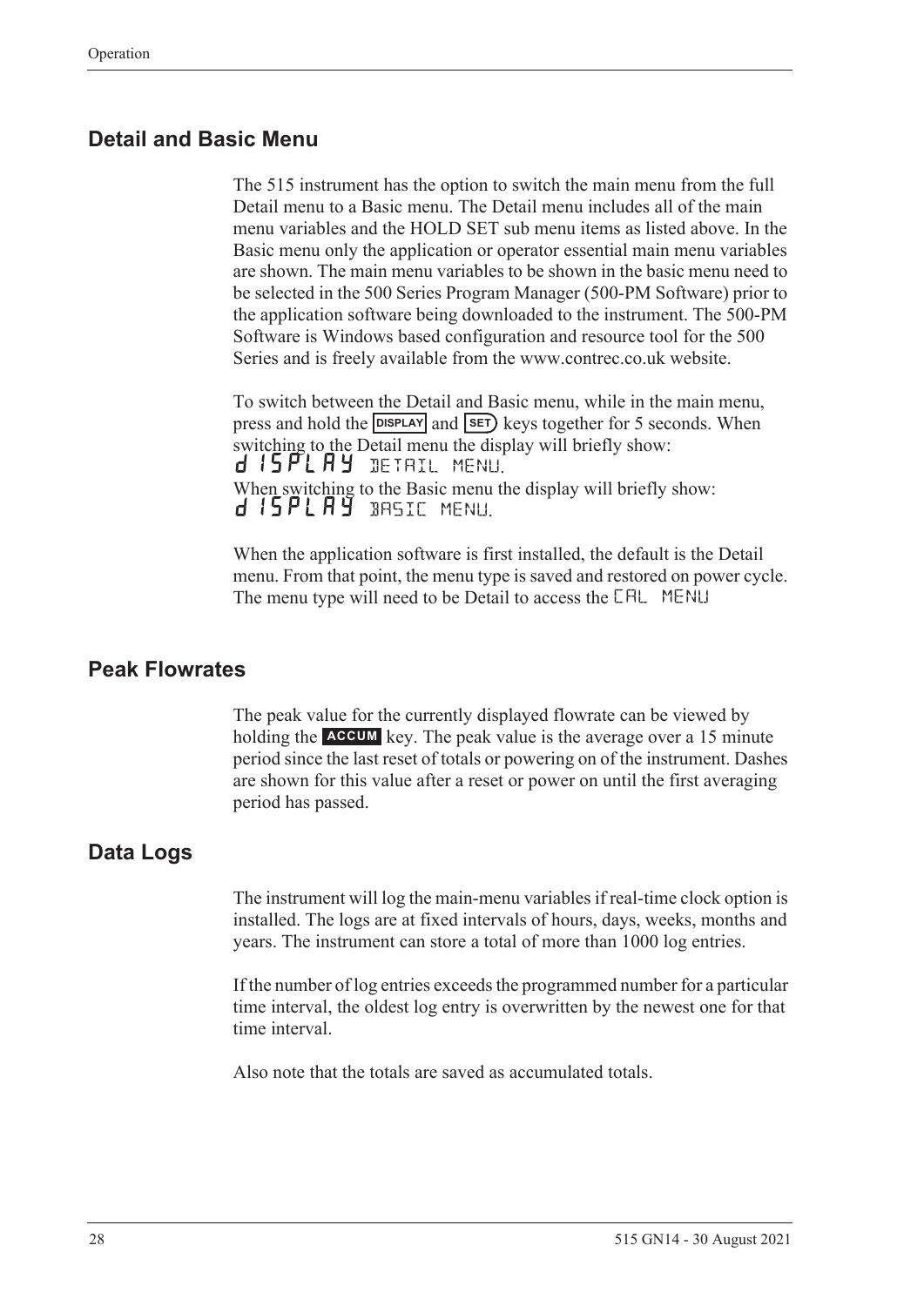## Detail and Basic Menu

The 515 instrument has the option to switch the main menu from the full Detail menu to a Basic menu. The Detail menu includes all of the main menu variables and the HOLD SET sub menu items as listed above. In the Basic menu only the application or operator essential main menu variables are shown. The main menu variables to be shown in the basic menu need to be selected in the 500 Series Program Manager (500-PM Software) prior to the application software being downloaded to the instrument. The 500-PM Software is Windows based configuration and resource tool for the 500 Series and is freely available from the www.contrec.co.uk website.

To switch between the Detail and Basic menu, while in the main menu, press and hold the DISPLAY and SET keys together for 5 seconds. When switching to the Detail menu the display will briefly show:
dISPLAY DETAIL MENU.
When switching to the Basic menu the display will briefly show:
dISPLAY BASIC MENU.

When the application software is first installed, the default is the Detail menu. From that point, the menu type is saved and restored on power cycle. The menu type will need to be Detail to access the CAL MENU

## Peak Flowrates

The peak value for the currently displayed flowrate can be viewed by holding the ACCUM key. The peak value is the average over a 15 minute period since the last reset of totals or powering on of the instrument. Dashes are shown for this value after a reset or power on until the first averaging period has passed.

## Data Logs

The instrument will log the main-menu variables if real-time clock option is installed. The logs are at fixed intervals of hours, days, weeks, months and years. The instrument can store a total of more than 1000 log entries.

If the number of log entries exceeds the programmed number for a particular time interval, the oldest log entry is overwritten by the newest one for that time interval.

Also note that the totals are saved as accumulated totals.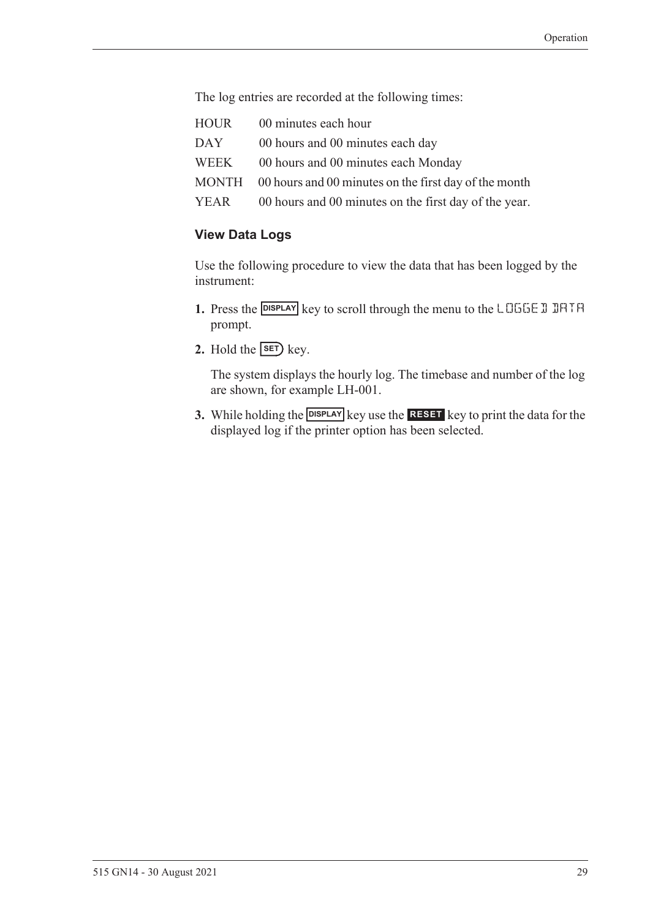The log entries are recorded at the following times:

| | |
|---|---|
| HOUR | 00 minutes each hour |
| DAY | 00 hours and 00 minutes each day |
| WEEK | 00 hours and 00 minutes each Monday |
| MONTH | 00 hours and 00 minutes on the first day of the month |
| YEAR | 00 hours and 00 minutes on the first day of the year. |

### View Data Logs

Use the following procedure to view the data that has been logged by the instrument:

1. Press the DISPLAY key to scroll through the menu to the LOGGED DATA prompt.
2. Hold the SET key.

   The system displays the hourly log. The timebase and number of the log are shown, for example LH-001.

3. While holding the DISPLAY key use the RESET key to print the data for the displayed log if the printer option has been selected.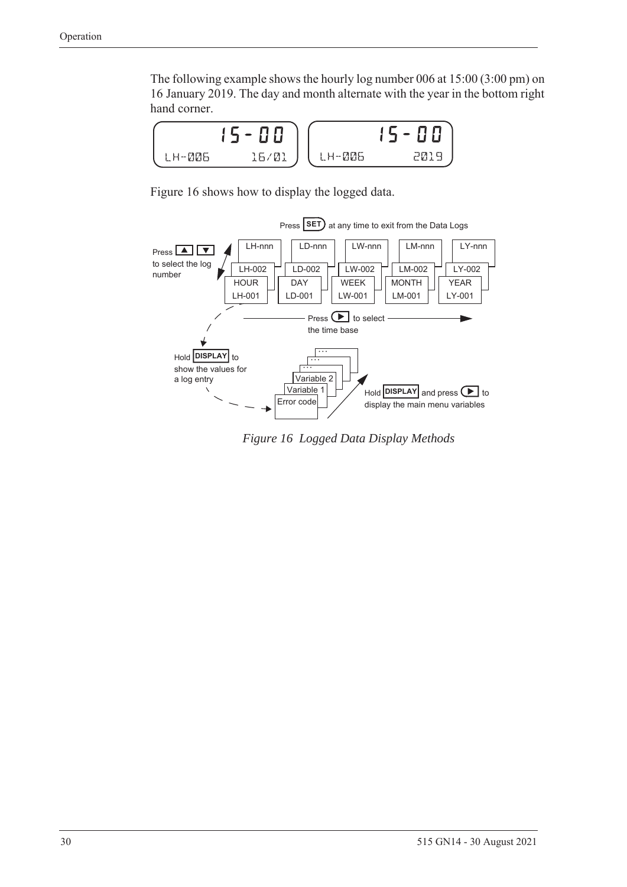The following example shows the hourly log number 006 at 15:00 (3:00 pm) on 16 January 2019. The day and month alternate with the year in the bottom right hand corner.

```
      15-00          15-00
LH-006   16/01   LH-006   2019
```

Figure 16 shows how to display the logged data.

Press **SET** at any time to exit from the Data Logs

| HOUR | DAY | WEEK | MONTH | YEAR |
|---|---|---|---|---|
| LH-001 | LD-001 | LW-001 | LM-001 | LY-001 |
| LH-002 | LD-002 | LW-002 | LM-002 | LY-002 |
| LH-nnn | LD-nnn | LW-nnn | LM-nnn | LY-nnn |

- Press ▲ ▼ to select the log number
- Press ► to select the time base
- Hold **DISPLAY** to show the values for a log entry: Error code, Variable 1, Variable 2, …
- Hold **DISPLAY** and press ► to display the main menu variables

*Figure 16 Logged Data Display Methods*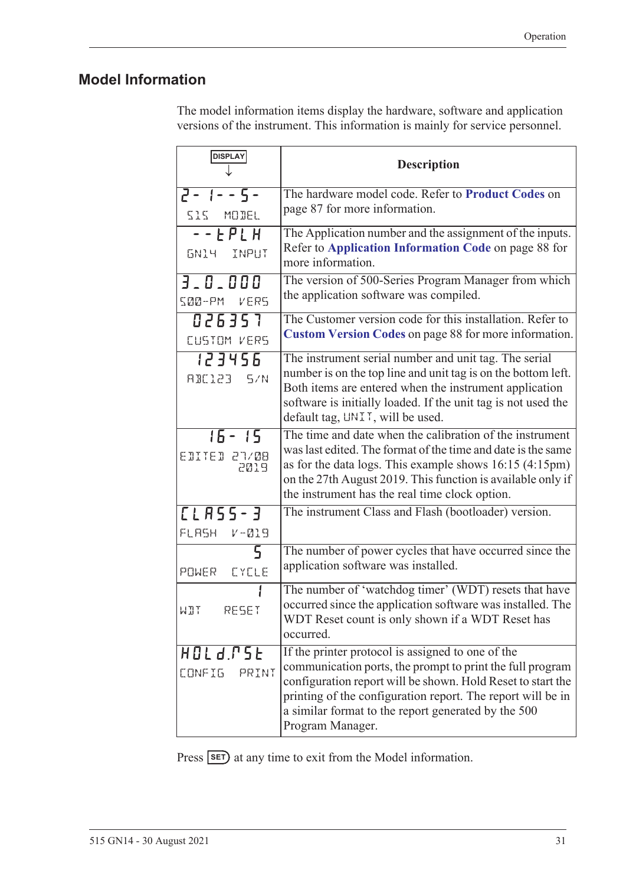## Model Information

The model information items display the hardware, software and application versions of the instrument. This information is mainly for service personnel.

| DISPLAY ↓ | Description |
|---|---|
| 2- 1--5- <br> 515 MODEL | The hardware model code. Refer to **Product Codes** on page 87 for more information. |
| --tPLH <br> GN14 INPUT | The Application number and the assignment of the inputs. Refer to **Application Information Code** on page 88 for more information. |
| 3_0_000 <br> 500-PM VERS | The version of 500-Series Program Manager from which the application software was compiled. |
| 026357 <br> CUSTOM VERS | The Customer version code for this installation. Refer to **Custom Version Codes** on page 88 for more information. |
| 123456 <br> ABC123 S/N | The instrument serial number and unit tag. The serial number is on the top line and unit tag is on the bottom left. Both items are entered when the instrument application software is initially loaded. If the unit tag is not used the default tag, UNIT, will be used. |
| 16-15 <br> EDITED 27/08 2019 | The time and date when the calibration of the instrument was last edited. The format of the time and date is the same as for the data logs. This example shows 16:15 (4:15pm) on the 27th August 2019. This function is available only if the instrument has the real time clock option. |
| CLASS-3 <br> FLASH V-019 | The instrument Class and Flash (bootloader) version. |
| 5 <br> POWER CYCLE | The number of power cycles that have occurred since the application software was installed. |
| 1 <br> WDT RESET | The number of 'watchdog timer' (WDT) resets that have occurred since the application software was installed. The WDT Reset count is only shown if a WDT Reset has occurred. |
| HOLd.rSt <br> CONFIG PRINT | If the printer protocol is assigned to one of the communication ports, the prompt to print the full program configuration report will be shown. Hold Reset to start the printing of the configuration report. The report will be in a similar format to the report generated by the 500 Program Manager. |

Press SET at any time to exit from the Model information.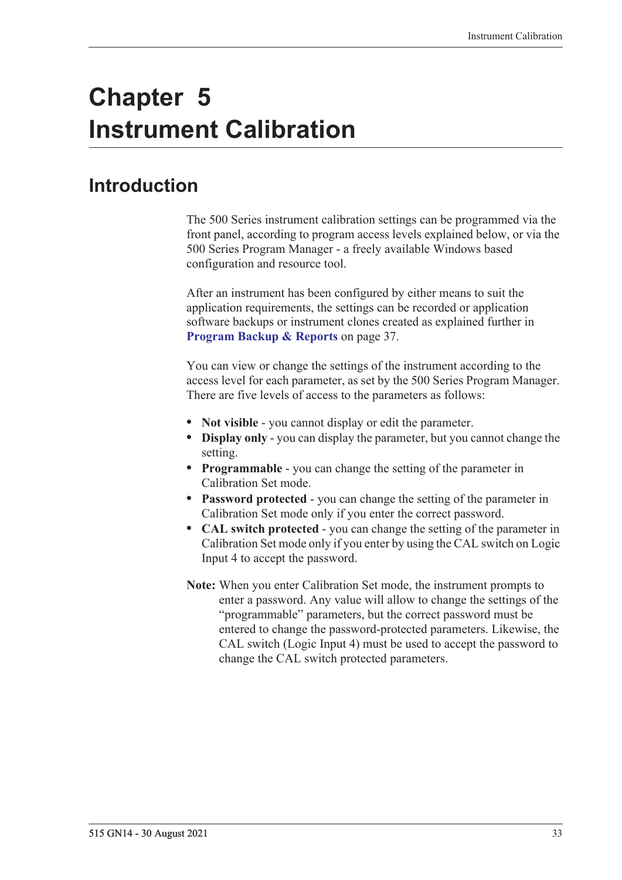# Chapter 5 Instrument Calibration

## Introduction

The 500 Series instrument calibration settings can be programmed via the front panel, according to program access levels explained below, or via the 500 Series Program Manager - a freely available Windows based configuration and resource tool.

After an instrument has been configured by either means to suit the application requirements, the settings can be recorded or application software backups or instrument clones created as explained further in **Program Backup & Reports** on page 37.

You can view or change the settings of the instrument according to the access level for each parameter, as set by the 500 Series Program Manager. There are five levels of access to the parameters as follows:

- **Not visible** - you cannot display or edit the parameter.
- **Display only** - you can display the parameter, but you cannot change the setting.
- **Programmable** - you can change the setting of the parameter in Calibration Set mode.
- **Password protected** - you can change the setting of the parameter in Calibration Set mode only if you enter the correct password.
- **CAL switch protected** - you can change the setting of the parameter in Calibration Set mode only if you enter by using the CAL switch on Logic Input 4 to accept the password.

**Note:** When you enter Calibration Set mode, the instrument prompts to enter a password. Any value will allow to change the settings of the "programmable" parameters, but the correct password must be entered to change the password-protected parameters. Likewise, the CAL switch (Logic Input 4) must be used to accept the password to change the CAL switch protected parameters.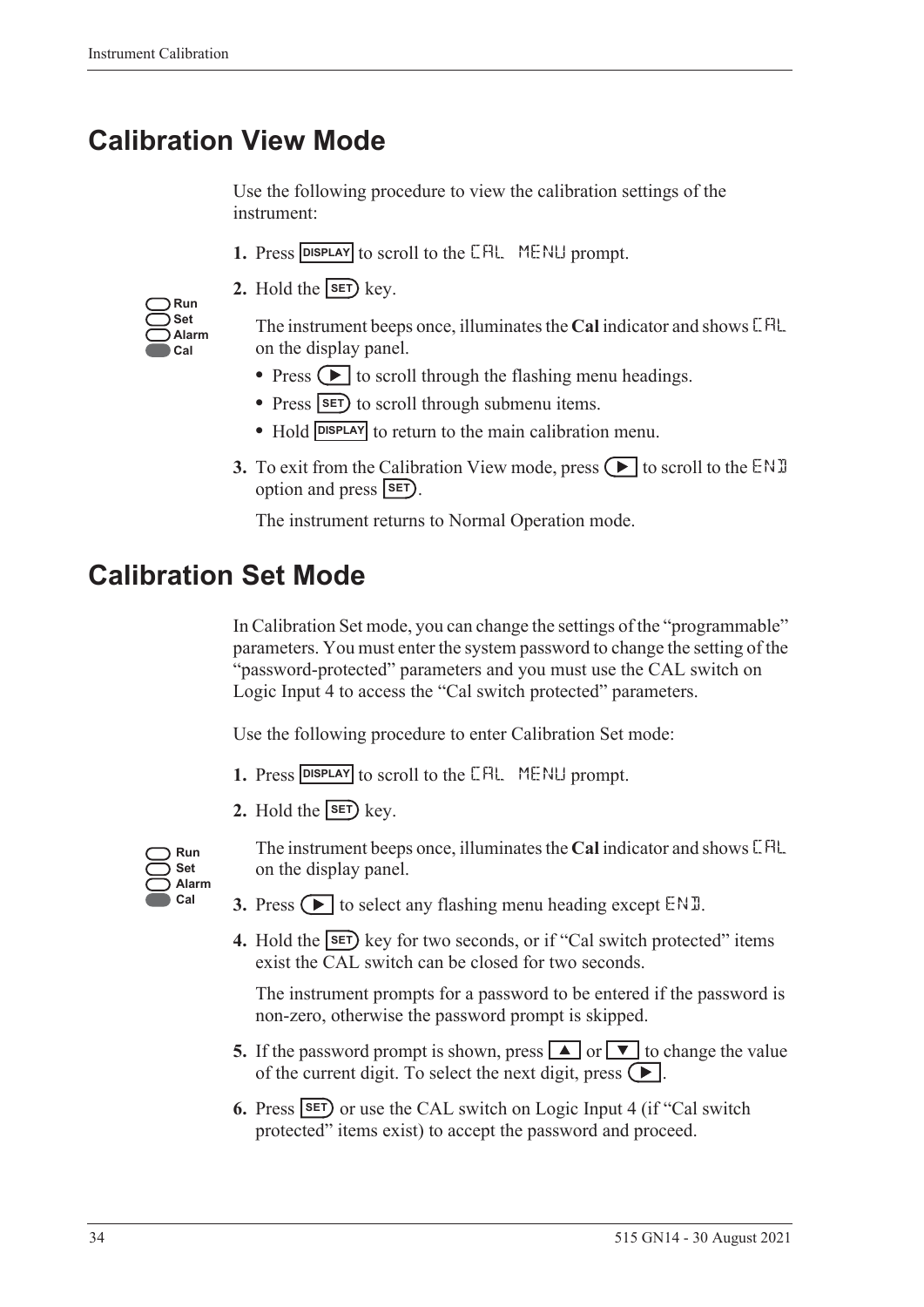## Calibration View Mode

Use the following procedure to view the calibration settings of the instrument:

1. Press **DISPLAY** to scroll to the `CAL MENU` prompt.
2. Hold the **SET** key.

   Run
   Set
   Alarm
   Cal

   The instrument beeps once, illuminates the **Cal** indicator and shows `CAL` on the display panel.
   - Press ▶ to scroll through the flashing menu headings.
   - Press **SET** to scroll through submenu items.
   - Hold **DISPLAY** to return to the main calibration menu.
3. To exit from the Calibration View mode, press ▶ to scroll to the `END` option and press **SET**.

   The instrument returns to Normal Operation mode.

## Calibration Set Mode

In Calibration Set mode, you can change the settings of the "programmable" parameters. You must enter the system password to change the setting of the "password-protected" parameters and you must use the CAL switch on Logic Input 4 to access the "Cal switch protected" parameters.

Use the following procedure to enter Calibration Set mode:

1. Press **DISPLAY** to scroll to the `CAL MENU` prompt.
2. Hold the **SET** key.

   Run
   Set
   Alarm
   Cal

   The instrument beeps once, illuminates the **Cal** indicator and shows `CAL` on the display panel.
3. Press ▶ to select any flashing menu heading except `END`.
4. Hold the **SET** key for two seconds, or if "Cal switch protected" items exist the CAL switch can be closed for two seconds.

   The instrument prompts for a password to be entered if the password is non-zero, otherwise the password prompt is skipped.
5. If the password prompt is shown, press ▲ or ▼ to change the value of the current digit. To select the next digit, press ▶.
6. Press **SET** or use the CAL switch on Logic Input 4 (if "Cal switch protected" items exist) to accept the password and proceed.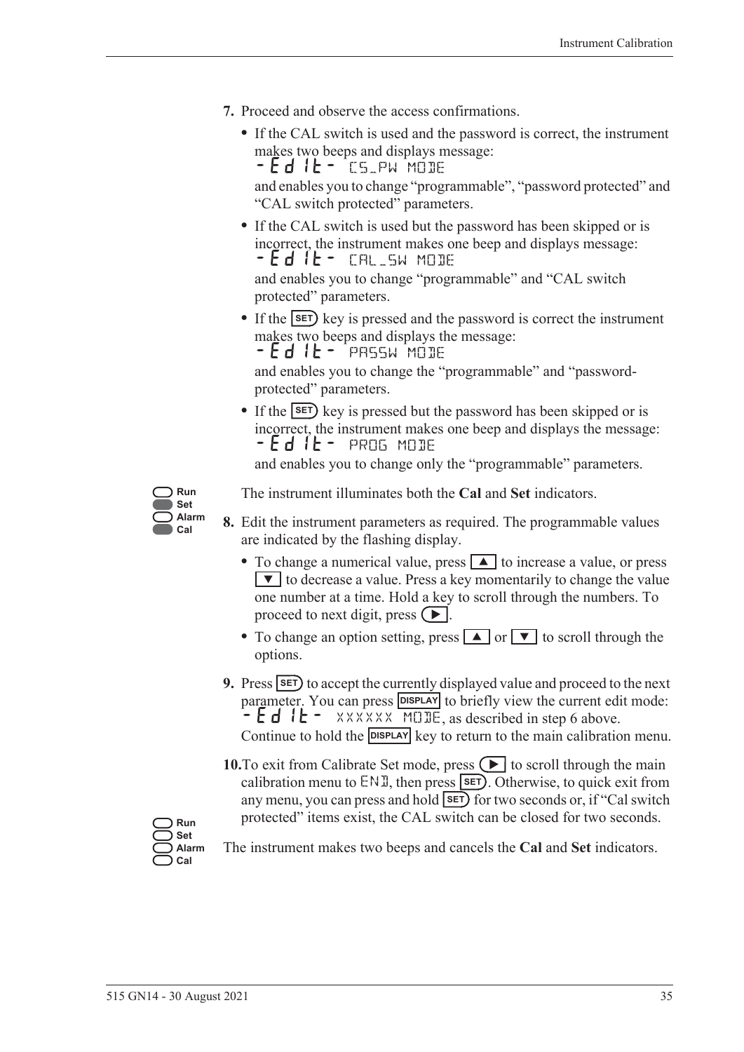7. Proceed and observe the access confirmations.

   - If the CAL switch is used and the password is correct, the instrument makes two beeps and displays message:
     -Edit- CS_PW MODE
     and enables you to change "programmable", "password protected" and "CAL switch protected" parameters.
   - If the CAL switch is used but the password has been skipped or is incorrect, the instrument makes one beep and displays message:
     -Edit- CAL_SW MODE
     and enables you to change "programmable" and "CAL switch protected" parameters.
   - If the SET key is pressed and the password is correct the instrument makes two beeps and displays the message:
     -Edit- PASSW MODE
     and enables you to change the "programmable" and "password-protected" parameters.
   - If the SET key is pressed but the password has been skipped or is incorrect, the instrument makes one beep and displays the message:
     -Edit- PROG MODE
     and enables you to change only the "programmable" parameters.

Run / **Set** / Alarm / **Cal**

The instrument illuminates both the **Cal** and **Set** indicators.

8. Edit the instrument parameters as required. The programmable values are indicated by the flashing display.

   - To change a numerical value, press ▲ to increase a value, or press ▼ to decrease a value. Press a key momentarily to change the value one number at a time. Hold a key to scroll through the numbers. To proceed to next digit, press ▶.
   - To change an option setting, press ▲ or ▼ to scroll through the options.

9. Press SET to accept the currently displayed value and proceed to the next parameter. You can press DISPLAY to briefly view the current edit mode: -Edit- XXXXXX MODE, as described in step 6 above. Continue to hold the DISPLAY key to return to the main calibration menu.

10. To exit from Calibrate Set mode, press ▶ to scroll through the main calibration menu to END, then press SET. Otherwise, to quick exit from any menu, you can press and hold SET for two seconds or, if "Cal switch protected" items exist, the CAL switch can be closed for two seconds.

Run / Set / Alarm / Cal

The instrument makes two beeps and cancels the **Cal** and **Set** indicators.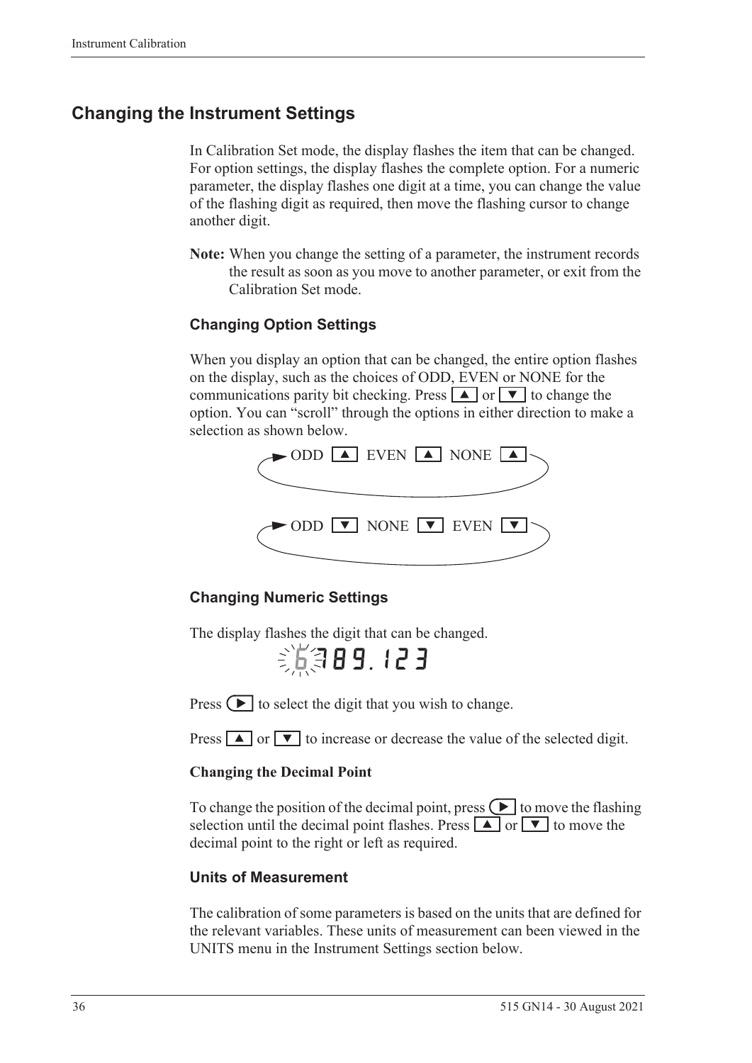## Changing the Instrument Settings

In Calibration Set mode, the display flashes the item that can be changed. For option settings, the display flashes the complete option. For a numeric parameter, the display flashes one digit at a time, you can change the value of the flashing digit as required, then move the flashing cursor to change another digit.

**Note:** When you change the setting of a parameter, the instrument records the result as soon as you move to another parameter, or exit from the Calibration Set mode.

### Changing Option Settings

When you display an option that can be changed, the entire option flashes on the display, such as the choices of ODD, EVEN or NONE for the communications parity bit checking. Press ▲ or ▼ to change the option. You can "scroll" through the options in either direction to make a selection as shown below.

ODD ▲ EVEN ▲ NONE ▲

ODD ▼ NONE ▼ EVEN ▼

### Changing Numeric Settings

The display flashes the digit that can be changed.

6789.123

Press ► to select the digit that you wish to change.

Press ▲ or ▼ to increase or decrease the value of the selected digit.

**Changing the Decimal Point**

To change the position of the decimal point, press ► to move the flashing selection until the decimal point flashes. Press ▲ or ▼ to move the decimal point to the right or left as required.

### Units of Measurement

The calibration of some parameters is based on the units that are defined for the relevant variables. These units of measurement can been viewed in the UNITS menu in the Instrument Settings section below.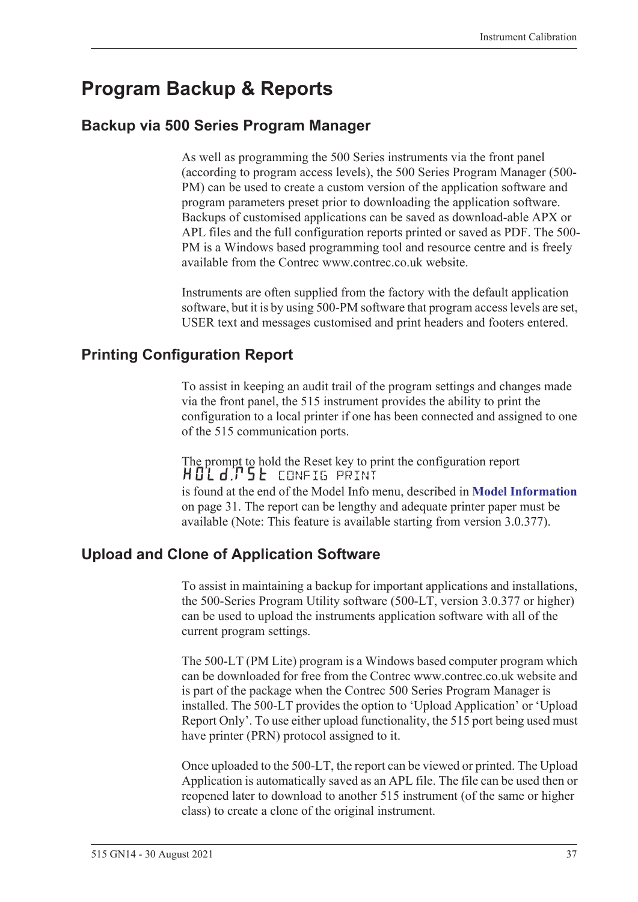# Program Backup & Reports

## Backup via 500 Series Program Manager

As well as programming the 500 Series instruments via the front panel (according to program access levels), the 500 Series Program Manager (500-PM) can be used to create a custom version of the application software and program parameters preset prior to downloading the application software. Backups of customised applications can be saved as download-able APX or APL files and the full configuration reports printed or saved as PDF. The 500-PM is a Windows based programming tool and resource centre and is freely available from the Contrec www.contrec.co.uk website.

Instruments are often supplied from the factory with the default application software, but it is by using 500-PM software that program access levels are set, USER text and messages customised and print headers and footers entered.

## Printing Configuration Report

To assist in keeping an audit trail of the program settings and changes made via the front panel, the 515 instrument provides the ability to print the configuration to a local printer if one has been connected and assigned to one of the 515 communication ports.

The prompt to hold the Reset key to print the configuration report

HOLd.RST CONFIG PRINT

is found at the end of the Model Info menu, described in **Model Information** on page 31. The report can be lengthy and adequate printer paper must be available (Note: This feature is available starting from version 3.0.377).

## Upload and Clone of Application Software

To assist in maintaining a backup for important applications and installations, the 500-Series Program Utility software (500-LT, version 3.0.377 or higher) can be used to upload the instruments application software with all of the current program settings.

The 500-LT (PM Lite) program is a Windows based computer program which can be downloaded for free from the Contrec www.contrec.co.uk website and is part of the package when the Contrec 500 Series Program Manager is installed. The 500-LT provides the option to 'Upload Application' or 'Upload Report Only'. To use either upload functionality, the 515 port being used must have printer (PRN) protocol assigned to it.

Once uploaded to the 500-LT, the report can be viewed or printed. The Upload Application is automatically saved as an APL file. The file can be used then or reopened later to download to another 515 instrument (of the same or higher class) to create a clone of the original instrument.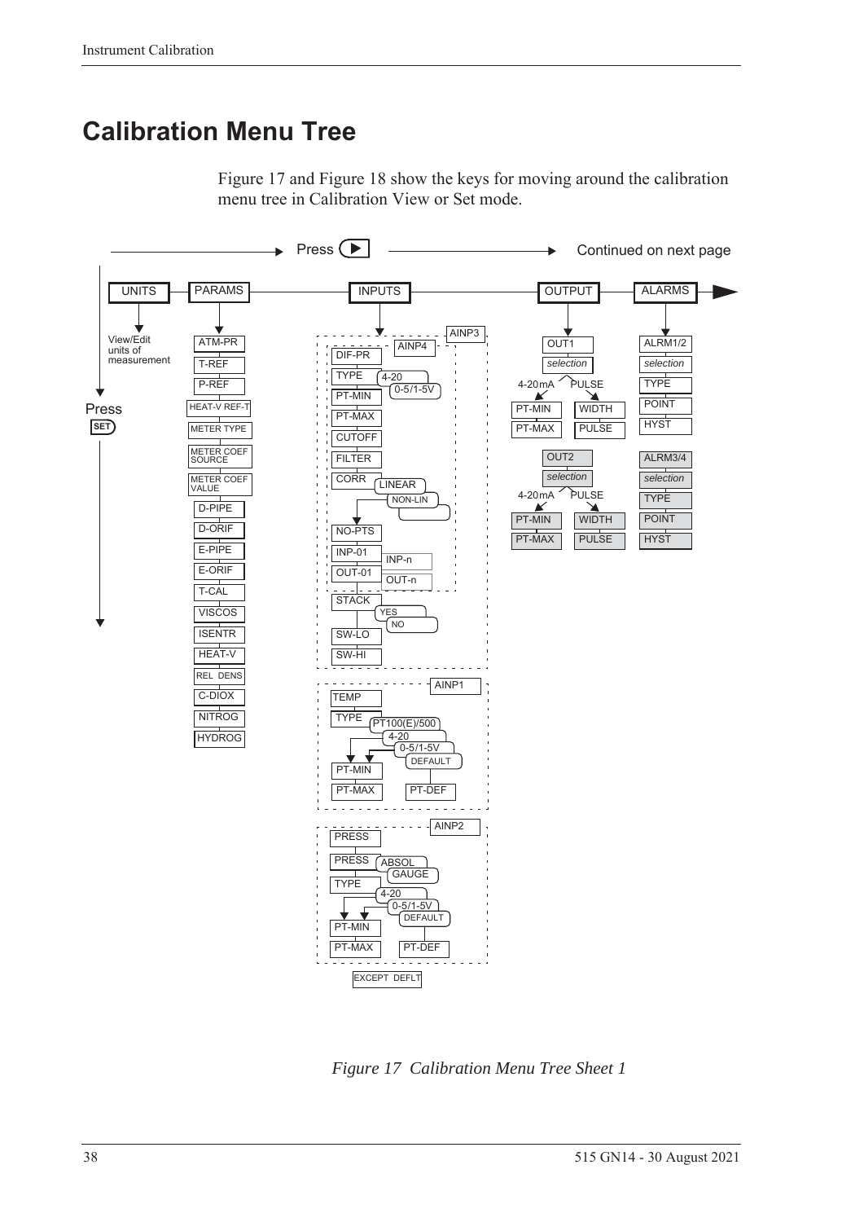# Calibration Menu Tree

Figure 17 and Figure 18 show the keys for moving around the calibration menu tree in Calibration View or Set mode.

Press ▶ Continued on next page

UNITS — View/Edit units of measurement

PARAMS — ATM-PR, T-REF, P-REF, HEAT-V REF-T, METER TYPE, METER COEF SOURCE, METER COEF VALUE, D-PIPE, D-ORIF, E-PIPE, E-ORIF, T-CAL, VISCOS, ISENTR, HEAT-V, REL DENS, C-DIOX, NITROG, HYDROG

INPUTS —
- AINP3 / AINP4: DIF-PR, TYPE (4-20, 0-5/1-5V), PT-MIN, PT-MAX, CUTOFF, FILTER, CORR (LINEAR, NON-LIN), NO-PTS, INP-01 (INP-n), OUT-01 (OUT-n), STACK (YES, NO), SW-LO, SW-HI
- AINP1: TEMP, TYPE (PT100(E)/500, 4-20, 0-5/1-5V, DEFAULT), PT-MIN, PT-MAX, PT-DEF
- AINP2: PRESS, PRESS (ABSOL, GAUGE), TYPE (4-20, 0-5/1-5V, DEFAULT), PT-MIN, PT-MAX, PT-DEF
- EXCEPT DEFLT

OUTPUT —
- OUT1: selection — 4-20mA (PT-MIN, PT-MAX); PULSE (WIDTH, PULSE)
- OUT2: selection — 4-20mA (PT-MIN, PT-MAX); PULSE (WIDTH, PULSE)

ALARMS —
- ALRM1/2: selection, TYPE, POINT, HYST
- ALRM3/4: selection, TYPE, POINT, HYST

Press SET

*Figure 17 Calibration Menu Tree Sheet 1*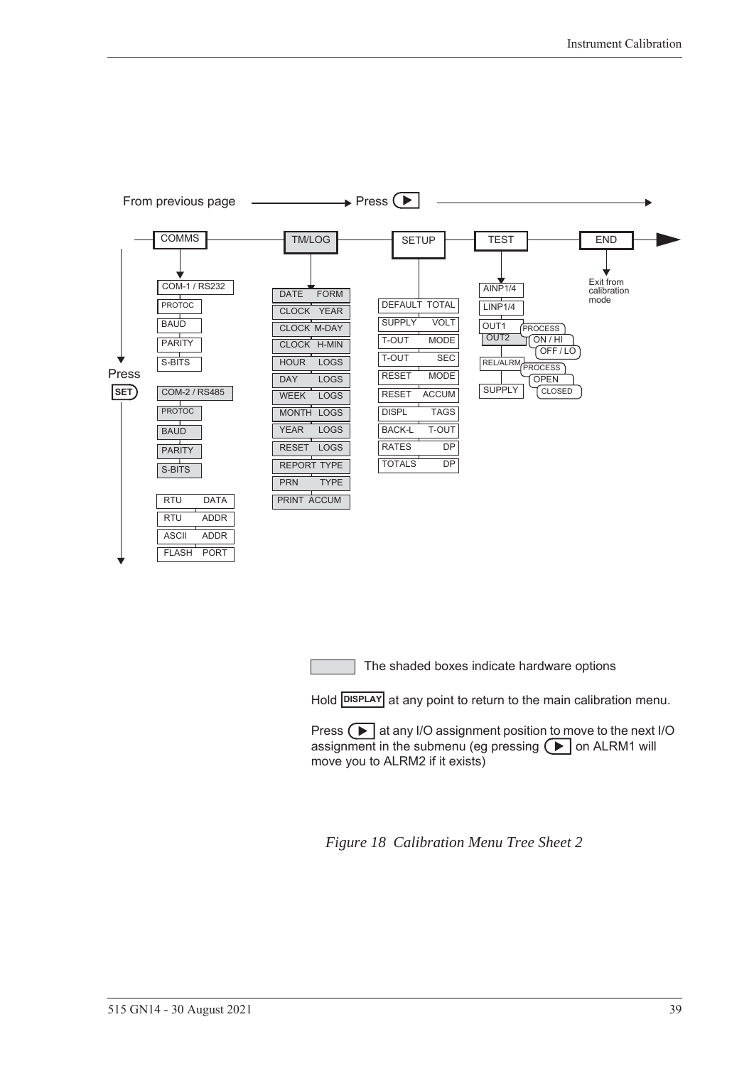From previous page ——→ Press ▶ ——→

COMMS — TM/LOG — SETUP — TEST — END

Press SET

**COMMS**
- COM-1 / RS232
- PROTOC
- BAUD
- PARITY
- S-BITS
- COM-2 / RS485
- PROTOC
- BAUD
- PARITY
- S-BITS
- RTU DATA
- RTU ADDR
- ASCII ADDR
- FLASH PORT

**TM/LOG**
- DATE FORM
- CLOCK YEAR
- CLOCK M-DAY
- CLOCK H-MIN
- HOUR LOGS
- DAY LOGS
- WEEK LOGS
- MONTH LOGS
- YEAR LOGS
- RESET LOGS
- REPORT TYPE
- PRN TYPE
- PRINT ACCUM

**SETUP**
- DEFAULT TOTAL
- SUPPLY VOLT
- T-OUT MODE
- T-OUT SEC
- RESET MODE
- RESET ACCUM
- DISPL TAGS
- BACK-L T-OUT
- RATES DP
- TOTALS DP

**TEST**
- AINP1/4
- LINP1/4
- OUT1 / OUT2 — PROCESS, ON / HI, OFF / LO
- REL/ALRM — PROCESS, OPEN, CLOSED
- SUPPLY

**END**
- Exit from calibration mode

The shaded boxes indicate hardware options

Hold DISPLAY at any point to return to the main calibration menu.

Press ▶ at any I/O assignment position to move to the next I/O assignment in the submenu (eg pressing ▶ on ALRM1 will move you to ALRM2 if it exists)

*Figure 18 Calibration Menu Tree Sheet 2*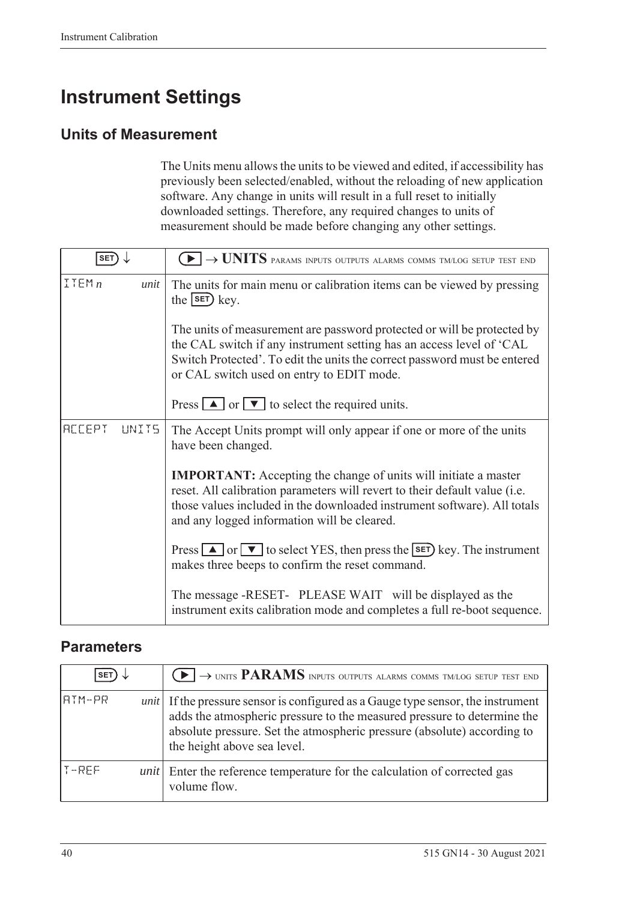# Instrument Settings

## Units of Measurement

The Units menu allows the units to be viewed and edited, if accessibility has previously been selected/enabled, without the reloading of new application software. Any change in units will result in a full reset to initially downloaded settings. Therefore, any required changes to units of measurement should be made before changing any other settings.

| SET ↓ | ▶ → **UNITS** PARAMS INPUTS OUTPUTS ALARMS COMMS TM/LOG SETUP TEST END |
|---|---|
| ITEM *n* *unit* | The units for main menu or calibration items can be viewed by pressing the SET key.<br><br>The units of measurement are password protected or will be protected by the CAL switch if any instrument setting has an access level of 'CAL Switch Protected'. To edit the units the correct password must be entered or CAL switch used on entry to EDIT mode.<br><br>Press ▲ or ▼ to select the required units. |
| ACCEPT UNITS | The Accept Units prompt will only appear if one or more of the units have been changed.<br><br>**IMPORTANT:** Accepting the change of units will initiate a master reset. All calibration parameters will revert to their default value (i.e. those values included in the downloaded instrument software). All totals and any logged information will be cleared.<br><br>Press ▲ or ▼ to select YES, then press the SET key. The instrument makes three beeps to confirm the reset command.<br><br>The message -RESET- PLEASE WAIT will be displayed as the instrument exits calibration mode and completes a full re-boot sequence. |

## Parameters

| SET ↓ | ▶ → UNITS **PARAMS** INPUTS OUTPUTS ALARMS COMMS TM/LOG SETUP TEST END |
|---|---|
| ATM-PR *unit* | If the pressure sensor is configured as a Gauge type sensor, the instrument adds the atmospheric pressure to the measured pressure to determine the absolute pressure. Set the atmospheric pressure (absolute) according to the height above sea level. |
| T-REF *unit* | Enter the reference temperature for the calculation of corrected gas volume flow. |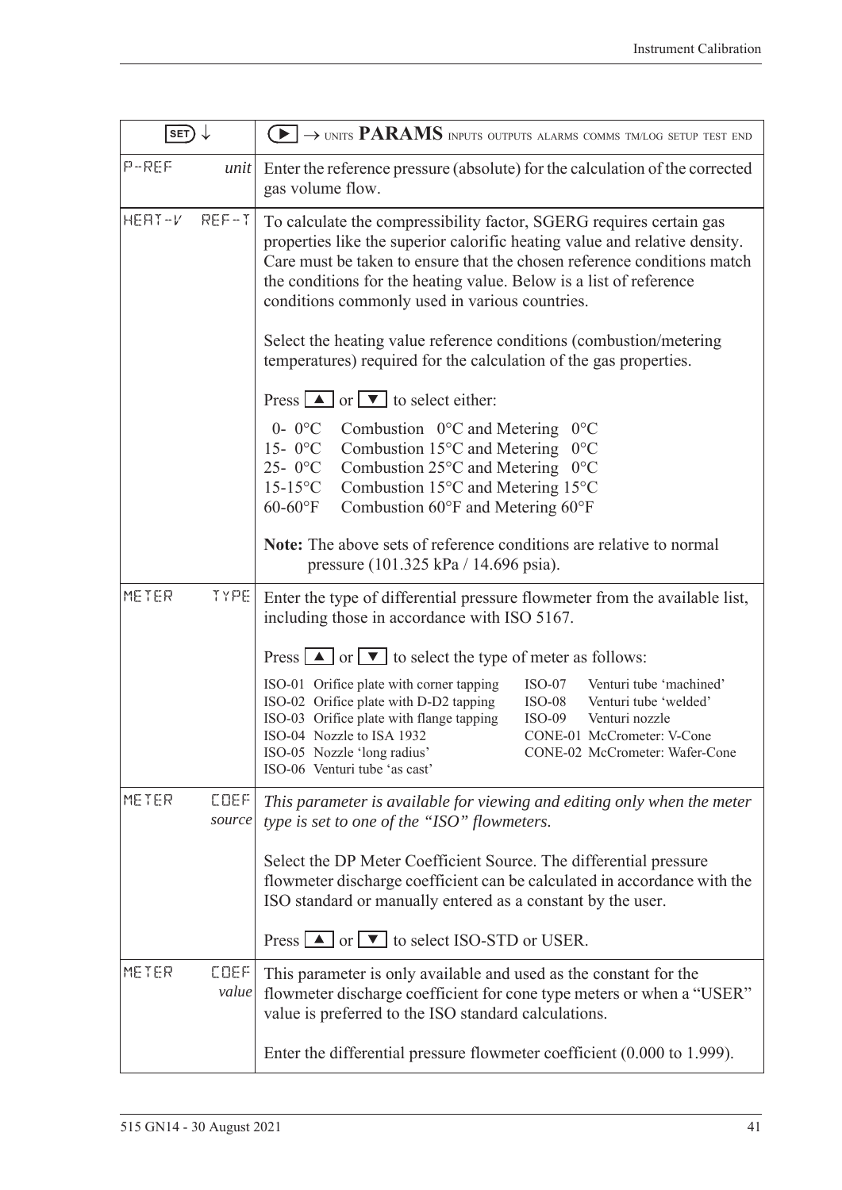| SET ↓ | ▶ → UNITS **PARAMS** INPUTS OUTPUTS ALARMS COMMS TM/LOG SETUP TEST END |
|---|---|
| P-REF *unit* | Enter the reference pressure (absolute) for the calculation of the corrected gas volume flow. |
| HEAT-V REF-T | To calculate the compressibility factor, SGERG requires certain gas properties like the superior calorific heating value and relative density. Care must be taken to ensure that the chosen reference conditions match the conditions for the heating value. Below is a list of reference conditions commonly used in various countries.<br><br>Select the heating value reference conditions (combustion/metering temperatures) required for the calculation of the gas properties.<br><br>Press ▲ or ▼ to select either:<br><br>0- 0°C Combustion 0°C and Metering 0°C<br>15- 0°C Combustion 15°C and Metering 0°C<br>25- 0°C Combustion 25°C and Metering 0°C<br>15-15°C Combustion 15°C and Metering 15°C<br>60-60°F Combustion 60°F and Metering 60°F<br><br>**Note:** The above sets of reference conditions are relative to normal pressure (101.325 kPa / 14.696 psia). |
| METER TYPE | Enter the type of differential pressure flowmeter from the available list, including those in accordance with ISO 5167.<br><br>Press ▲ or ▼ to select the type of meter as follows:<br><br>ISO-01 Orifice plate with corner tapping<br>ISO-02 Orifice plate with D-D2 tapping<br>ISO-03 Orifice plate with flange tapping<br>ISO-04 Nozzle to ISA 1932<br>ISO-05 Nozzle 'long radius'<br>ISO-06 Venturi tube 'as cast'<br>ISO-07 Venturi tube 'machined'<br>ISO-08 Venturi tube 'welded'<br>ISO-09 Venturi nozzle<br>CONE-01 McCrometer: V-Cone<br>CONE-02 McCrometer: Wafer-Cone |
| METER COEF *source* | *This parameter is available for viewing and editing only when the meter type is set to one of the "ISO" flowmeters.*<br><br>Select the DP Meter Coefficient Source. The differential pressure flowmeter discharge coefficient can be calculated in accordance with the ISO standard or manually entered as a constant by the user.<br><br>Press ▲ or ▼ to select ISO-STD or USER. |
| METER COEF *value* | This parameter is only available and used as the constant for the flowmeter discharge coefficient for cone type meters or when a "USER" value is preferred to the ISO standard calculations.<br><br>Enter the differential pressure flowmeter coefficient (0.000 to 1.999). |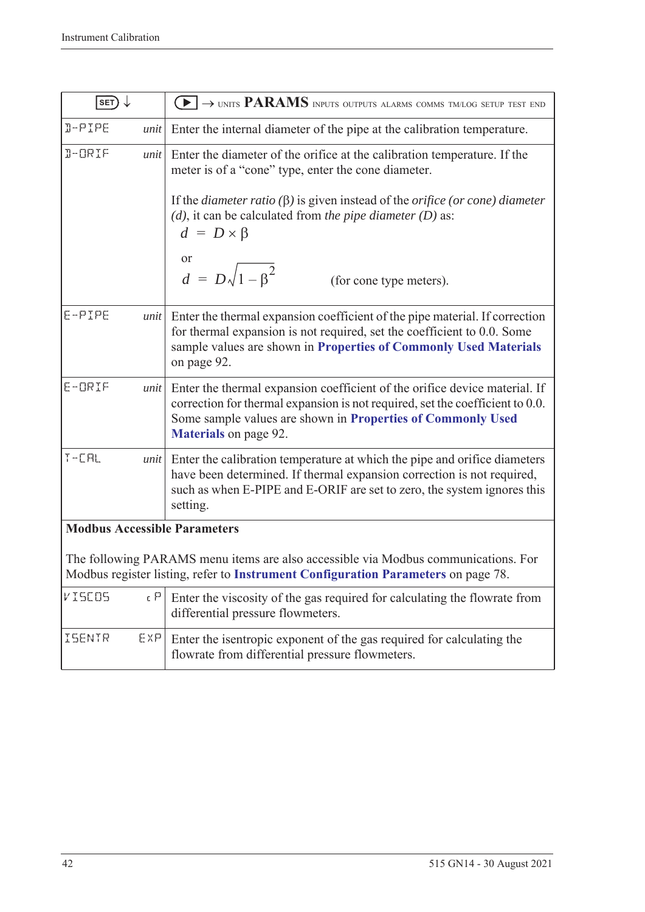| SET ↓ | | ▶ → UNITS **PARAMS** INPUTS OUTPUTS ALARMS COMMS TM/LOG SETUP TEST END |
|---|---|---|
| D-PIPE | *unit* | Enter the internal diameter of the pipe at the calibration temperature. |
| D-ORIF | *unit* | Enter the diameter of the orifice at the calibration temperature. If the meter is of a “cone” type, enter the cone diameter.<br><br>If the *diameter ratio* (β) is given instead of the *orifice (or cone) diameter (d)*, it can be calculated from *the pipe diameter (D)* as:<br>$d = D \times \beta$<br>or<br>$d = D\sqrt{1 - \beta^2}$ (for cone type meters). |
| E-PIPE | *unit* | Enter the thermal expansion coefficient of the pipe material. If correction for thermal expansion is not required, set the coefficient to 0.0. Some sample values are shown in **Properties of Commonly Used Materials** on page 92. |
| E-ORIF | *unit* | Enter the thermal expansion coefficient of the orifice device material. If correction for thermal expansion is not required, set the coefficient to 0.0. Some sample values are shown in **Properties of Commonly Used Materials** on page 92. |
| T-CAL | *unit* | Enter the calibration temperature at which the pipe and orifice diameters have been determined. If thermal expansion correction is not required, such as when E-PIPE and E-ORIF are set to zero, the system ignores this setting. |
| **Modbus Accessible Parameters**<br><br>The following PARAMS menu items are also accessible via Modbus communications. For Modbus register listing, refer to **Instrument Configuration Parameters** on page 78. | | |
| VISCOS | cP | Enter the viscosity of the gas required for calculating the flowrate from differential pressure flowmeters. |
| ISENTR | EXP | Enter the isentropic exponent of the gas required for calculating the flowrate from differential pressure flowmeters. |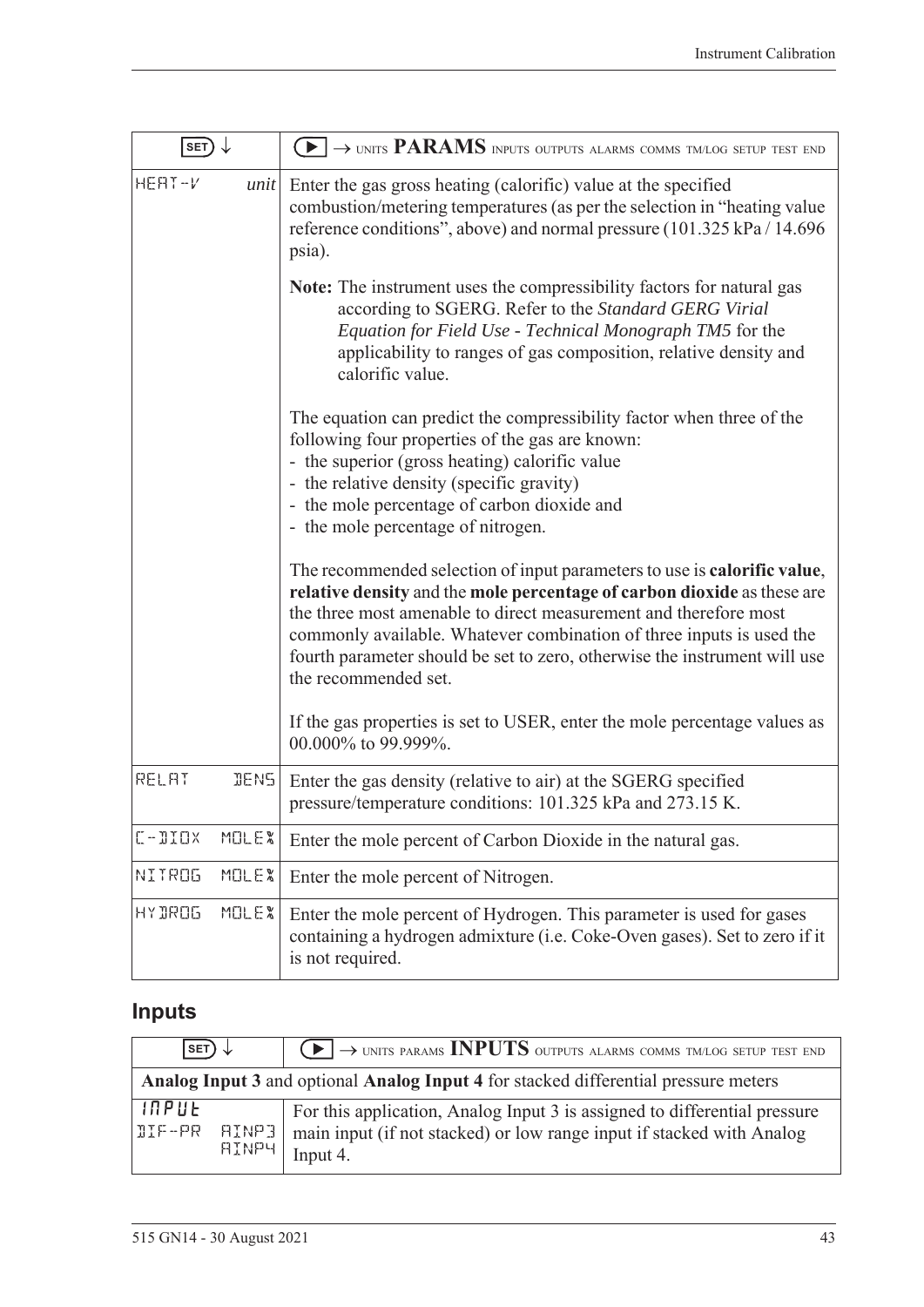| SET ↓ | ▶ → UNITS **PARAMS** INPUTS OUTPUTS ALARMS COMMS TM/LOG SETUP TEST END |
|---|---|
| HEAT-V *unit* | Enter the gas gross heating (calorific) value at the specified combustion/metering temperatures (as per the selection in "heating value reference conditions", above) and normal pressure (101.325 kPa / 14.696 psia).<br><br>**Note:** The instrument uses the compressibility factors for natural gas according to SGERG. Refer to the *Standard GERG Virial Equation for Field Use - Technical Monograph TM5* for the applicability to ranges of gas composition, relative density and calorific value.<br><br>The equation can predict the compressibility factor when three of the following four properties of the gas are known:<br>- the superior (gross heating) calorific value<br>- the relative density (specific gravity)<br>- the mole percentage of carbon dioxide and<br>- the mole percentage of nitrogen.<br><br>The recommended selection of input parameters to use is **calorific value**, **relative density** and the **mole percentage of carbon dioxide** as these are the three most amenable to direct measurement and therefore most commonly available. Whatever combination of three inputs is used the fourth parameter should be set to zero, otherwise the instrument will use the recommended set.<br><br>If the gas properties is set to USER, enter the mole percentage values as 00.000% to 99.999%. |
| RELAT DENS | Enter the gas density (relative to air) at the SGERG specified pressure/temperature conditions: 101.325 kPa and 273.15 K. |
| C-DIOX MOLE% | Enter the mole percent of Carbon Dioxide in the natural gas. |
| NITROG MOLE% | Enter the mole percent of Nitrogen. |
| HYDROG MOLE% | Enter the mole percent of Hydrogen. This parameter is used for gases containing a hydrogen admixture (i.e. Coke-Oven gases). Set to zero if it is not required. |

## Inputs

| SET ↓ | ▶ → UNITS PARAMS **INPUTS** OUTPUTS ALARMS COMMS TM/LOG SETUP TEST END |
|---|---|
| **Analog Input 3** and optional **Analog Input 4** for stacked differential pressure meters | |
| INPUT<br>DIF-PR AINP3<br>AINP4 | For this application, Analog Input 3 is assigned to differential pressure main input (if not stacked) or low range input if stacked with Analog Input 4. |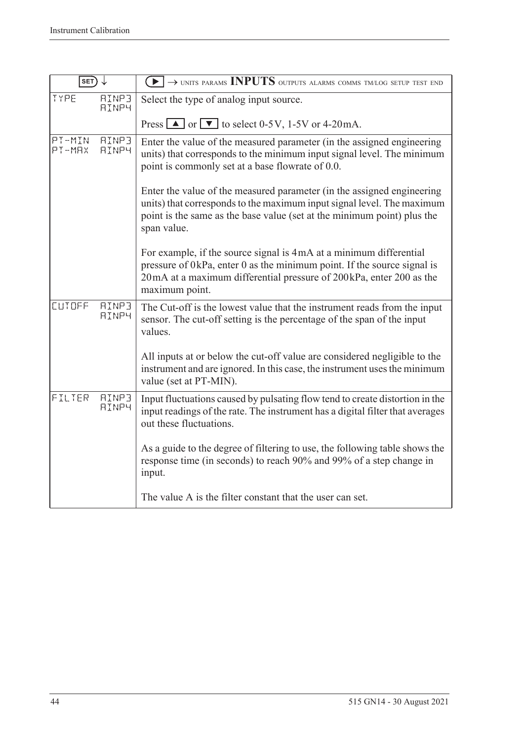| SET ↓ | | ▶ → UNITS PARAMS **INPUTS** OUTPUTS ALARMS COMMS TM/LOG SETUP TEST END |
|---|---|---|
| TYPE | AINP3 AINP4 | Select the type of analog input source.<br><br>Press ▲ or ▼ to select 0-5V, 1-5V or 4-20mA. |
| PT-MIN PT-MAX | AINP3 AINP4 | Enter the value of the measured parameter (in the assigned engineering units) that corresponds to the minimum input signal level. The minimum point is commonly set at a base flowrate of 0.0.<br><br>Enter the value of the measured parameter (in the assigned engineering units) that corresponds to the maximum input signal level. The maximum point is the same as the base value (set at the minimum point) plus the span value.<br><br>For example, if the source signal is 4mA at a minimum differential pressure of 0kPa, enter 0 as the minimum point. If the source signal is 20mA at a maximum differential pressure of 200kPa, enter 200 as the maximum point. |
| CUTOFF | AINP3 AINP4 | The Cut-off is the lowest value that the instrument reads from the input sensor. The cut-off setting is the percentage of the span of the input values.<br><br>All inputs at or below the cut-off value are considered negligible to the instrument and are ignored. In this case, the instrument uses the minimum value (set at PT-MIN). |
| FILTER | AINP3 AINP4 | Input fluctuations caused by pulsating flow tend to create distortion in the input readings of the rate. The instrument has a digital filter that averages out these fluctuations.<br><br>As a guide to the degree of filtering to use, the following table shows the response time (in seconds) to reach 90% and 99% of a step change in input.<br><br>The value A is the filter constant that the user can set. |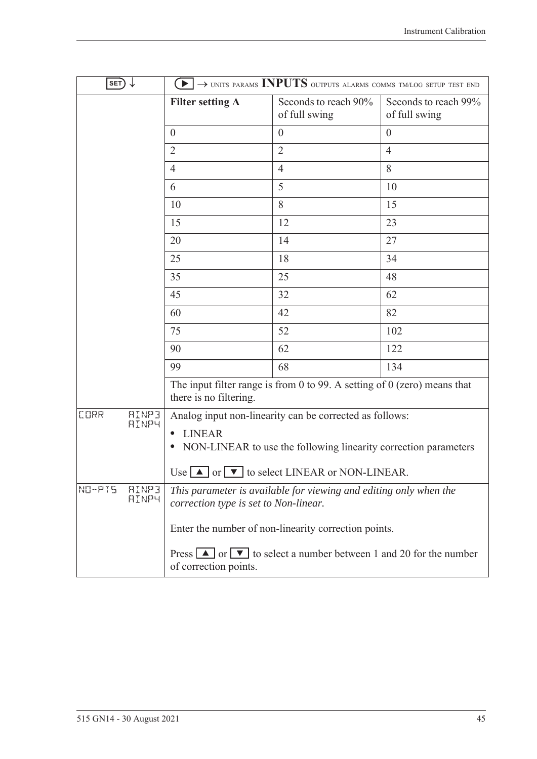| SET ↓ | ▶ → UNITS PARAMS **INPUTS** OUTPUTS ALARMS COMMS TM/LOG SETUP TEST END | | |
|---|---|---|---|
| | **Filter setting A** | Seconds to reach 90% of full swing | Seconds to reach 99% of full swing |
| | 0 | 0 | 0 |
| | 2 | 2 | 4 |
| | 4 | 4 | 8 |
| | 6 | 5 | 10 |
| | 10 | 8 | 15 |
| | 15 | 12 | 23 |
| | 20 | 14 | 27 |
| | 25 | 18 | 34 |
| | 35 | 25 | 48 |
| | 45 | 32 | 62 |
| | 60 | 42 | 82 |
| | 75 | 52 | 102 |
| | 90 | 62 | 122 |
| | 99 | 68 | 134 |
| | The input filter range is from 0 to 99. A setting of 0 (zero) means that there is no filtering. | | |
| CORR AINP3 AINP4 | Analog input non-linearity can be corrected as follows:<br>• LINEAR<br>• NON-LINEAR to use the following linearity correction parameters<br><br>Use ▲ or ▼ to select LINEAR or NON-LINEAR. | | |
| NO-PTS AINP3 AINP4 | *This parameter is available for viewing and editing only when the correction type is set to Non-linear.*<br><br>Enter the number of non-linearity correction points.<br><br>Press ▲ or ▼ to select a number between 1 and 20 for the number of correction points. | | |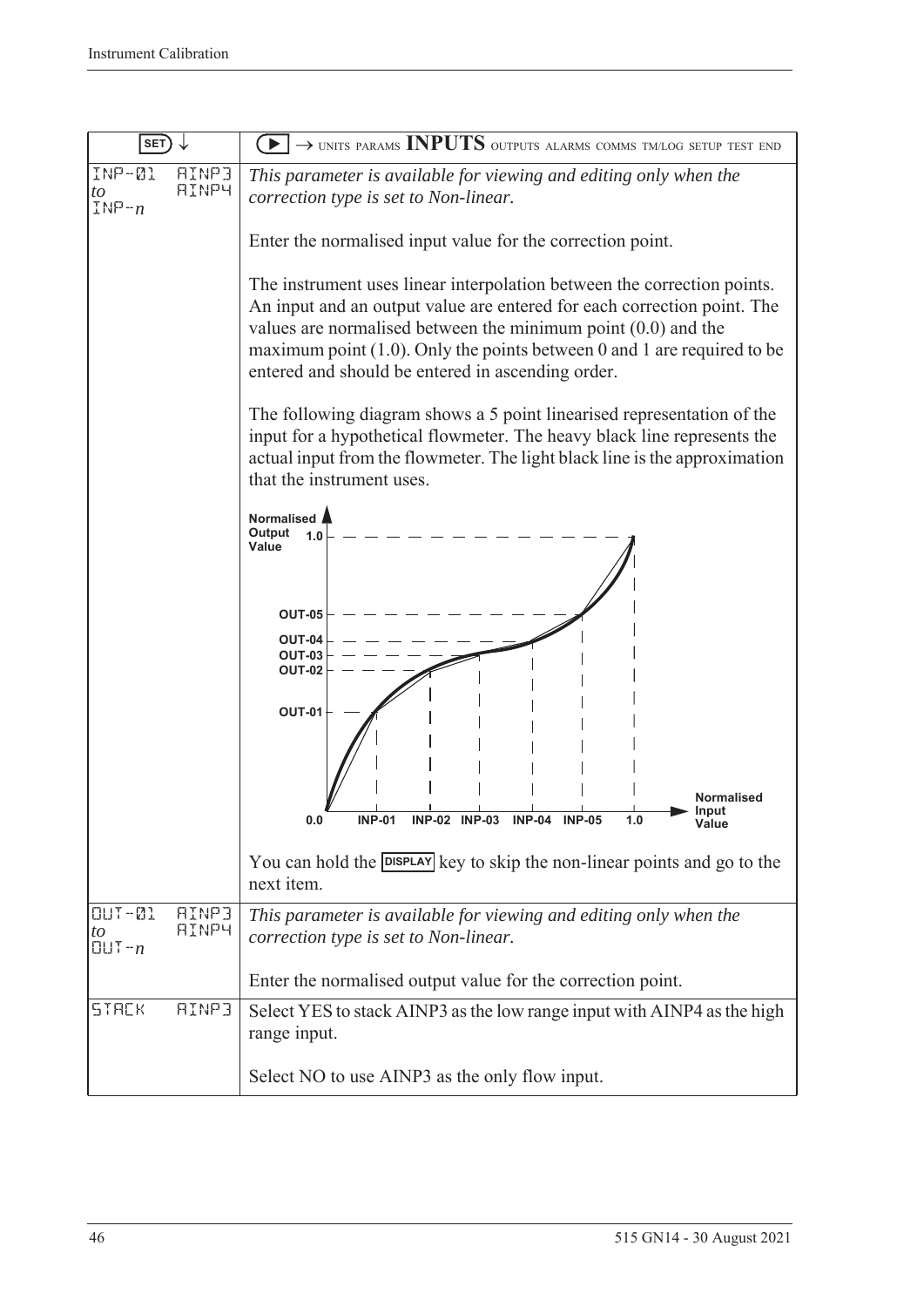| SET ↓ | ▶ → UNITS PARAMS **INPUTS** OUTPUTS ALARMS COMMS TM/LOG SETUP TEST END |
|---|---|
| INP-01 *to* INP-*n* AINP3 AINP4 | *This parameter is available for viewing and editing only when the correction type is set to Non-linear.*<br><br>Enter the normalised input value for the correction point.<br><br>The instrument uses linear interpolation between the correction points. An input and an output value are entered for each correction point. The values are normalised between the minimum point (0.0) and the maximum point (1.0). Only the points between 0 and 1 are required to be entered and should be entered in ascending order.<br><br>The following diagram shows a 5 point linearised representation of the input for a hypothetical flowmeter. The heavy black line represents the actual input from the flowmeter. The light black line is the approximation that the instrument uses.<br><br>[Diagram: Normalised Output Value (0.0 to 1.0, OUT-01 to OUT-05) vs Normalised Input Value (0.0, INP-01, INP-02, INP-03, INP-04, INP-05, 1.0)]<br><br>You can hold the DISPLAY key to skip the non-linear points and go to the next item. |
| OUT-01 *to* OUT-*n* AINP3 AINP4 | *This parameter is available for viewing and editing only when the correction type is set to Non-linear.*<br><br>Enter the normalised output value for the correction point. |
| STACK AINP3 | Select YES to stack AINP3 as the low range input with AINP4 as the high range input.<br><br>Select NO to use AINP3 as the only flow input. |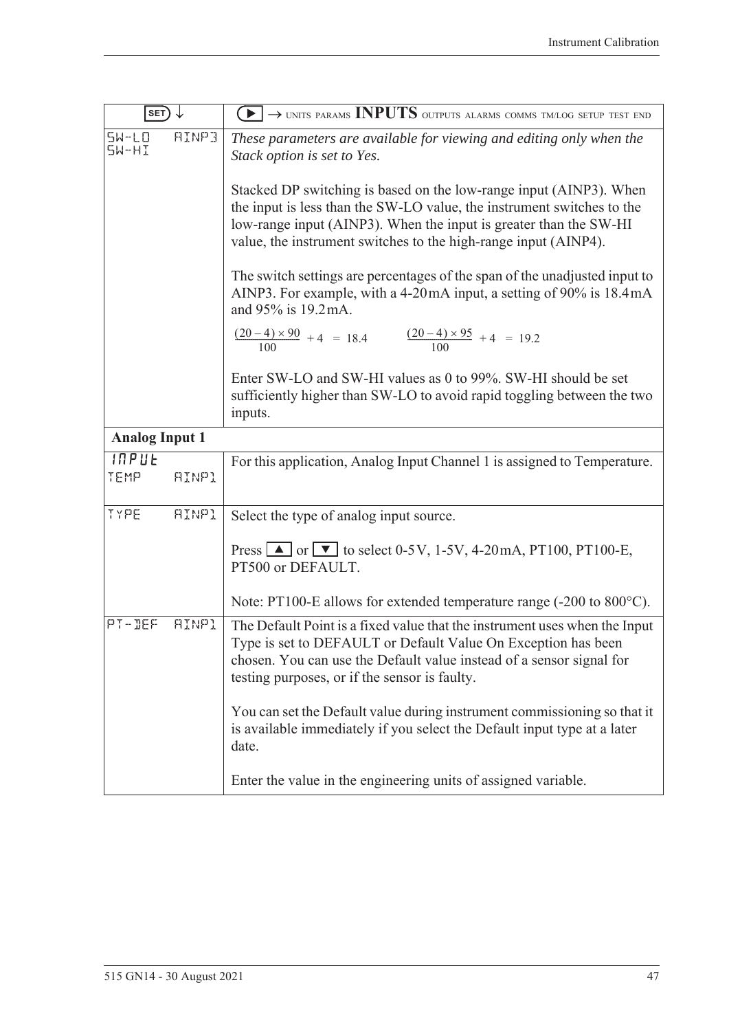| SET ↓ | ▶ → UNITS PARAMS **INPUTS** OUTPUTS ALARMS COMMS TM/LOG SETUP TEST END |
|---|---|
| SW-LO AINP3<br>SW-HI | *These parameters are available for viewing and editing only when the Stack option is set to Yes.*<br><br>Stacked DP switching is based on the low-range input (AINP3). When the input is less than the SW-LO value, the instrument switches to the low-range input (AINP3). When the input is greater than the SW-HI value, the instrument switches to the high-range input (AINP4).<br><br>The switch settings are percentages of the span of the unadjusted input to AINP3. For example, with a 4-20 mA input, a setting of 90% is 18.4 mA and 95% is 19.2 mA.<br><br>$\frac{(20-4)\times 90}{100} + 4 = 18.4$ $\quad$ $\frac{(20-4)\times 95}{100} + 4 = 19.2$<br><br>Enter SW-LO and SW-HI values as 0 to 99%. SW-HI should be set sufficiently higher than SW-LO to avoid rapid toggling between the two inputs. |
| **Analog Input 1** | |
| INPUT<br>TEMP AINP1 | For this application, Analog Input Channel 1 is assigned to Temperature. |
| TYPE AINP1 | Select the type of analog input source.<br><br>Press ▲ or ▼ to select 0-5 V, 1-5 V, 4-20 mA, PT100, PT100-E, PT500 or DEFAULT.<br><br>Note: PT100-E allows for extended temperature range (-200 to 800°C). |
| PT-DEF AINP1 | The Default Point is a fixed value that the instrument uses when the Input Type is set to DEFAULT or Default Value On Exception has been chosen. You can use the Default value instead of a sensor signal for testing purposes, or if the sensor is faulty.<br><br>You can set the Default value during instrument commissioning so that it is available immediately if you select the Default input type at a later date.<br><br>Enter the value in the engineering units of assigned variable. |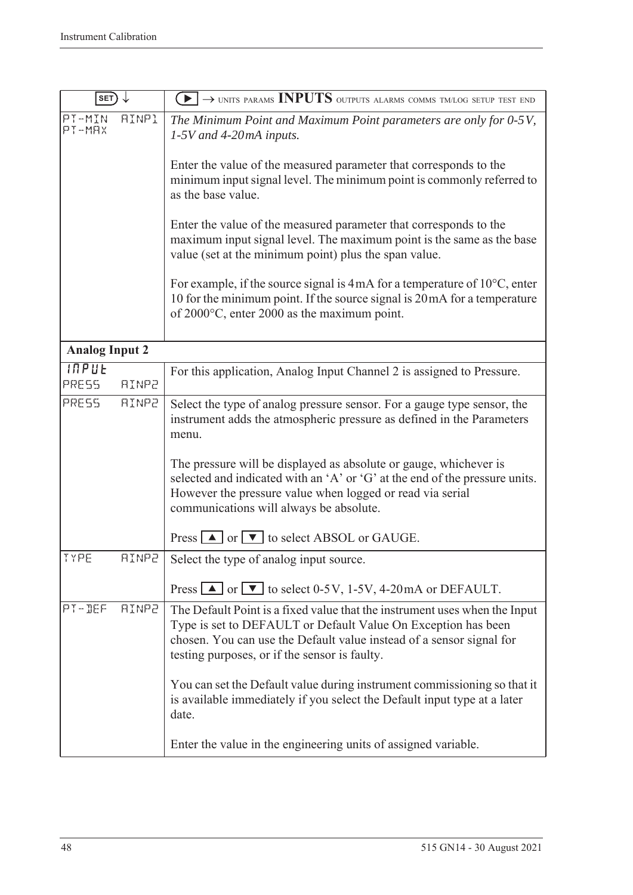| SET ↓ | ▶ → UNITS PARAMS **INPUTS** OUTPUTS ALARMS COMMS TM/LOG SETUP TEST END |
|---|---|
| PT-MIN AINP1<br>PT-MAX | *The Minimum Point and Maximum Point parameters are only for 0-5V, 1-5V and 4-20mA inputs.*<br><br>Enter the value of the measured parameter that corresponds to the minimum input signal level. The minimum point is commonly referred to as the base value.<br><br>Enter the value of the measured parameter that corresponds to the maximum input signal level. The maximum point is the same as the base value (set at the minimum point) plus the span value.<br><br>For example, if the source signal is 4mA for a temperature of 10°C, enter 10 for the minimum point. If the source signal is 20mA for a temperature of 2000°C, enter 2000 as the maximum point. |
| **Analog Input 2** | |
| INPUT<br>PRESS AINP2 | For this application, Analog Input Channel 2 is assigned to Pressure. |
| PRESS AINP2 | Select the type of analog pressure sensor. For a gauge type sensor, the instrument adds the atmospheric pressure as defined in the Parameters menu.<br><br>The pressure will be displayed as absolute or gauge, whichever is selected and indicated with an 'A' or 'G' at the end of the pressure units. However the pressure value when logged or read via serial communications will always be absolute.<br><br>Press ▲ or ▼ to select ABSOL or GAUGE. |
| TYPE AINP2 | Select the type of analog input source.<br><br>Press ▲ or ▼ to select 0-5V, 1-5V, 4-20mA or DEFAULT. |
| PT-DEF AINP2 | The Default Point is a fixed value that the instrument uses when the Input Type is set to DEFAULT or Default Value On Exception has been chosen. You can use the Default value instead of a sensor signal for testing purposes, or if the sensor is faulty.<br><br>You can set the Default value during instrument commissioning so that it is available immediately if you select the Default input type at a later date.<br><br>Enter the value in the engineering units of assigned variable. |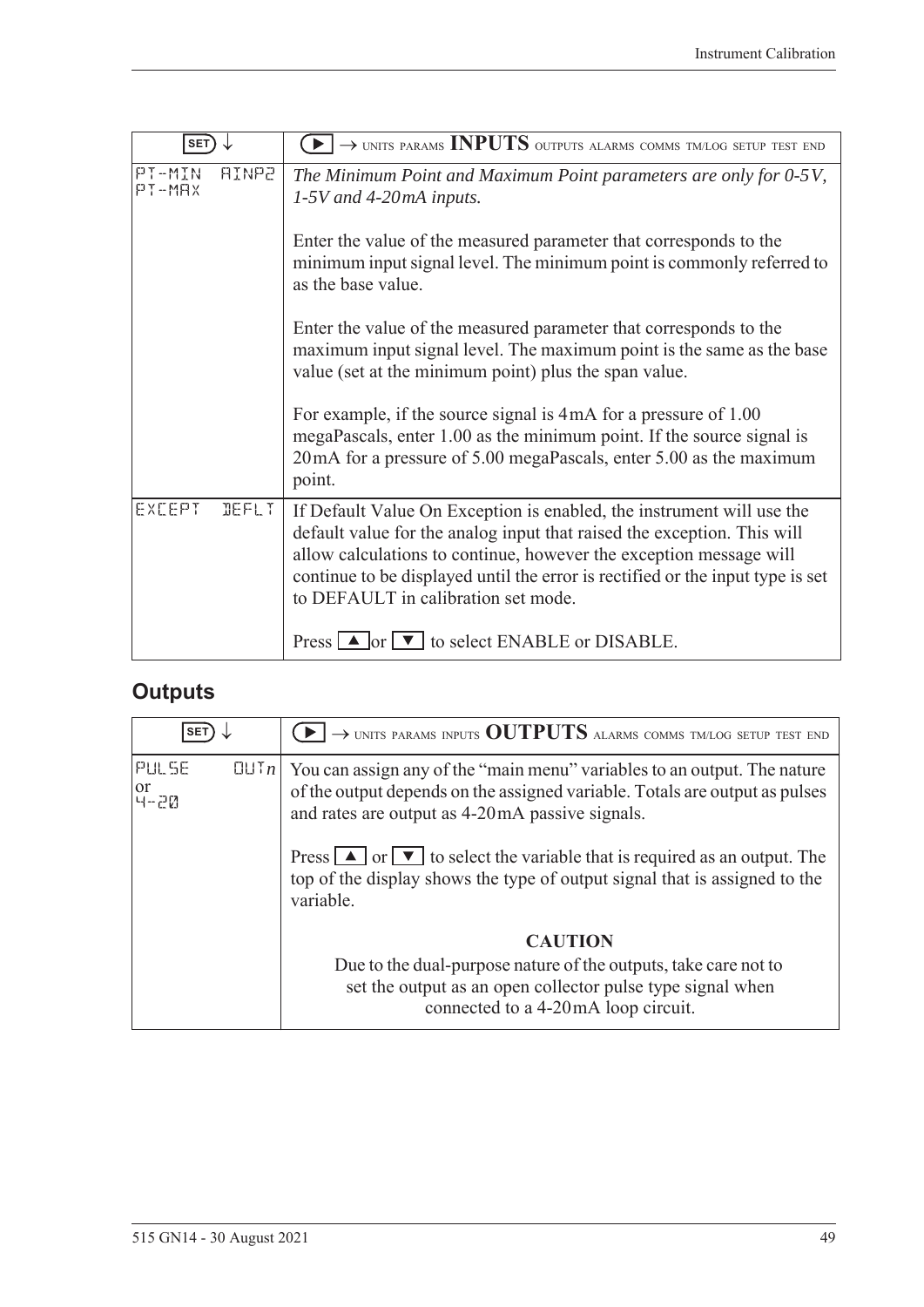| SET ↓ | ▶ → UNITS PARAMS **INPUTS** OUTPUTS ALARMS COMMS TM/LOG SETUP TEST END |
|---|---|
| PT-MIN AINP2<br>PT-MAX | *The Minimum Point and Maximum Point parameters are only for 0-5V, 1-5V and 4-20mA inputs.*<br><br>Enter the value of the measured parameter that corresponds to the minimum input signal level. The minimum point is commonly referred to as the base value.<br><br>Enter the value of the measured parameter that corresponds to the maximum input signal level. The maximum point is the same as the base value (set at the minimum point) plus the span value.<br><br>For example, if the source signal is 4mA for a pressure of 1.00 megaPascals, enter 1.00 as the minimum point. If the source signal is 20mA for a pressure of 5.00 megaPascals, enter 5.00 as the maximum point. |
| EXCEPT DEFLT | If Default Value On Exception is enabled, the instrument will use the default value for the analog input that raised the exception. This will allow calculations to continue, however the exception message will continue to be displayed until the error is rectified or the input type is set to DEFAULT in calibration set mode.<br><br>Press ▲ or ▼ to select ENABLE or DISABLE. |

## Outputs

| SET ↓ | ▶ → UNITS PARAMS INPUTS **OUTPUTS** ALARMS COMMS TM/LOG SETUP TEST END |
|---|---|
| PULSE OUT*n*<br>or<br>4-20 | You can assign any of the "main menu" variables to an output. The nature of the output depends on the assigned variable. Totals are output as pulses and rates are output as 4-20mA passive signals.<br><br>Press ▲ or ▼ to select the variable that is required as an output. The top of the display shows the type of output signal that is assigned to the variable.<br><br>**CAUTION**<br>Due to the dual-purpose nature of the outputs, take care not to set the output as an open collector pulse type signal when connected to a 4-20mA loop circuit. |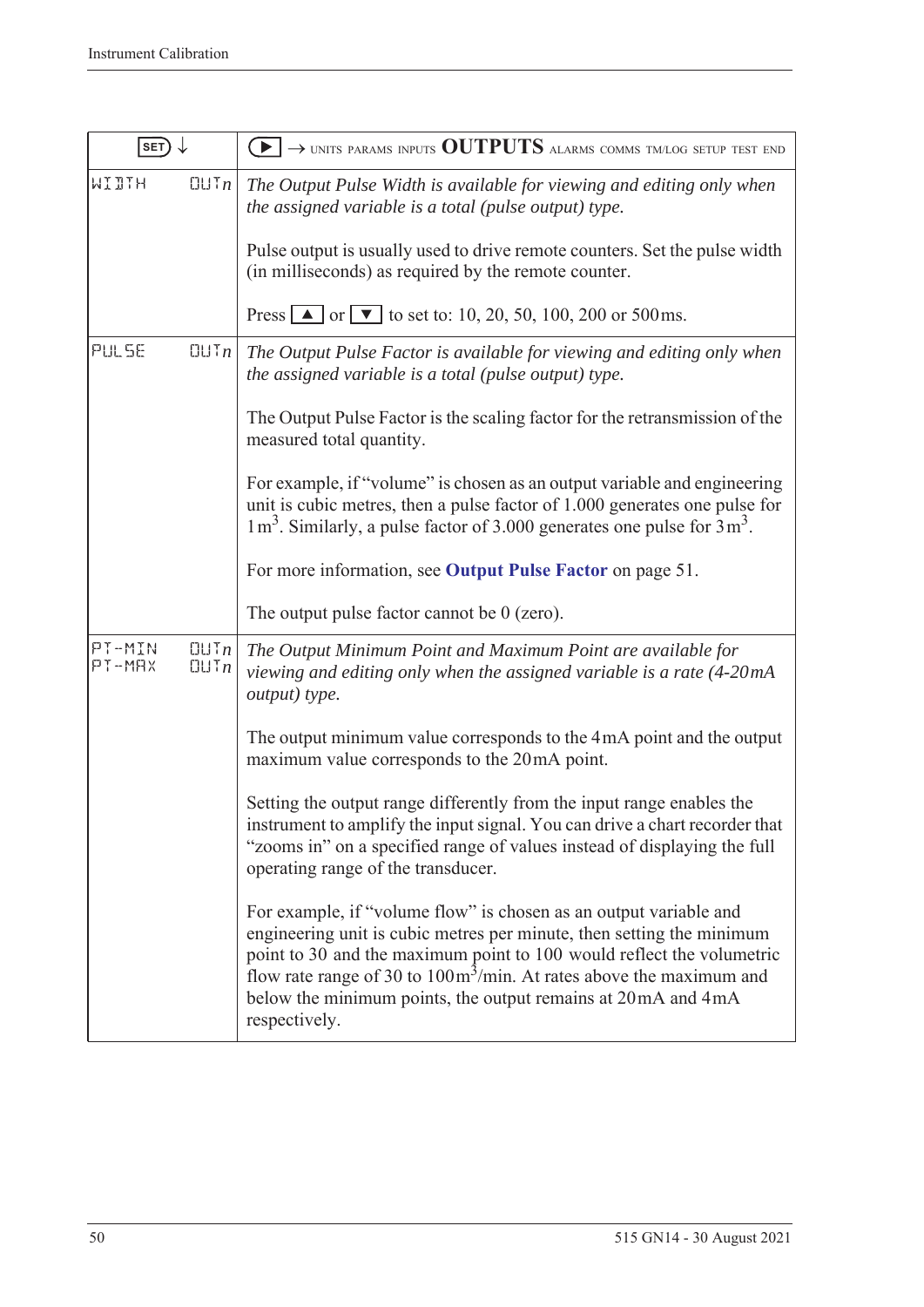| SET ↓ | ▶ → UNITS PARAMS INPUTS **OUTPUTS** ALARMS COMMS TM/LOG SETUP TEST END |
|---|---|
| WIDTH OUT*n* | *The Output Pulse Width is available for viewing and editing only when the assigned variable is a total (pulse output) type.*<br><br>Pulse output is usually used to drive remote counters. Set the pulse width (in milliseconds) as required by the remote counter.<br><br>Press ▲ or ▼ to set to: 10, 20, 50, 100, 200 or 500 ms. |
| PULSE OUT*n* | *The Output Pulse Factor is available for viewing and editing only when the assigned variable is a total (pulse output) type.*<br><br>The Output Pulse Factor is the scaling factor for the retransmission of the measured total quantity.<br><br>For example, if "volume" is chosen as an output variable and engineering unit is cubic metres, then a pulse factor of 1.000 generates one pulse for 1 $m^3$. Similarly, a pulse factor of 3.000 generates one pulse for 3 $m^3$.<br><br>For more information, see **Output Pulse Factor** on page 51.<br><br>The output pulse factor cannot be 0 (zero). |
| PT-MIN OUT*n*<br>PT-MAX OUT*n* | *The Output Minimum Point and Maximum Point are available for viewing and editing only when the assigned variable is a rate (4-20 mA output) type.*<br><br>The output minimum value corresponds to the 4 mA point and the output maximum value corresponds to the 20 mA point.<br><br>Setting the output range differently from the input range enables the instrument to amplify the input signal. You can drive a chart recorder that "zooms in" on a specified range of values instead of displaying the full operating range of the transducer.<br><br>For example, if "volume flow" is chosen as an output variable and engineering unit is cubic metres per minute, then setting the minimum point to 30 and the maximum point to 100 would reflect the volumetric flow rate range of 30 to 100 $m^3$/min. At rates above the maximum and below the minimum points, the output remains at 20 mA and 4 mA respectively. |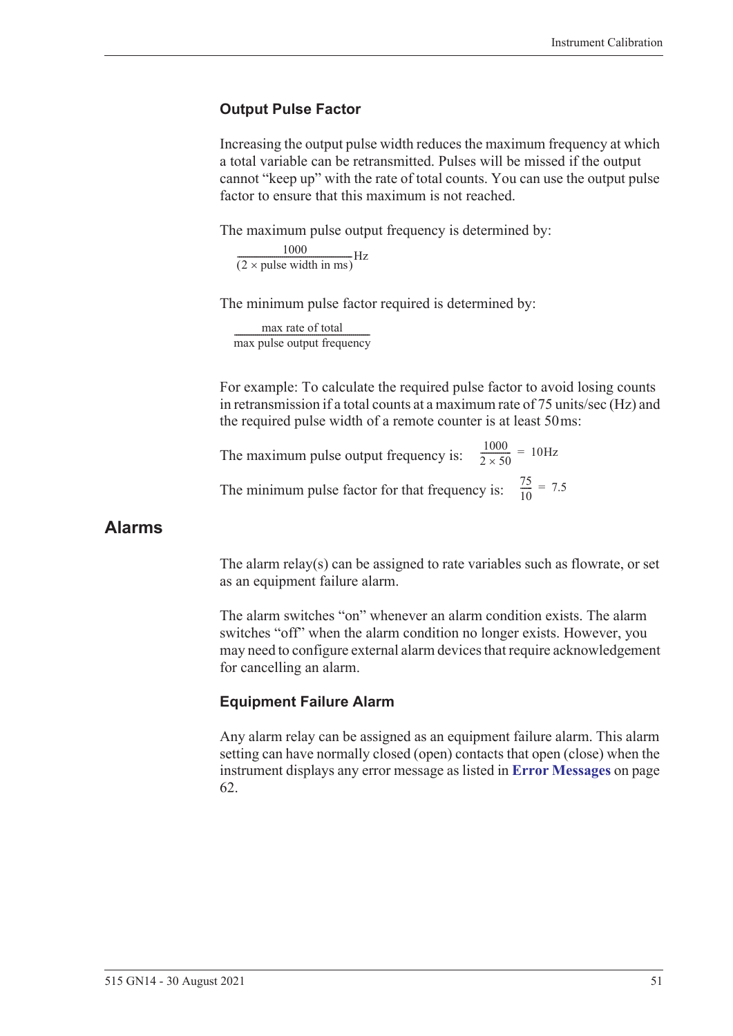### Output Pulse Factor

Increasing the output pulse width reduces the maximum frequency at which a total variable can be retransmitted. Pulses will be missed if the output cannot "keep up" with the rate of total counts. You can use the output pulse factor to ensure that this maximum is not reached.

The maximum pulse output frequency is determined by:

$$\frac{1000}{(2 \times \text{pulse width in ms})}\text{Hz}$$

The minimum pulse factor required is determined by:

$$\frac{\text{max rate of total}}{\text{max pulse output frequency}}$$

For example: To calculate the required pulse factor to avoid losing counts in retransmission if a total counts at a maximum rate of 75 units/sec (Hz) and the required pulse width of a remote counter is at least 50 ms:

The maximum pulse output frequency is: $\frac{1000}{2 \times 50} = 10\text{Hz}$

The minimum pulse factor for that frequency is: $\frac{75}{10} = 7.5$

## Alarms

The alarm relay(s) can be assigned to rate variables such as flowrate, or set as an equipment failure alarm.

The alarm switches "on" whenever an alarm condition exists. The alarm switches "off" when the alarm condition no longer exists. However, you may need to configure external alarm devices that require acknowledgement for cancelling an alarm.

### Equipment Failure Alarm

Any alarm relay can be assigned as an equipment failure alarm. This alarm setting can have normally closed (open) contacts that open (close) when the instrument displays any error message as listed in **Error Messages** on page 62.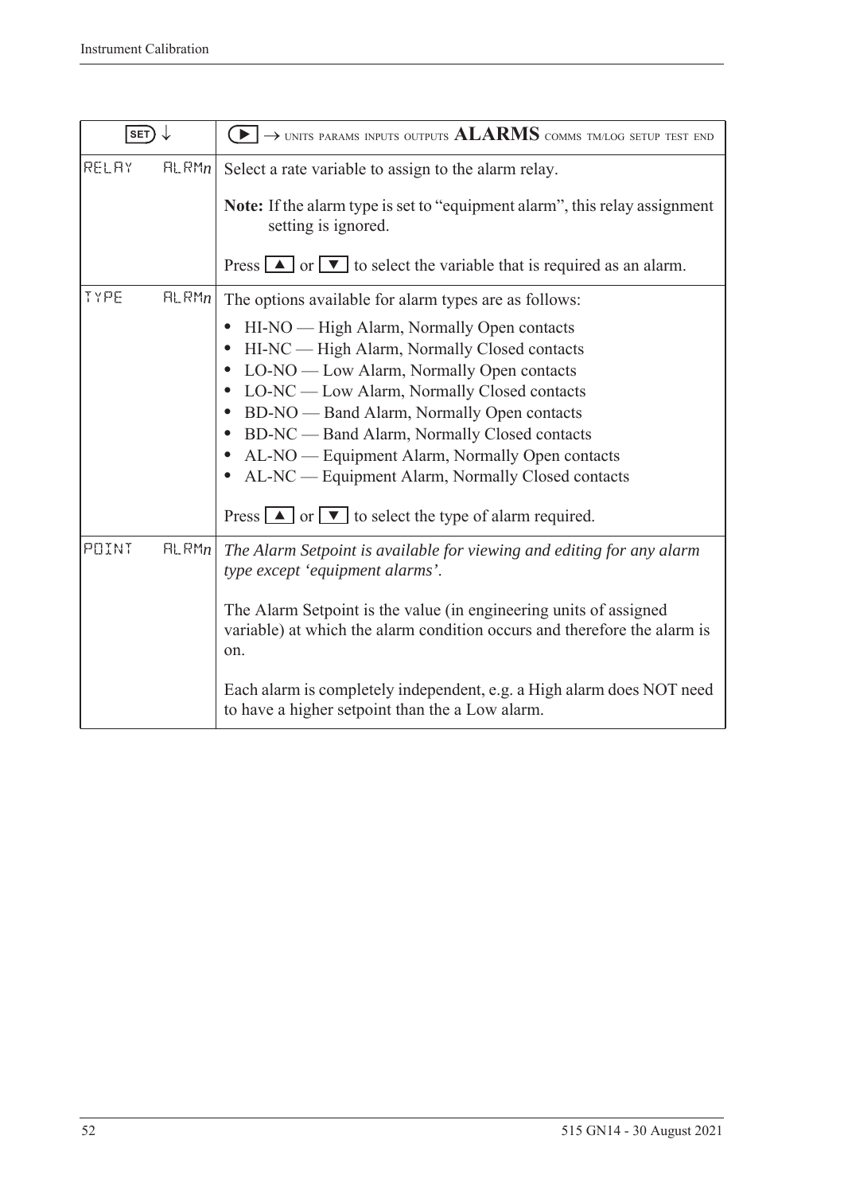| SET ↓ | | ▶ → UNITS PARAMS INPUTS OUTPUTS **ALARMS** COMMS TM/LOG SETUP TEST END |
|---|---|---|
| RELAY | ALRM*n* | Select a rate variable to assign to the alarm relay.<br><br>**Note:** If the alarm type is set to "equipment alarm", this relay assignment setting is ignored.<br><br>Press ▲ or ▼ to select the variable that is required as an alarm. |
| TYPE | ALRM*n* | The options available for alarm types are as follows:<br>• HI-NO — High Alarm, Normally Open contacts<br>• HI-NC — High Alarm, Normally Closed contacts<br>• LO-NO — Low Alarm, Normally Open contacts<br>• LO-NC — Low Alarm, Normally Closed contacts<br>• BD-NO — Band Alarm, Normally Open contacts<br>• BD-NC — Band Alarm, Normally Closed contacts<br>• AL-NO — Equipment Alarm, Normally Open contacts<br>• AL-NC — Equipment Alarm, Normally Closed contacts<br><br>Press ▲ or ▼ to select the type of alarm required. |
| POINT | ALRM*n* | *The Alarm Setpoint is available for viewing and editing for any alarm type except 'equipment alarms'.*<br><br>The Alarm Setpoint is the value (in engineering units of assigned variable) at which the alarm condition occurs and therefore the alarm is on.<br><br>Each alarm is completely independent, e.g. a High alarm does NOT need to have a higher setpoint than the a Low alarm. |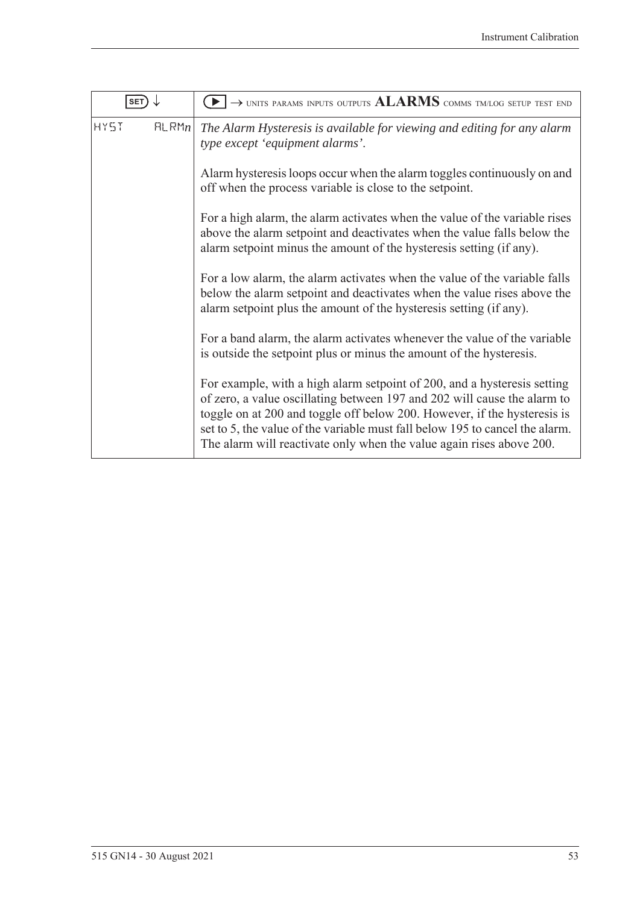| SET ↓ | ▶ → UNITS PARAMS INPUTS OUTPUTS **ALARMS** COMMS TM/LOG SETUP TEST END |
|---|---|
| HYST ALRM*n* | *The Alarm Hysteresis is available for viewing and editing for any alarm type except 'equipment alarms'.*<br><br>Alarm hysteresis loops occur when the alarm toggles continuously on and off when the process variable is close to the setpoint.<br><br>For a high alarm, the alarm activates when the value of the variable rises above the alarm setpoint and deactivates when the value falls below the alarm setpoint minus the amount of the hysteresis setting (if any).<br><br>For a low alarm, the alarm activates when the value of the variable falls below the alarm setpoint and deactivates when the value rises above the alarm setpoint plus the amount of the hysteresis setting (if any).<br><br>For a band alarm, the alarm activates whenever the value of the variable is outside the setpoint plus or minus the amount of the hysteresis.<br><br>For example, with a high alarm setpoint of 200, and a hysteresis setting of zero, a value oscillating between 197 and 202 will cause the alarm to toggle on at 200 and toggle off below 200. However, if the hysteresis is set to 5, the value of the variable must fall below 195 to cancel the alarm. The alarm will reactivate only when the value again rises above 200. |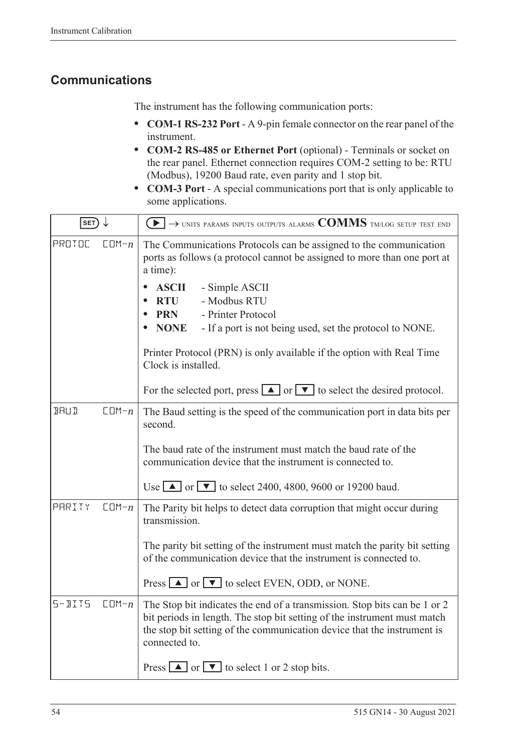## Communications

The instrument has the following communication ports:

- **COM-1 RS-232 Port** - A 9-pin female connector on the rear panel of the instrument.
- **COM-2 RS-485 or Ethernet Port** (optional) - Terminals or socket on the rear panel. Ethernet connection requires COM-2 setting to be: RTU (Modbus), 19200 Baud rate, even parity and 1 stop bit.
- **COM-3 Port** - A special communications port that is only applicable to some applications.

| SET ↓ | ▶ → UNITS PARAMS INPUTS OUTPUTS ALARMS **COMMS** TM/LOG SETUP TEST END |
|---|---|
| PROTOC COM-*n* | The Communications Protocols can be assigned to the communication ports as follows (a protocol cannot be assigned to more than one port at a time):<br>• **ASCII** - Simple ASCII<br>• **RTU** - Modbus RTU<br>• **PRN** - Printer Protocol<br>• **NONE** - If a port is not being used, set the protocol to NONE.<br><br>Printer Protocol (PRN) is only available if the option with Real Time Clock is installed.<br><br>For the selected port, press ▲ or ▼ to select the desired protocol. |
| BAUD COM-*n* | The Baud setting is the speed of the communication port in data bits per second.<br><br>The baud rate of the instrument must match the baud rate of the communication device that the instrument is connected to.<br><br>Use ▲ or ▼ to select 2400, 4800, 9600 or 19200 baud. |
| PARITY COM-*n* | The Parity bit helps to detect data corruption that might occur during transmission.<br><br>The parity bit setting of the instrument must match the parity bit setting of the communication device that the instrument is connected to.<br><br>Press ▲ or ▼ to select EVEN, ODD, or NONE. |
| S-BITS COM-*n* | The Stop bit indicates the end of a transmission. Stop bits can be 1 or 2 bit periods in length. The stop bit setting of the instrument must match the stop bit setting of the communication device that the instrument is connected to.<br><br>Press ▲ or ▼ to select 1 or 2 stop bits. |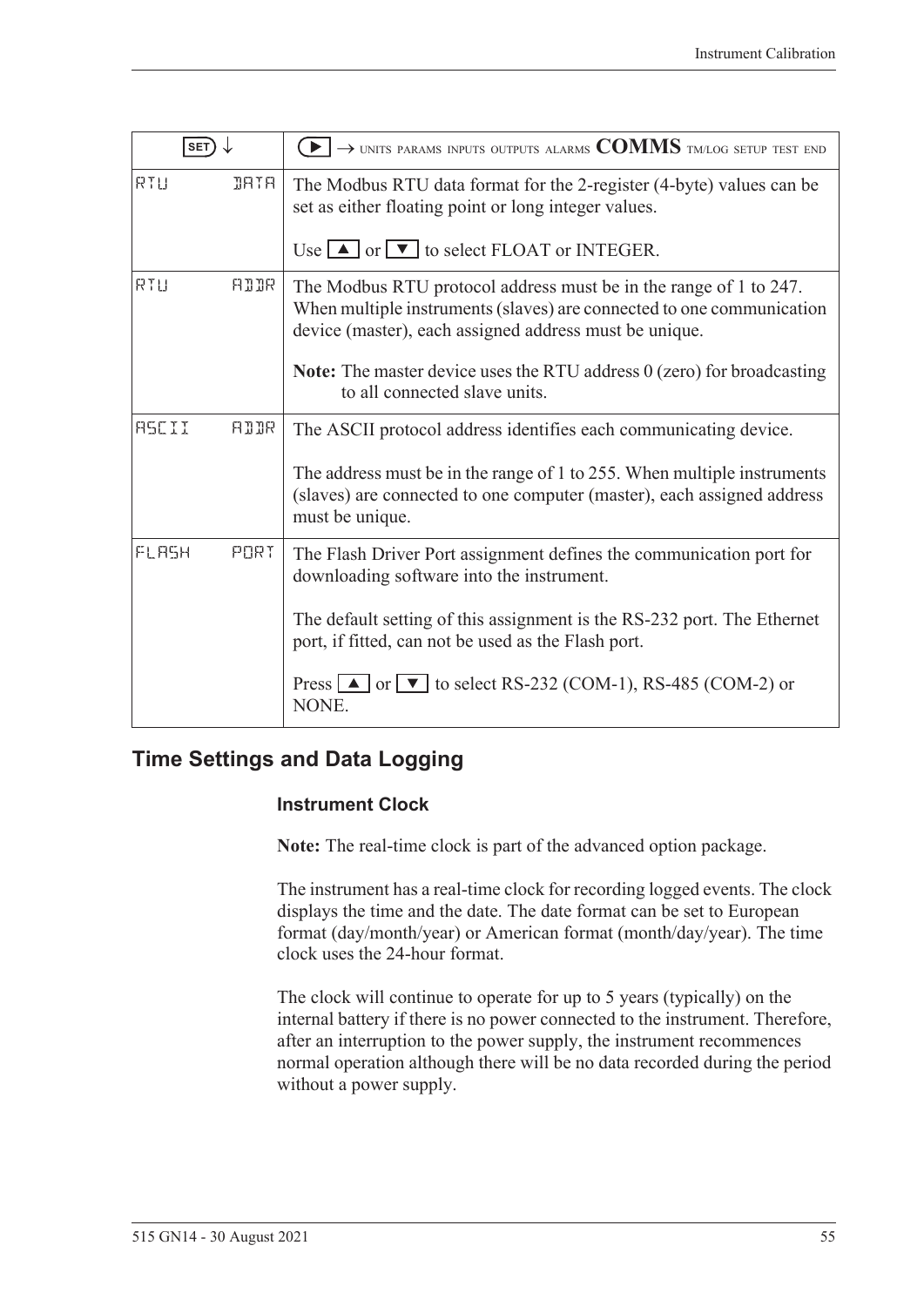| SET ↓ | ▶ → UNITS PARAMS INPUTS OUTPUTS ALARMS **COMMS** TM/LOG SETUP TEST END |
|---|---|
| RTU DATA | The Modbus RTU data format for the 2-register (4-byte) values can be set as either floating point or long integer values.<br><br>Use ▲ or ▼ to select FLOAT or INTEGER. |
| RTU ADDR | The Modbus RTU protocol address must be in the range of 1 to 247. When multiple instruments (slaves) are connected to one communication device (master), each assigned address must be unique.<br><br>**Note:** The master device uses the RTU address 0 (zero) for broadcasting to all connected slave units. |
| ASCII ADDR | The ASCII protocol address identifies each communicating device.<br><br>The address must be in the range of 1 to 255. When multiple instruments (slaves) are connected to one computer (master), each assigned address must be unique. |
| FLASH PORT | The Flash Driver Port assignment defines the communication port for downloading software into the instrument.<br><br>The default setting of this assignment is the RS-232 port. The Ethernet port, if fitted, can not be used as the Flash port.<br><br>Press ▲ or ▼ to select RS-232 (COM-1), RS-485 (COM-2) or NONE. |

## Time Settings and Data Logging

### Instrument Clock

**Note:** The real-time clock is part of the advanced option package.

The instrument has a real-time clock for recording logged events. The clock displays the time and the date. The date format can be set to European format (day/month/year) or American format (month/day/year). The time clock uses the 24-hour format.

The clock will continue to operate for up to 5 years (typically) on the internal battery if there is no power connected to the instrument. Therefore, after an interruption to the power supply, the instrument recommences normal operation although there will be no data recorded during the period without a power supply.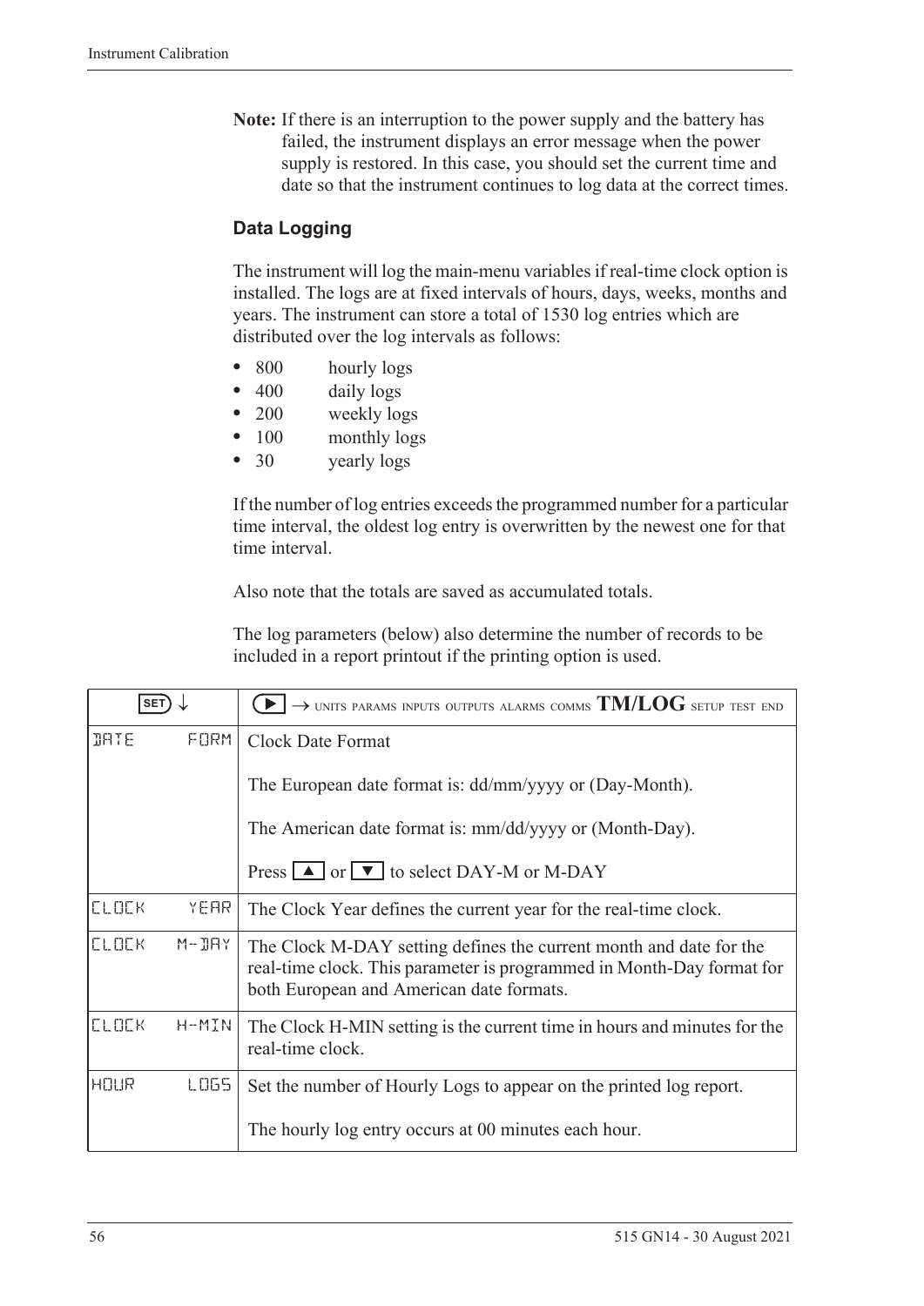**Note:** If there is an interruption to the power supply and the battery has failed, the instrument displays an error message when the power supply is restored. In this case, you should set the current time and date so that the instrument continues to log data at the correct times.

### Data Logging

The instrument will log the main-menu variables if real-time clock option is installed. The logs are at fixed intervals of hours, days, weeks, months and years. The instrument can store a total of 1530 log entries which are distributed over the log intervals as follows:

- 800 hourly logs
- 400 daily logs
- 200 weekly logs
- 100 monthly logs
- 30 yearly logs

If the number of log entries exceeds the programmed number for a particular time interval, the oldest log entry is overwritten by the newest one for that time interval.

Also note that the totals are saved as accumulated totals.

The log parameters (below) also determine the number of records to be included in a report printout if the printing option is used.

| SET ↓ | ▶ → UNITS PARAMS INPUTS OUTPUTS ALARMS COMMS **TM/LOG** SETUP TEST END |
|---|---|
| DATE FORM | Clock Date Format<br><br>The European date format is: dd/mm/yyyy or (Day-Month).<br><br>The American date format is: mm/dd/yyyy or (Month-Day).<br><br>Press ▲ or ▼ to select DAY-M or M-DAY |
| CLOCK YEAR | The Clock Year defines the current year for the real-time clock. |
| CLOCK M-DAY | The Clock M-DAY setting defines the current month and date for the real-time clock. This parameter is programmed in Month-Day format for both European and American date formats. |
| CLOCK H-MIN | The Clock H-MIN setting is the current time in hours and minutes for the real-time clock. |
| HOUR LOGS | Set the number of Hourly Logs to appear on the printed log report.<br><br>The hourly log entry occurs at 00 minutes each hour. |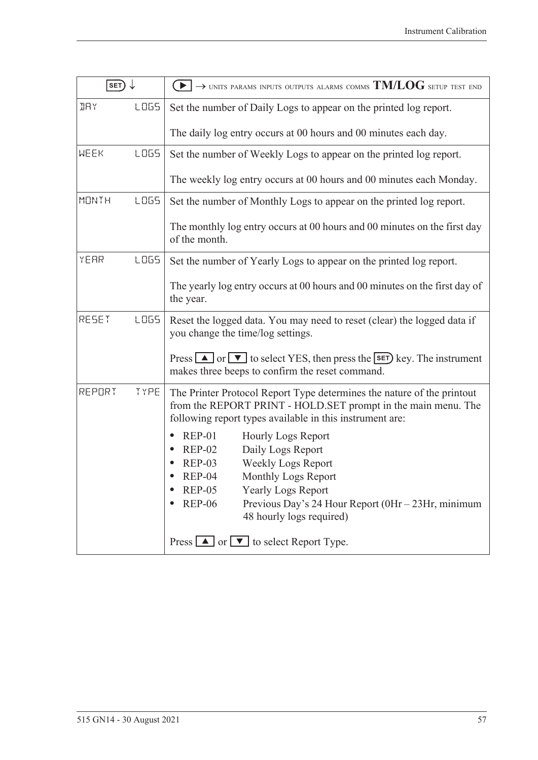| SET ↓ | ▶ → UNITS PARAMS INPUTS OUTPUTS ALARMS COMMS **TM/LOG** SETUP TEST END |
|---|---|
| DAY LOGS | Set the number of Daily Logs to appear on the printed log report.<br><br>The daily log entry occurs at 00 hours and 00 minutes each day. |
| WEEK LOGS | Set the number of Weekly Logs to appear on the printed log report.<br><br>The weekly log entry occurs at 00 hours and 00 minutes each Monday. |
| MONTH LOGS | Set the number of Monthly Logs to appear on the printed log report.<br><br>The monthly log entry occurs at 00 hours and 00 minutes on the first day of the month. |
| YEAR LOGS | Set the number of Yearly Logs to appear on the printed log report.<br><br>The yearly log entry occurs at 00 hours and 00 minutes on the first day of the year. |
| RESET LOGS | Reset the logged data. You may need to reset (clear) the logged data if you change the time/log settings.<br><br>Press ▲ or ▼ to select YES, then press the SET key. The instrument makes three beeps to confirm the reset command. |
| REPORT TYPE | The Printer Protocol Report Type determines the nature of the printout from the REPORT PRINT - HOLD.SET prompt in the main menu. The following report types available in this instrument are:<br><br>• REP-01 Hourly Logs Report<br>• REP-02 Daily Logs Report<br>• REP-03 Weekly Logs Report<br>• REP-04 Monthly Logs Report<br>• REP-05 Yearly Logs Report<br>• REP-06 Previous Day's 24 Hour Report (0Hr – 23Hr, minimum 48 hourly logs required)<br><br>Press ▲ or ▼ to select Report Type. |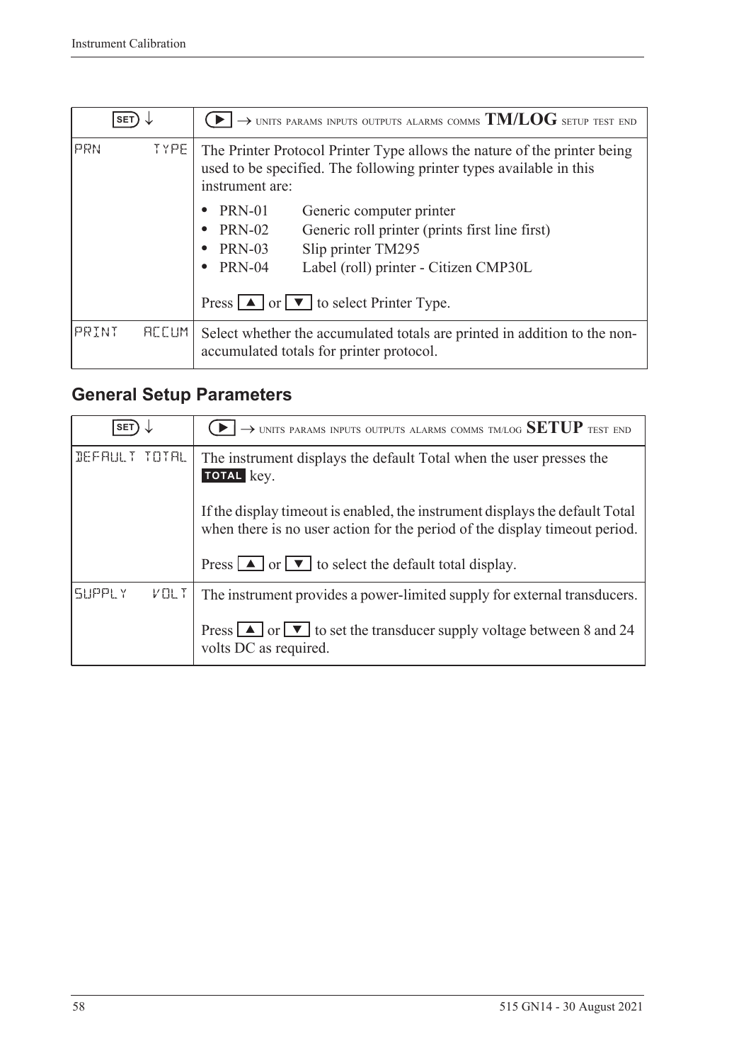| SET ↓ | ▶ → UNITS PARAMS INPUTS OUTPUTS ALARMS COMMS **TM/LOG** SETUP TEST END |
|---|---|
| PRN TYPE | The Printer Protocol Printer Type allows the nature of the printer being used to be specified. The following printer types available in this instrument are:<br><br>• PRN-01 Generic computer printer<br>• PRN-02 Generic roll printer (prints first line first)<br>• PRN-03 Slip printer TM295<br>• PRN-04 Label (roll) printer - Citizen CMP30L<br><br>Press ▲ or ▼ to select Printer Type. |
| PRINT ACCUM | Select whether the accumulated totals are printed in addition to the non-accumulated totals for printer protocol. |

## General Setup Parameters

| SET ↓ | ▶ → UNITS PARAMS INPUTS OUTPUTS ALARMS COMMS TM/LOG **SETUP** TEST END |
|---|---|
| DEFAULT TOTAL | The instrument displays the default Total when the user presses the **TOTAL** key.<br><br>If the display timeout is enabled, the instrument displays the default Total when there is no user action for the period of the display timeout period.<br><br>Press ▲ or ▼ to select the default total display. |
| SUPPLY VOLT | The instrument provides a power-limited supply for external transducers.<br><br>Press ▲ or ▼ to set the transducer supply voltage between 8 and 24 volts DC as required. |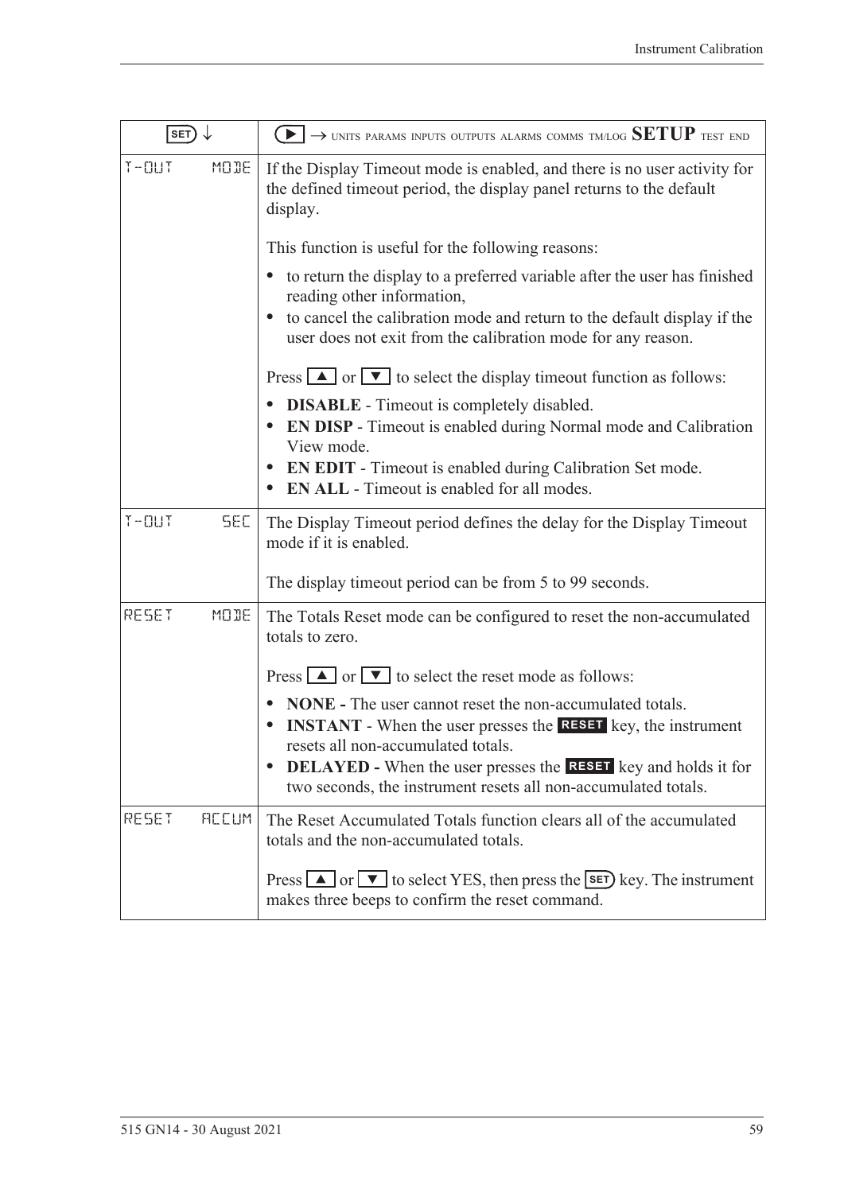| SET ↓ | ▶ → UNITS PARAMS INPUTS OUTPUTS ALARMS COMMS TM/LOG **SETUP** TEST END |
|---|---|
| T-OUT MODE | If the Display Timeout mode is enabled, and there is no user activity for the defined timeout period, the display panel returns to the default display.<br><br>This function is useful for the following reasons:<br>• to return the display to a preferred variable after the user has finished reading other information,<br>• to cancel the calibration mode and return to the default display if the user does not exit from the calibration mode for any reason.<br><br>Press ▲ or ▼ to select the display timeout function as follows:<br>• **DISABLE** - Timeout is completely disabled.<br>• **EN DISP** - Timeout is enabled during Normal mode and Calibration View mode.<br>• **EN EDIT** - Timeout is enabled during Calibration Set mode.<br>• **EN ALL** - Timeout is enabled for all modes. |
| T-OUT SEC | The Display Timeout period defines the delay for the Display Timeout mode if it is enabled.<br><br>The display timeout period can be from 5 to 99 seconds. |
| RESET MODE | The Totals Reset mode can be configured to reset the non-accumulated totals to zero.<br><br>Press ▲ or ▼ to select the reset mode as follows:<br>• **NONE -** The user cannot reset the non-accumulated totals.<br>• **INSTANT** - When the user presses the **RESET** key, the instrument resets all non-accumulated totals.<br>• **DELAYED -** When the user presses the **RESET** key and holds it for two seconds, the instrument resets all non-accumulated totals. |
| RESET ACCUM | The Reset Accumulated Totals function clears all of the accumulated totals and the non-accumulated totals.<br><br>Press ▲ or ▼ to select YES, then press the SET key. The instrument makes three beeps to confirm the reset command. |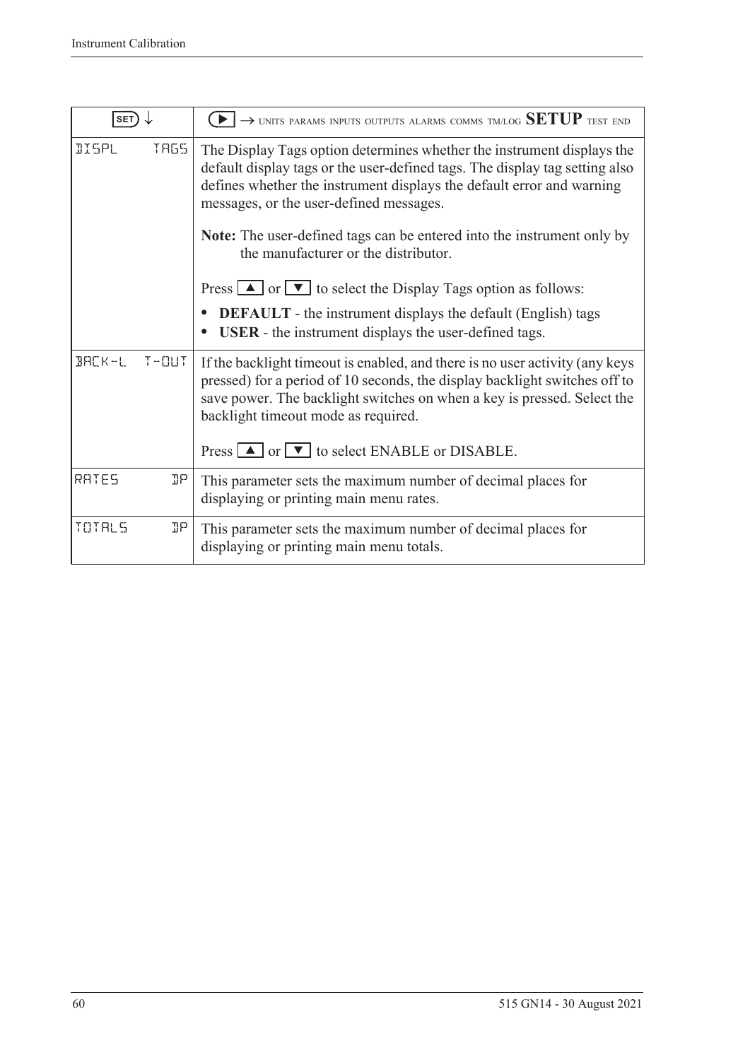| SET ↓ | ▶ → UNITS PARAMS INPUTS OUTPUTS ALARMS COMMS TM/LOG **SETUP** TEST END |
|---|---|
| DISPL TAGS | The Display Tags option determines whether the instrument displays the default display tags or the user-defined tags. The display tag setting also defines whether the instrument displays the default error and warning messages, or the user-defined messages.<br><br>**Note:** The user-defined tags can be entered into the instrument only by the manufacturer or the distributor.<br><br>Press ▲ or ▼ to select the Display Tags option as follows:<br>• **DEFAULT** - the instrument displays the default (English) tags<br>• **USER** - the instrument displays the user-defined tags. |
| BACK-L T-OUT | If the backlight timeout is enabled, and there is no user activity (any keys pressed) for a period of 10 seconds, the display backlight switches off to save power. The backlight switches on when a key is pressed. Select the backlight timeout mode as required.<br><br>Press ▲ or ▼ to select ENABLE or DISABLE. |
| RATES DP | This parameter sets the maximum number of decimal places for displaying or printing main menu rates. |
| TOTALS DP | This parameter sets the maximum number of decimal places for displaying or printing main menu totals. |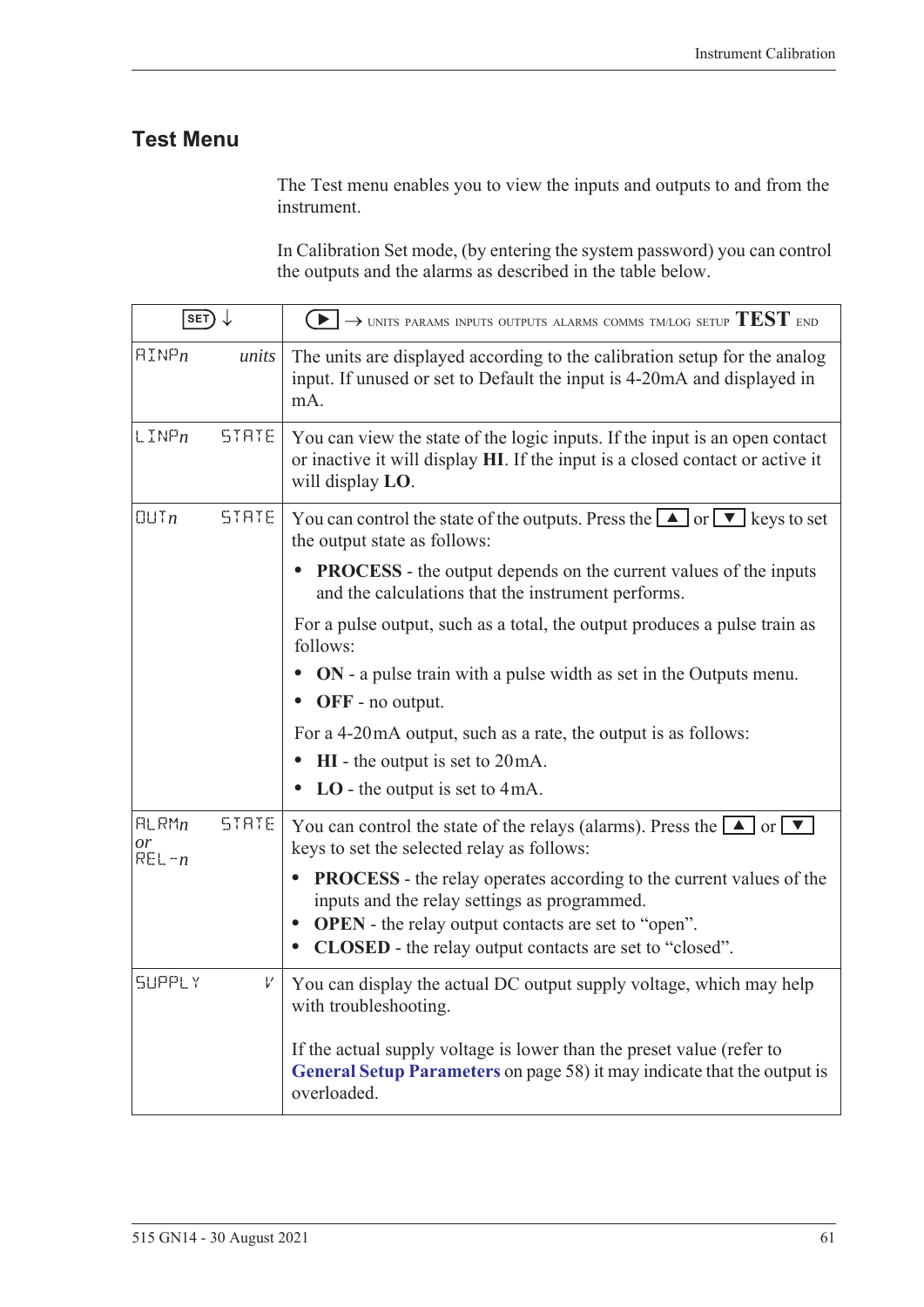## Test Menu

The Test menu enables you to view the inputs and outputs to and from the instrument.

In Calibration Set mode, (by entering the system password) you can control the outputs and the alarms as described in the table below.

| SET ↓ | | ▶ → UNITS PARAMS INPUTS OUTPUTS ALARMS COMMS TM/LOG SETUP **TEST** END |
|---|---|---|
| AINP*n* | *units* | The units are displayed according to the calibration setup for the analog input. If unused or set to Default the input is 4-20mA and displayed in mA. |
| LINP*n* | STATE | You can view the state of the logic inputs. If the input is an open contact or inactive it will display **HI**. If the input is a closed contact or active it will display **LO**. |
| OUT*n* | STATE | You can control the state of the outputs. Press the ▲ or ▼ keys to set the output state as follows:<br>• **PROCESS** - the output depends on the current values of the inputs and the calculations that the instrument performs.<br>For a pulse output, such as a total, the output produces a pulse train as follows:<br>• **ON** - a pulse train with a pulse width as set in the Outputs menu.<br>• **OFF** - no output.<br>For a 4-20 mA output, such as a rate, the output is as follows:<br>• **HI** - the output is set to 20 mA.<br>• **LO** - the output is set to 4 mA. |
| ALRM*n* *or* REL-*n* | STATE | You can control the state of the relays (alarms). Press the ▲ or ▼ keys to set the selected relay as follows:<br>• **PROCESS** - the relay operates according to the current values of the inputs and the relay settings as programmed.<br>• **OPEN** - the relay output contacts are set to “open”.<br>• **CLOSED** - the relay output contacts are set to “closed”. |
| SUPPLY | V | You can display the actual DC output supply voltage, which may help with troubleshooting.<br><br>If the actual supply voltage is lower than the preset value (refer to **General Setup Parameters** on page 58) it may indicate that the output is overloaded. |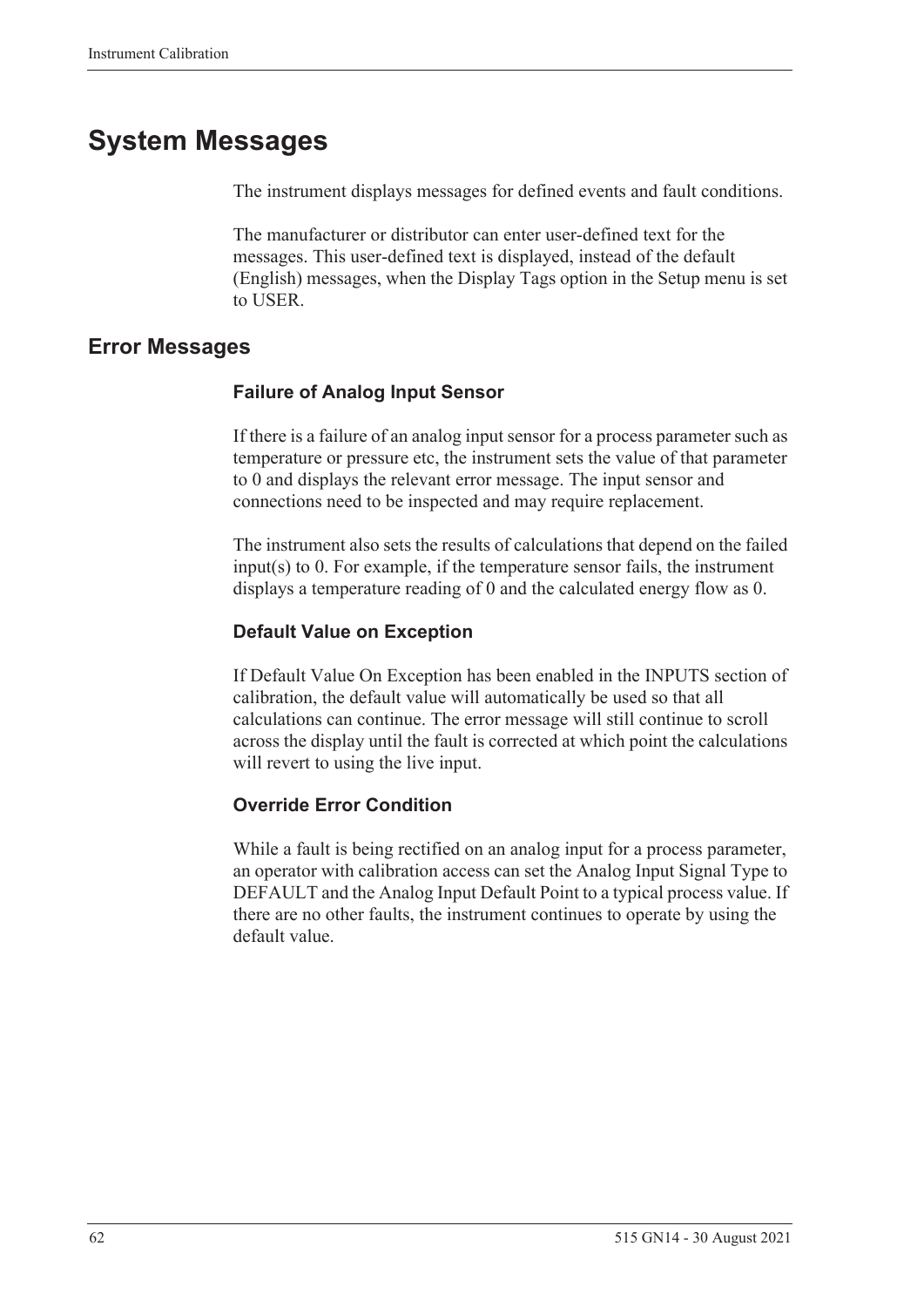# System Messages

The instrument displays messages for defined events and fault conditions.

The manufacturer or distributor can enter user-defined text for the messages. This user-defined text is displayed, instead of the default (English) messages, when the Display Tags option in the Setup menu is set to USER.

## Error Messages

### Failure of Analog Input Sensor

If there is a failure of an analog input sensor for a process parameter such as temperature or pressure etc, the instrument sets the value of that parameter to 0 and displays the relevant error message. The input sensor and connections need to be inspected and may require replacement.

The instrument also sets the results of calculations that depend on the failed input(s) to 0. For example, if the temperature sensor fails, the instrument displays a temperature reading of 0 and the calculated energy flow as 0.

### Default Value on Exception

If Default Value On Exception has been enabled in the INPUTS section of calibration, the default value will automatically be used so that all calculations can continue. The error message will still continue to scroll across the display until the fault is corrected at which point the calculations will revert to using the live input.

### Override Error Condition

While a fault is being rectified on an analog input for a process parameter, an operator with calibration access can set the Analog Input Signal Type to DEFAULT and the Analog Input Default Point to a typical process value. If there are no other faults, the instrument continues to operate by using the default value.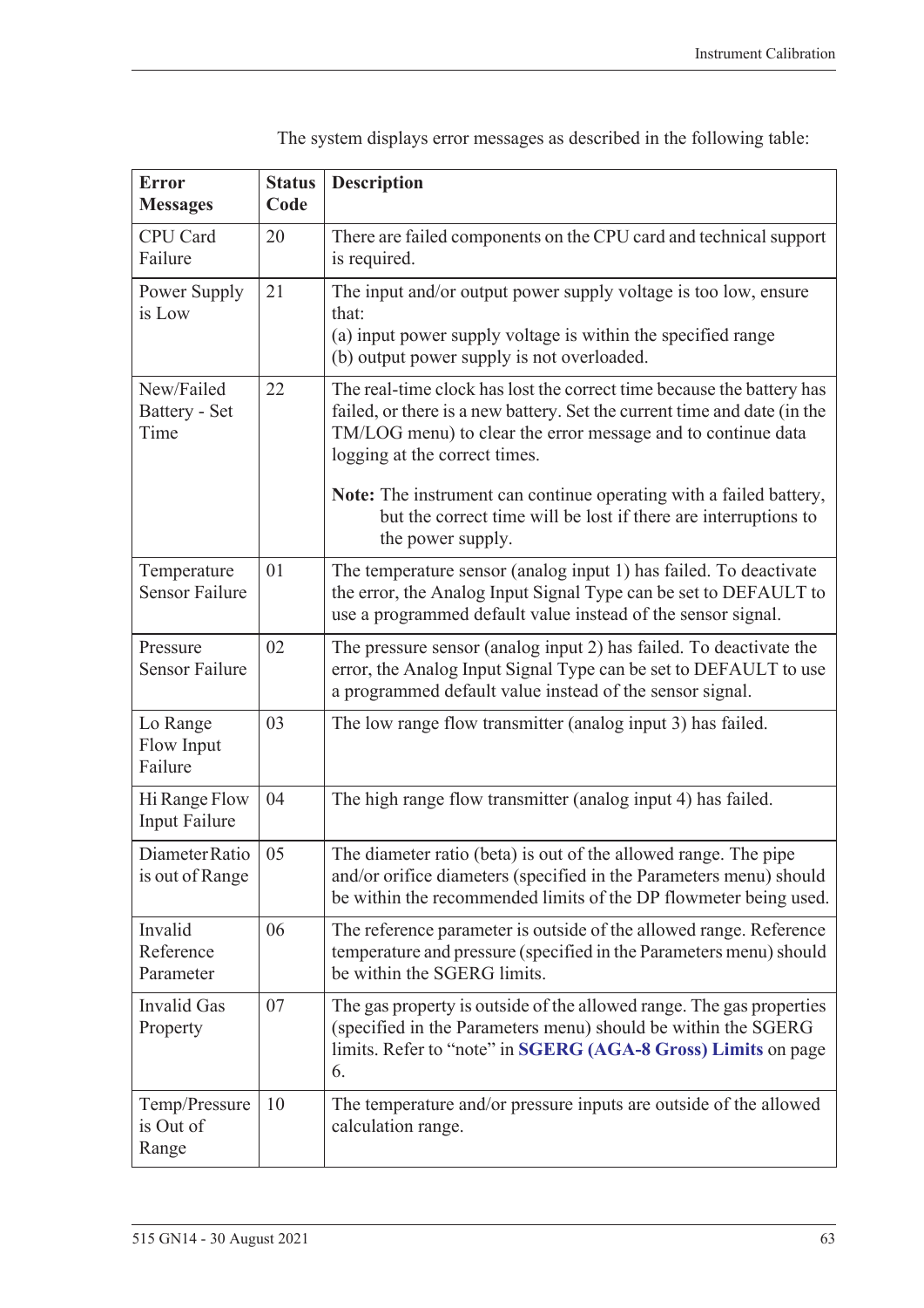The system displays error messages as described in the following table:

| Error Messages | Status Code | Description |
|---|---|---|
| CPU Card Failure | 20 | There are failed components on the CPU card and technical support is required. |
| Power Supply is Low | 21 | The input and/or output power supply voltage is too low, ensure that:<br>(a) input power supply voltage is within the specified range<br>(b) output power supply is not overloaded. |
| New/Failed Battery - Set Time | 22 | The real-time clock has lost the correct time because the battery has failed, or there is a new battery. Set the current time and date (in the TM/LOG menu) to clear the error message and to continue data logging at the correct times.<br><br>**Note:** The instrument can continue operating with a failed battery, but the correct time will be lost if there are interruptions to the power supply. |
| Temperature Sensor Failure | 01 | The temperature sensor (analog input 1) has failed. To deactivate the error, the Analog Input Signal Type can be set to DEFAULT to use a programmed default value instead of the sensor signal. |
| Pressure Sensor Failure | 02 | The pressure sensor (analog input 2) has failed. To deactivate the error, the Analog Input Signal Type can be set to DEFAULT to use a programmed default value instead of the sensor signal. |
| Lo Range Flow Input Failure | 03 | The low range flow transmitter (analog input 3) has failed. |
| Hi Range Flow Input Failure | 04 | The high range flow transmitter (analog input 4) has failed. |
| Diameter Ratio is out of Range | 05 | The diameter ratio (beta) is out of the allowed range. The pipe and/or orifice diameters (specified in the Parameters menu) should be within the recommended limits of the DP flowmeter being used. |
| Invalid Reference Parameter | 06 | The reference parameter is outside of the allowed range. Reference temperature and pressure (specified in the Parameters menu) should be within the SGERG limits. |
| Invalid Gas Property | 07 | The gas property is outside of the allowed range. The gas properties (specified in the Parameters menu) should be within the SGERG limits. Refer to "note" in **SGERG (AGA-8 Gross) Limits** on page 6. |
| Temp/Pressure is Out of Range | 10 | The temperature and/or pressure inputs are outside of the allowed calculation range. |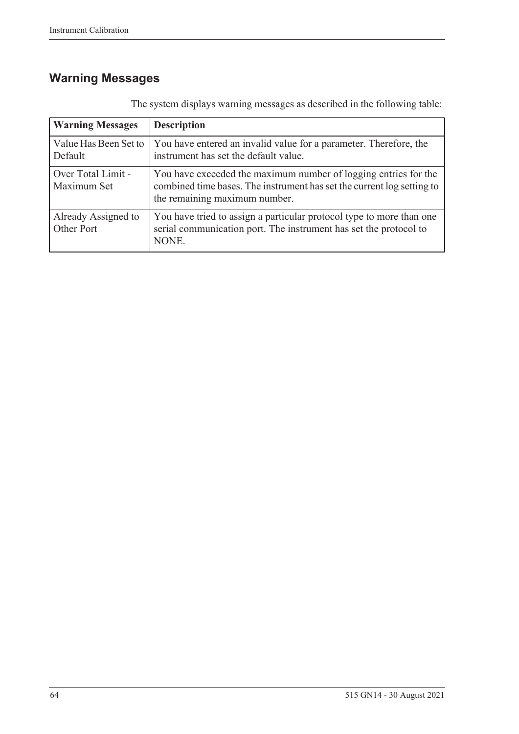## Warning Messages

The system displays warning messages as described in the following table:

| Warning Messages | Description |
| --- | --- |
| Value Has Been Set to Default | You have entered an invalid value for a parameter. Therefore, the instrument has set the default value. |
| Over Total Limit - Maximum Set | You have exceeded the maximum number of logging entries for the combined time bases. The instrument has set the current log setting to the remaining maximum number. |
| Already Assigned to Other Port | You have tried to assign a particular protocol type to more than one serial communication port. The instrument has set the protocol to NONE. |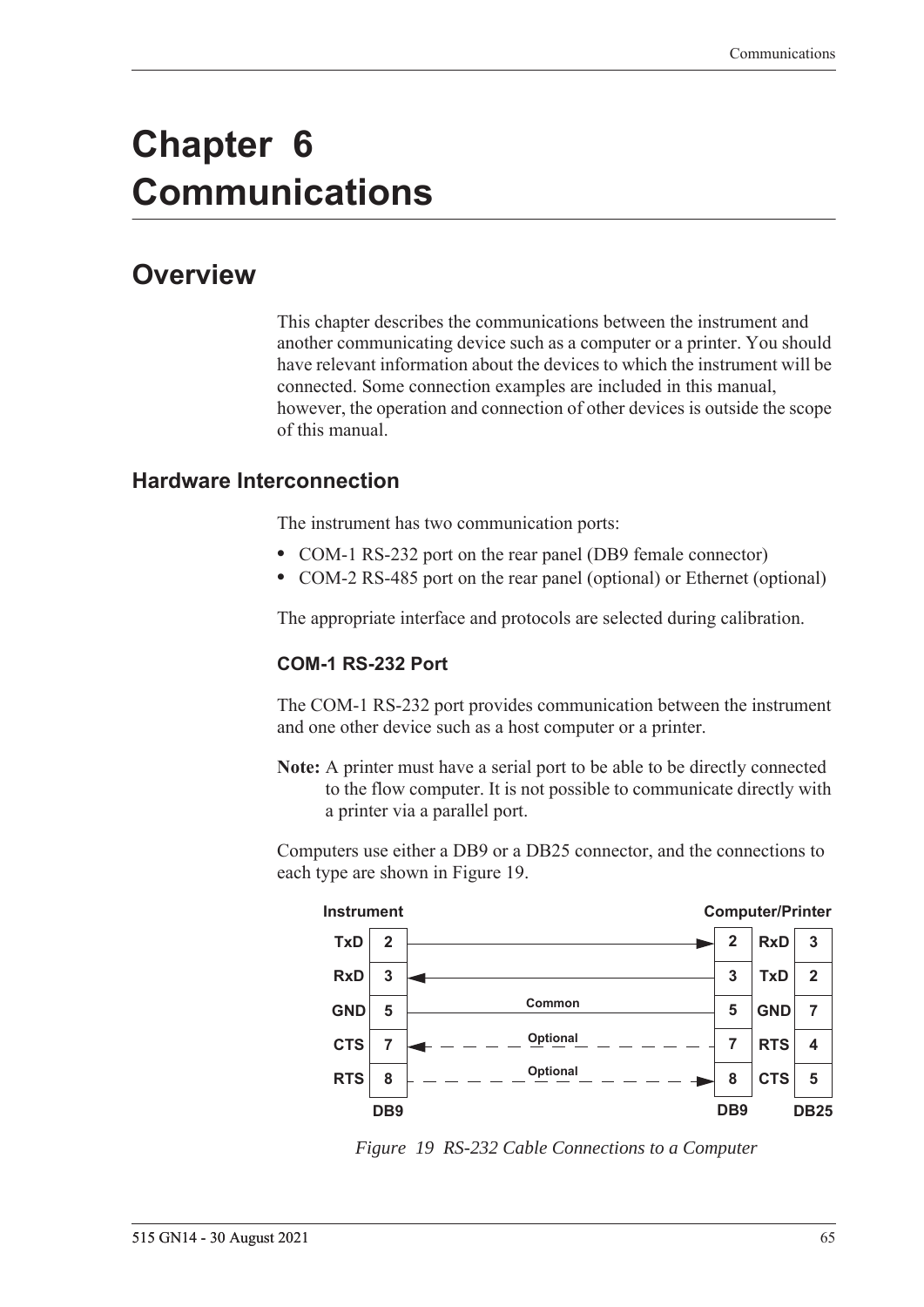# Chapter 6 Communications

## Overview

This chapter describes the communications between the instrument and another communicating device such as a computer or a printer. You should have relevant information about the devices to which the instrument will be connected. Some connection examples are included in this manual, however, the operation and connection of other devices is outside the scope of this manual.

### Hardware Interconnection

The instrument has two communication ports:

- COM-1 RS-232 port on the rear panel (DB9 female connector)
- COM-2 RS-485 port on the rear panel (optional) or Ethernet (optional)

The appropriate interface and protocols are selected during calibration.

#### COM-1 RS-232 Port

The COM-1 RS-232 port provides communication between the instrument and one other device such as a host computer or a printer.

**Note:** A printer must have a serial port to be able to be directly connected to the flow computer. It is not possible to communicate directly with a printer via a parallel port.

Computers use either a DB9 or a DB25 connector, and the connections to each type are shown in Figure 19.

| Instrument | DB9 | Connection | DB9 | Computer/Printer | DB25 |
|---|---|---|---|---|---|
| TxD | 2 | → | 2 | RxD | 3 |
| RxD | 3 | ← | 3 | TxD | 2 |
| GND | 5 | Common | 5 | GND | 7 |
| CTS | 7 | ← Optional | 7 | RTS | 4 |
| RTS | 8 | → Optional | 8 | CTS | 5 |

*Figure 19 RS-232 Cable Connections to a Computer*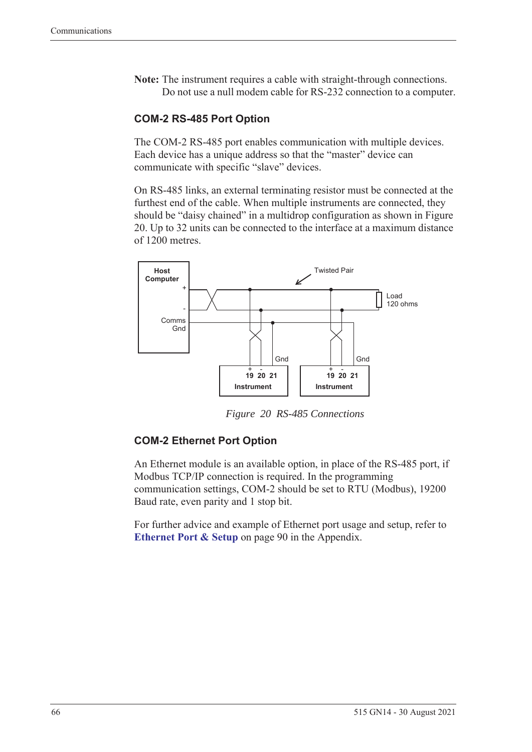**Note:** The instrument requires a cable with straight-through connections. Do not use a null modem cable for RS-232 connection to a computer.

### COM-2 RS-485 Port Option

The COM-2 RS-485 port enables communication with multiple devices. Each device has a unique address so that the "master" device can communicate with specific "slave" devices.

On RS-485 links, an external terminating resistor must be connected at the furthest end of the cable. When multiple instruments are connected, they should be "daisy chained" in a multidrop configuration as shown in Figure 20. Up to 32 units can be connected to the interface at a maximum distance of 1200 metres.

*Figure 20 RS-485 Connections*

### COM-2 Ethernet Port Option

An Ethernet module is an available option, in place of the RS-485 port, if Modbus TCP/IP connection is required. In the programming communication settings, COM-2 should be set to RTU (Modbus), 19200 Baud rate, even parity and 1 stop bit.

For further advice and example of Ethernet port usage and setup, refer to **Ethernet Port & Setup** on page 90 in the Appendix.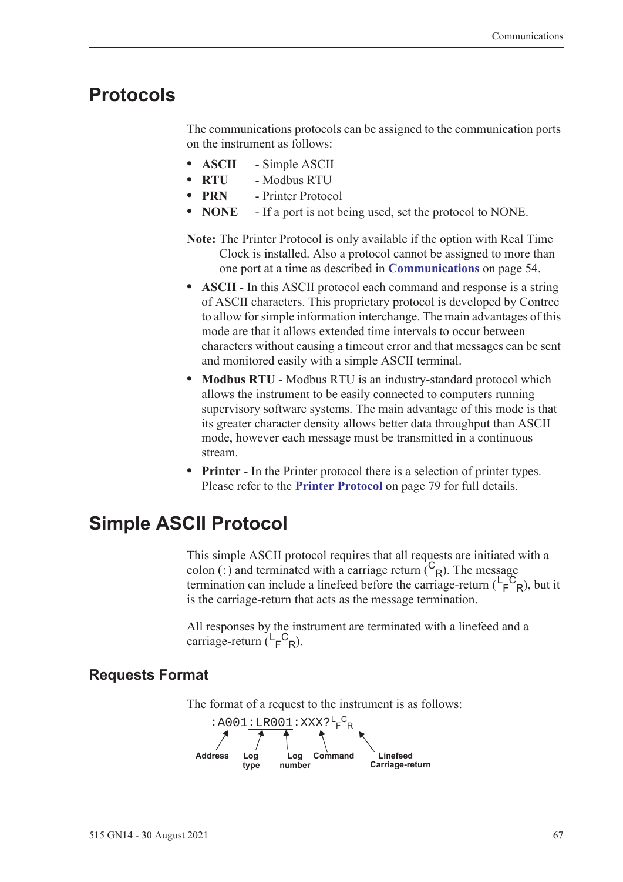# Protocols

The communications protocols can be assigned to the communication ports on the instrument as follows:

- **ASCII** - Simple ASCII
- **RTU** - Modbus RTU
- **PRN** - Printer Protocol
- **NONE** - If a port is not being used, set the protocol to NONE.

**Note:** The Printer Protocol is only available if the option with Real Time Clock is installed. Also a protocol cannot be assigned to more than one port at a time as described in **Communications** on page 54.

- **ASCII** - In this ASCII protocol each command and response is a string of ASCII characters. This proprietary protocol is developed by Contrec to allow for simple information interchange. The main advantages of this mode are that it allows extended time intervals to occur between characters without causing a timeout error and that messages can be sent and monitored easily with a simple ASCII terminal.
- **Modbus RTU** - Modbus RTU is an industry-standard protocol which allows the instrument to be easily connected to computers running supervisory software systems. The main advantage of this mode is that its greater character density allows better data throughput than ASCII mode, however each message must be transmitted in a continuous stream.
- **Printer** - In the Printer protocol there is a selection of printer types. Please refer to the **Printer Protocol** on page 79 for full details.

# Simple ASCII Protocol

This simple ASCII protocol requires that all requests are initiated with a colon (:) and terminated with a carriage return ($^{C}{}_{R}$). The message termination can include a linefeed before the carriage-return ($^{L}{}_{F}{}^{C}{}_{R}$), but it is the carriage-return that acts as the message termination.

All responses by the instrument are terminated with a linefeed and a carriage-return ($^{L}{}_{F}{}^{C}{}_{R}$).

## Requests Format

The format of a request to the instrument is as follows:

```
:A001:LR001:XXX?LFCR
```

Address — Log type — Log number — Command — Linefeed Carriage-return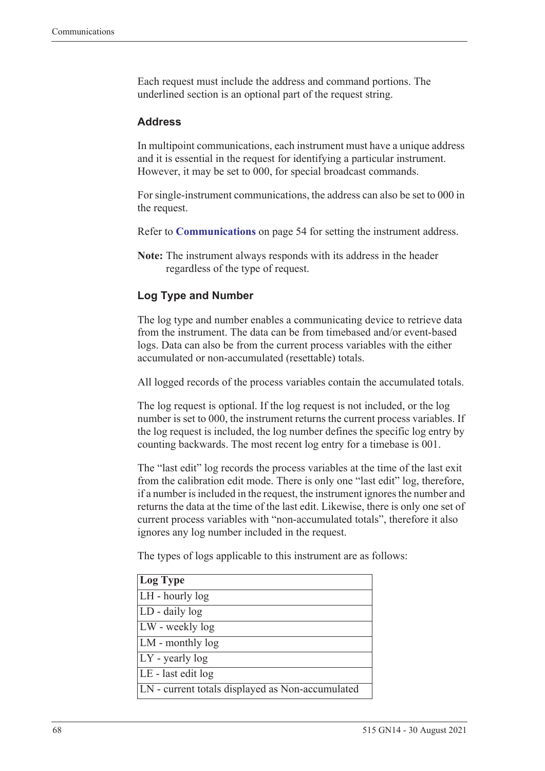Each request must include the address and command portions. The underlined section is an optional part of the request string.

### Address

In multipoint communications, each instrument must have a unique address and it is essential in the request for identifying a particular instrument. However, it may be set to 000, for special broadcast commands.

For single-instrument communications, the address can also be set to 000 in the request.

Refer to **Communications** on page 54 for setting the instrument address.

**Note:** The instrument always responds with its address in the header regardless of the type of request.

### Log Type and Number

The log type and number enables a communicating device to retrieve data from the instrument. The data can be from timebased and/or event-based logs. Data can also be from the current process variables with the either accumulated or non-accumulated (resettable) totals.

All logged records of the process variables contain the accumulated totals.

The log request is optional. If the log request is not included, or the log number is set to 000, the instrument returns the current process variables. If the log request is included, the log number defines the specific log entry by counting backwards. The most recent log entry for a timebase is 001.

The “last edit” log records the process variables at the time of the last exit from the calibration edit mode. There is only one “last edit” log, therefore, if a number is included in the request, the instrument ignores the number and returns the data at the time of the last edit. Likewise, there is only one set of current process variables with “non-accumulated totals”, therefore it also ignores any log number included in the request.

The types of logs applicable to this instrument are as follows:

| Log Type |
|---|
| LH - hourly log |
| LD - daily log |
| LW - weekly log |
| LM - monthly log |
| LY - yearly log |
| LE - last edit log |
| LN - current totals displayed as Non-accumulated |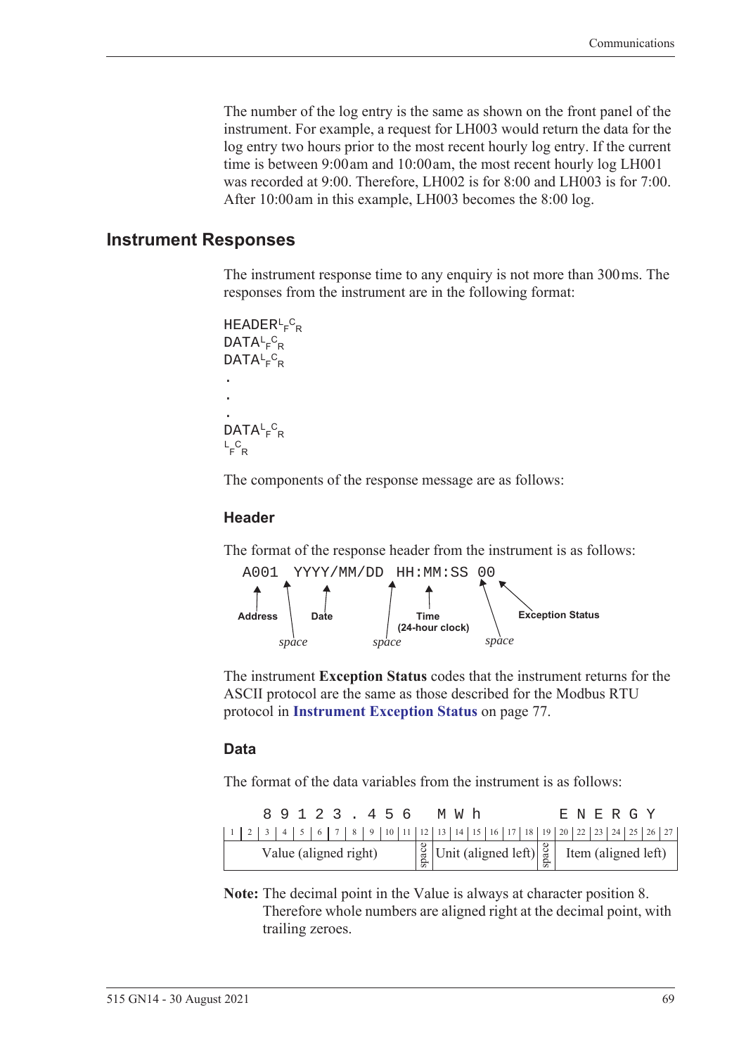The number of the log entry is the same as shown on the front panel of the instrument. For example, a request for LH003 would return the data for the log entry two hours prior to the most recent hourly log entry. If the current time is between 9:00 am and 10:00 am, the most recent hourly log LH001 was recorded at 9:00. Therefore, LH002 is for 8:00 and LH003 is for 7:00. After 10:00 am in this example, LH003 becomes the 8:00 log.

## Instrument Responses

The instrument response time to any enquiry is not more than 300 ms. The responses from the instrument are in the following format:

```
HEADER<LF><CR>
DATA<LF><CR>
DATA<LF><CR>
.
.
.
DATA<LF><CR>
<LF><CR>
```

The components of the response message are as follows:

### Header

The format of the response header from the instrument is as follows:

```
A001 YYYY/MM/DD HH:MM:SS 00
```

- Address
- *space*
- Date
- *space*
- Time (24-hour clock)
- *space*
- Exception Status

The instrument **Exception Status** codes that the instrument returns for the ASCII protocol are the same as those described for the Modbus RTU protocol in **Instrument Exception Status** on page 77.

### Data

The format of the data variables from the instrument is as follows:

```
 89123.456 MWh      ENERGY
```

| 1–11 | 12 | 13–18 | 19 | 20–27 |
|---|---|---|---|---|
| Value (aligned right) | space | Unit (aligned left) | space | Item (aligned left) |

**Note:** The decimal point in the Value is always at character position 8. Therefore whole numbers are aligned right at the decimal point, with trailing zeroes.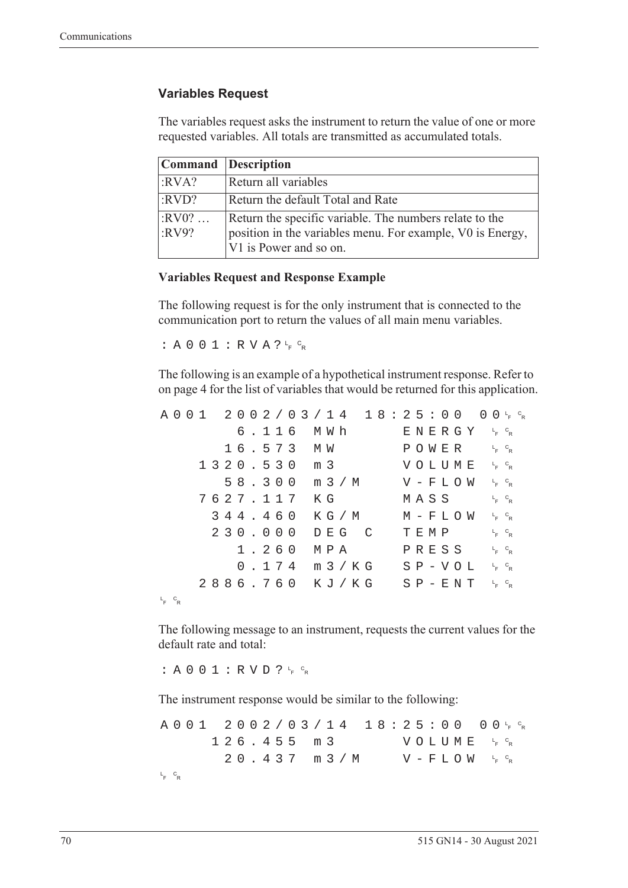### Variables Request

The variables request asks the instrument to return the value of one or more requested variables. All totals are transmitted as accumulated totals.

| Command | Description |
|---|---|
| :RVA? | Return all variables |
| :RVD? | Return the default Total and Rate |
| :RV0? … :RV9? | Return the specific variable. The numbers relate to the position in the variables menu. For example, V0 is Energy, V1 is Power and so on. |

**Variables Request and Response Example**

The following request is for the only instrument that is connected to the communication port to return the values of all main menu variables.

```
:A001:RVA?LFCR
```

The following is an example of a hypothetical instrument response. Refer to on page 4 for the list of variables that would be returned for this application.

```
A001 2002/03/14 18:25:00 00LFCR
        6.116 MWh      ENERGY LFCR
       16.573 MW       POWER  LFCR
     1320.530 m3       VOLUME LFCR
       58.300 m3/M     V-FLOW LFCR
     7627.117 KG       MASS   LFCR
      344.460 KG/M     M-FLOW LFCR
      230.000 DEG C    TEMP   LFCR
        1.260 MPA      PRESS  LFCR
        0.174 m3/KG    SP-VOL LFCR
     2886.760 KJ/KG    SP-ENT LFCR
LFCR
```

The following message to an instrument, requests the current values for the default rate and total:

```
:A001:RVD?LFCR
```

The instrument response would be similar to the following:

```
A001 2002/03/14 18:25:00 00LFCR
      126.455 m3       VOLUME LFCR
       20.437 m3/M     V-FLOW LFCR
LFCR
```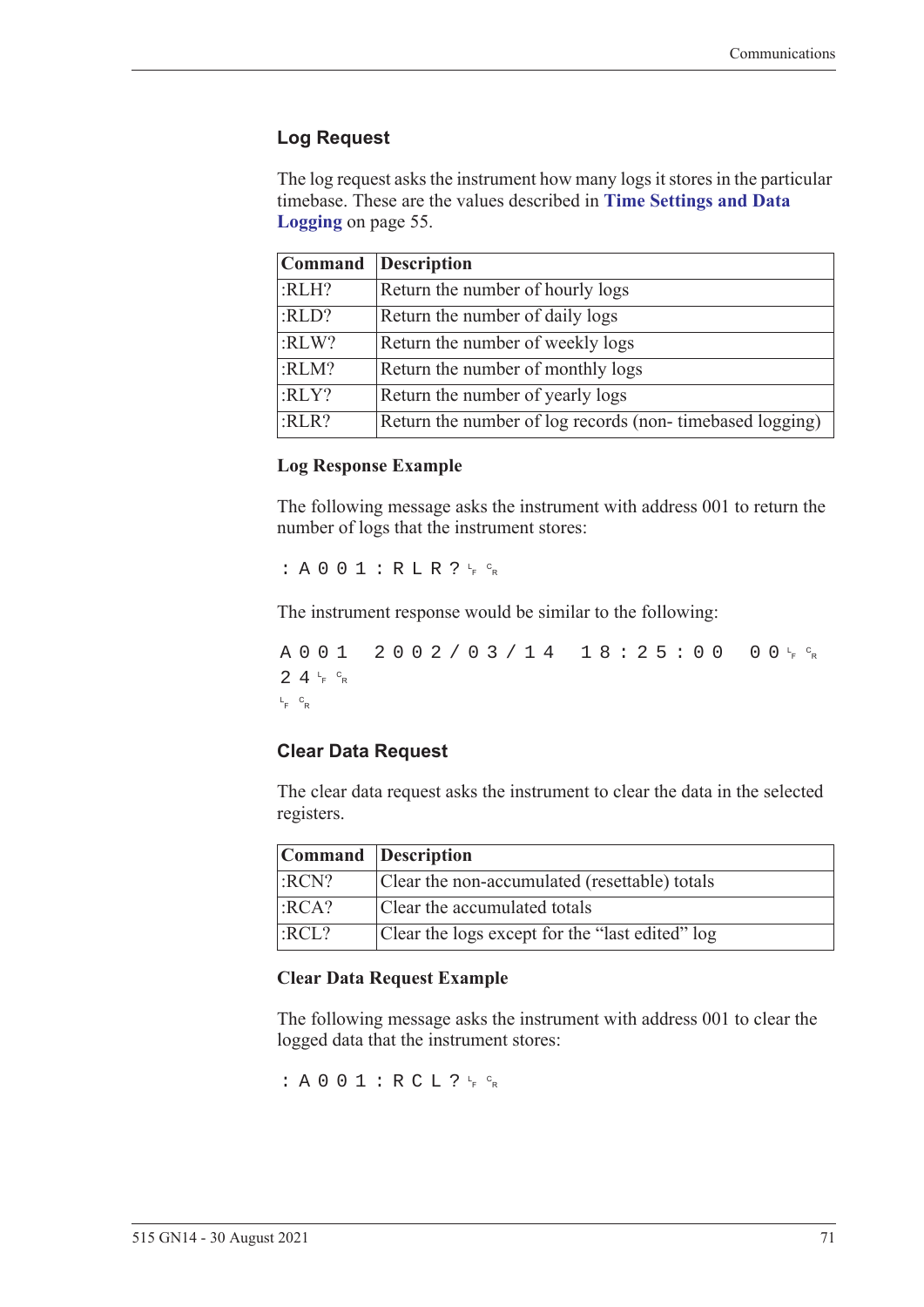### Log Request

The log request asks the instrument how many logs it stores in the particular timebase. These are the values described in **Time Settings and Data Logging** on page 55.

| Command | Description |
|---|---|
| :RLH? | Return the number of hourly logs |
| :RLD? | Return the number of daily logs |
| :RLW? | Return the number of weekly logs |
| :RLM? | Return the number of monthly logs |
| :RLY? | Return the number of yearly logs |
| :RLR? | Return the number of log records (non- timebased logging) |

#### Log Response Example

The following message asks the instrument with address 001 to return the number of logs that the instrument stores:

```
:A001:RLR?␊␍
```

The instrument response would be similar to the following:

```
A001 2002/03/14 18:25:00 00␊␍
24␊␍
␊␍
```

### Clear Data Request

The clear data request asks the instrument to clear the data in the selected registers.

| Command | Description |
|---|---|
| :RCN? | Clear the non-accumulated (resettable) totals |
| :RCA? | Clear the accumulated totals |
| :RCL? | Clear the logs except for the "last edited" log |

#### Clear Data Request Example

The following message asks the instrument with address 001 to clear the logged data that the instrument stores:

```
:A001:RCL?␊␍
```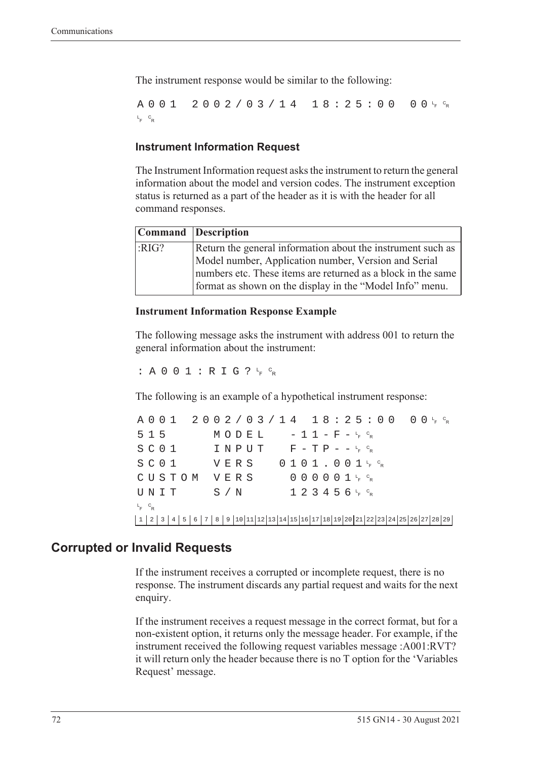The instrument response would be similar to the following:

```
A001  2002/03/14  18:25:00  00 LF CR
LF CR
```

### Instrument Information Request

The Instrument Information request asks the instrument to return the general information about the model and version codes. The instrument exception status is returned as a part of the header as it is with the header for all command responses.

| Command | Description |
|---|---|
| :RIG? | Return the general information about the instrument such as Model number, Application number, Version and Serial numbers etc. These items are returned as a block in the same format as shown on the display in the "Model Info" menu. |

#### Instrument Information Response Example

The following message asks the instrument with address 001 to return the general information about the instrument:

```
:A001:RIG? LF CR
```

The following is an example of a hypothetical instrument response:

```
A001  2002/03/14  18:25:00  00 LF CR
515     MODEL    -11-F- LF CR
SC01    INPUT    F-TP-- LF CR
SC01    VERS   0101.001 LF CR
CUSTOM  VERS     000001 LF CR
UNIT    S/N      123456 LF CR
LF CR
1 2 3 4 5 6 7 8 9 10 11 12 13 14 15 16 17 18 19 20 21 22 23 24 25 26 27 28 29
```

## Corrupted or Invalid Requests

If the instrument receives a corrupted or incomplete request, there is no response. The instrument discards any partial request and waits for the next enquiry.

If the instrument receives a request message in the correct format, but for a non-existent option, it returns only the message header. For example, if the instrument received the following request variables message :A001:RVT? it will return only the header because there is no T option for the 'Variables Request' message.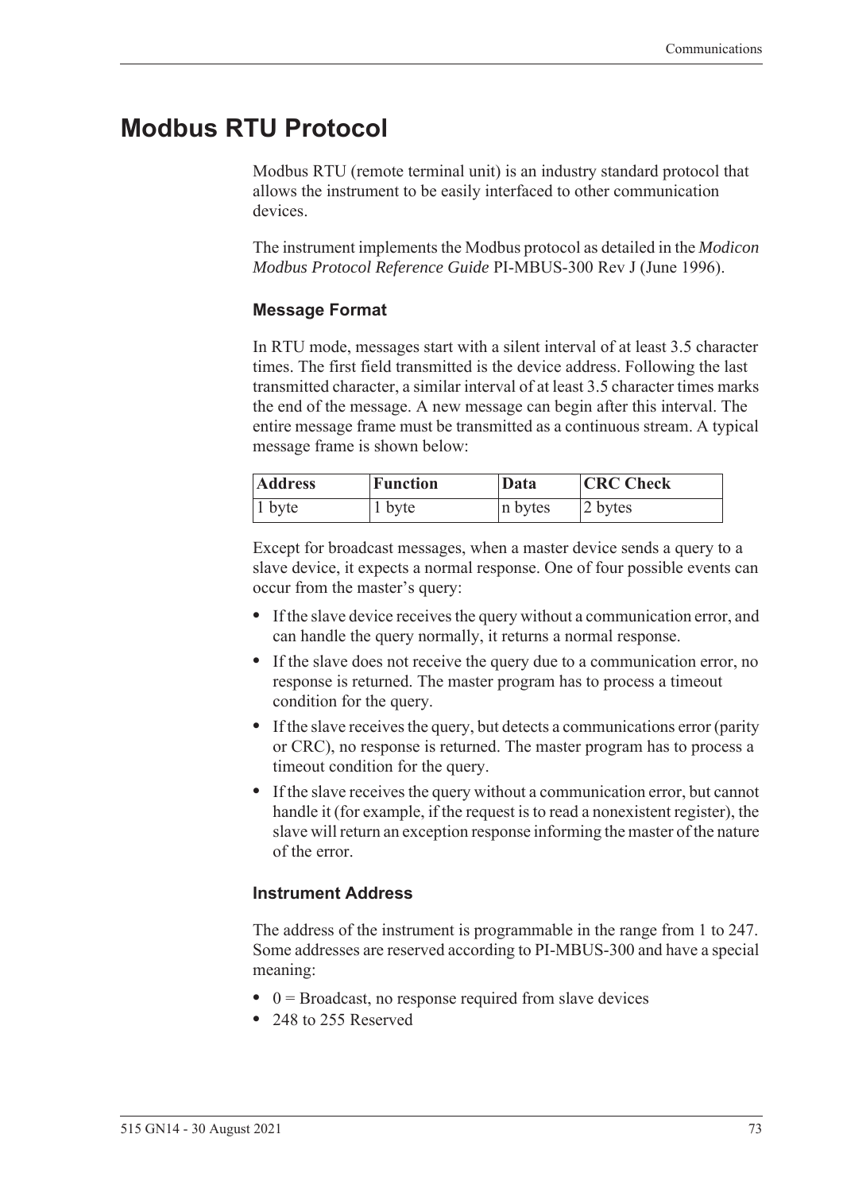# Modbus RTU Protocol

Modbus RTU (remote terminal unit) is an industry standard protocol that allows the instrument to be easily interfaced to other communication devices.

The instrument implements the Modbus protocol as detailed in the *Modicon Modbus Protocol Reference Guide* PI-MBUS-300 Rev J (June 1996).

### Message Format

In RTU mode, messages start with a silent interval of at least 3.5 character times. The first field transmitted is the device address. Following the last transmitted character, a similar interval of at least 3.5 character times marks the end of the message. A new message can begin after this interval. The entire message frame must be transmitted as a continuous stream. A typical message frame is shown below:

| Address | Function | Data | CRC Check |
|---|---|---|---|
| 1 byte | 1 byte | n bytes | 2 bytes |

Except for broadcast messages, when a master device sends a query to a slave device, it expects a normal response. One of four possible events can occur from the master's query:

- If the slave device receives the query without a communication error, and can handle the query normally, it returns a normal response.
- If the slave does not receive the query due to a communication error, no response is returned. The master program has to process a timeout condition for the query.
- If the slave receives the query, but detects a communications error (parity or CRC), no response is returned. The master program has to process a timeout condition for the query.
- If the slave receives the query without a communication error, but cannot handle it (for example, if the request is to read a nonexistent register), the slave will return an exception response informing the master of the nature of the error.

### Instrument Address

The address of the instrument is programmable in the range from 1 to 247. Some addresses are reserved according to PI-MBUS-300 and have a special meaning:

- 0 = Broadcast, no response required from slave devices
- 248 to 255 Reserved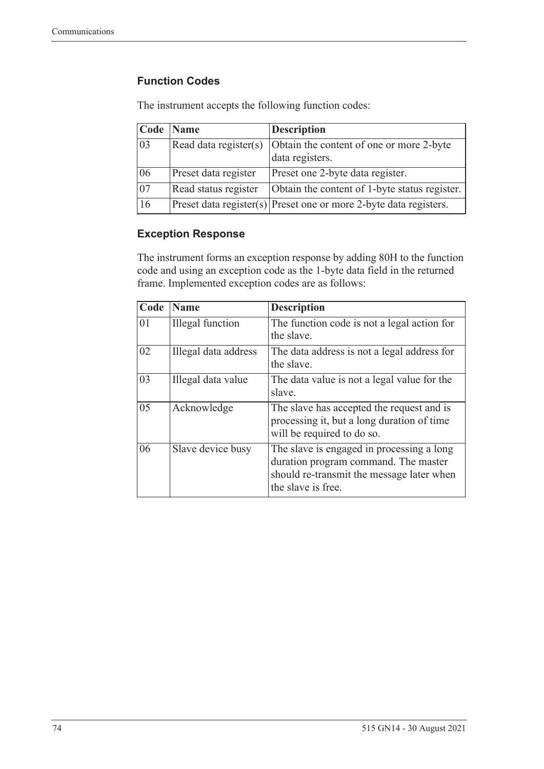### Function Codes

The instrument accepts the following function codes:

| Code | Name | Description |
|---|---|---|
| 03 | Read data register(s) | Obtain the content of one or more 2-byte data registers. |
| 06 | Preset data register | Preset one 2-byte data register. |
| 07 | Read status register | Obtain the content of 1-byte status register. |
| 16 | Preset data register(s) | Preset one or more 2-byte data registers. |

### Exception Response

The instrument forms an exception response by adding 80H to the function code and using an exception code as the 1-byte data field in the returned frame. Implemented exception codes are as follows:

| Code | Name | Description |
|---|---|---|
| 01 | Illegal function | The function code is not a legal action for the slave. |
| 02 | Illegal data address | The data address is not a legal address for the slave. |
| 03 | Illegal data value | The data value is not a legal value for the slave. |
| 05 | Acknowledge | The slave has accepted the request and is processing it, but a long duration of time will be required to do so. |
| 06 | Slave device busy | The slave is engaged in processing a long duration program command. The master should re-transmit the message later when the slave is free. |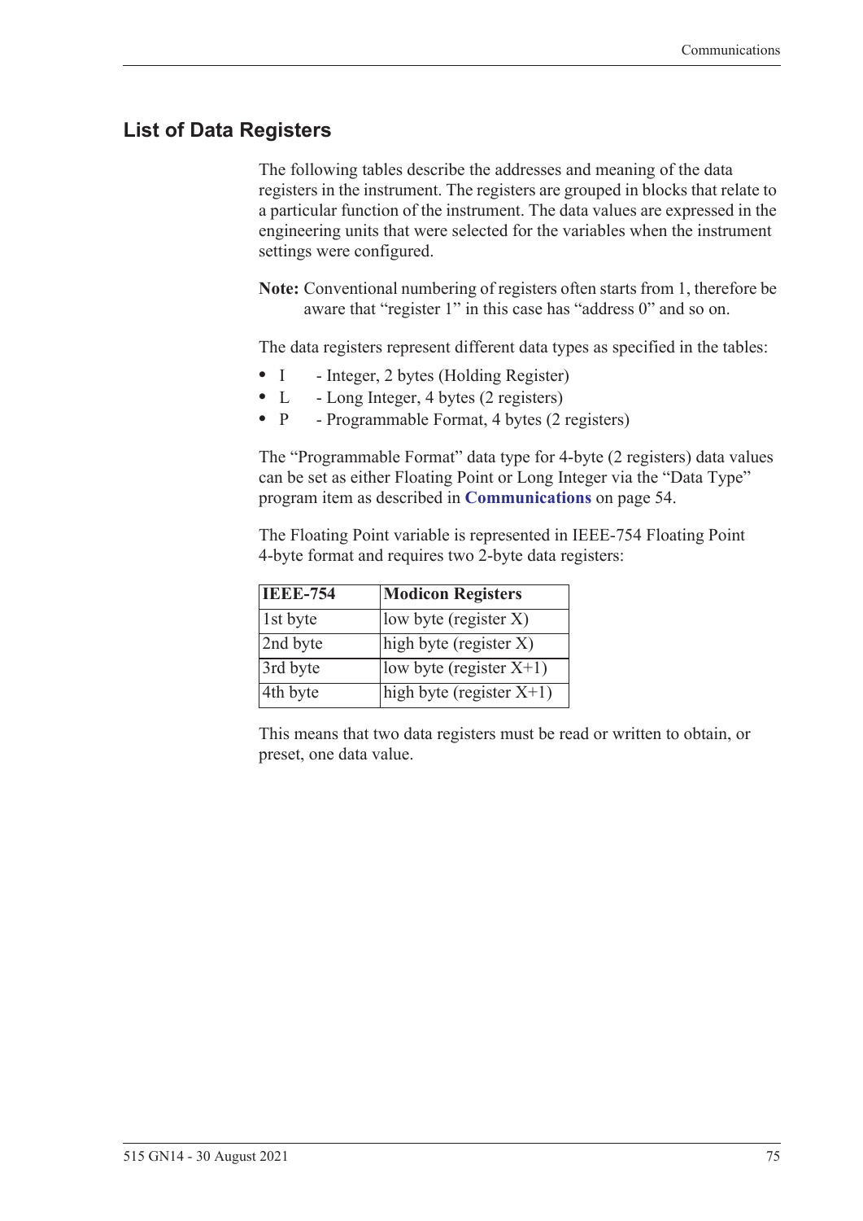## List of Data Registers

The following tables describe the addresses and meaning of the data registers in the instrument. The registers are grouped in blocks that relate to a particular function of the instrument. The data values are expressed in the engineering units that were selected for the variables when the instrument settings were configured.

**Note:** Conventional numbering of registers often starts from 1, therefore be aware that "register 1" in this case has "address 0" and so on.

The data registers represent different data types as specified in the tables:

- I - Integer, 2 bytes (Holding Register)
- L - Long Integer, 4 bytes (2 registers)
- P - Programmable Format, 4 bytes (2 registers)

The "Programmable Format" data type for 4-byte (2 registers) data values can be set as either Floating Point or Long Integer via the "Data Type" program item as described in **Communications** on page 54.

The Floating Point variable is represented in IEEE-754 Floating Point 4-byte format and requires two 2-byte data registers:

| IEEE-754 | Modicon Registers |
|---|---|
| 1st byte | low byte (register X) |
| 2nd byte | high byte (register X) |
| 3rd byte | low byte (register X+1) |
| 4th byte | high byte (register X+1) |

This means that two data registers must be read or written to obtain, or preset, one data value.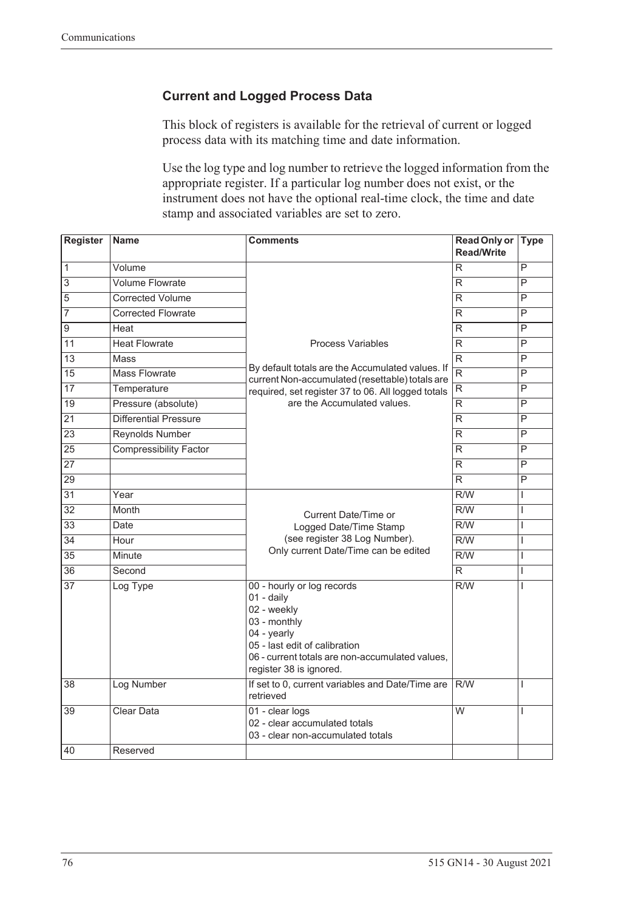## Current and Logged Process Data

This block of registers is available for the retrieval of current or logged process data with its matching time and date information.

Use the log type and log number to retrieve the logged information from the appropriate register. If a particular log number does not exist, or the instrument does not have the optional real-time clock, the time and date stamp and associated variables are set to zero.

| Register | Name | Comments | Read Only or Read/Write | Type |
|---|---|---|---|---|
| 1 | Volume | Process Variables<br><br>By default totals are the Accumulated values. If current Non-accumulated (resettable) totals are required, set register 37 to 06. All logged totals are the Accumulated values. | R | P |
| 3 | Volume Flowrate | | R | P |
| 5 | Corrected Volume | | R | P |
| 7 | Corrected Flowrate | | R | P |
| 9 | Heat | | R | P |
| 11 | Heat Flowrate | | R | P |
| 13 | Mass | | R | P |
| 15 | Mass Flowrate | | R | P |
| 17 | Temperature | | R | P |
| 19 | Pressure (absolute) | | R | P |
| 21 | Differential Pressure | | R | P |
| 23 | Reynolds Number | | R | P |
| 25 | Compressibility Factor | | R | P |
| 27 | | | R | P |
| 29 | | | R | P |
| 31 | Year | Current Date/Time or Logged Date/Time Stamp (see register 38 Log Number). Only current Date/Time can be edited | R/W | I |
| 32 | Month | | R/W | I |
| 33 | Date | | R/W | I |
| 34 | Hour | | R/W | I |
| 35 | Minute | | R/W | I |
| 36 | Second | | R | I |
| 37 | Log Type | 00 - hourly or log records<br>01 - daily<br>02 - weekly<br>03 - monthly<br>04 - yearly<br>05 - last edit of calibration<br>06 - current totals are non-accumulated values, register 38 is ignored. | R/W | I |
| 38 | Log Number | If set to 0, current variables and Date/Time are retrieved | R/W | I |
| 39 | Clear Data | 01 - clear logs<br>02 - clear accumulated totals<br>03 - clear non-accumulated totals | W | I |
| 40 | Reserved | | | |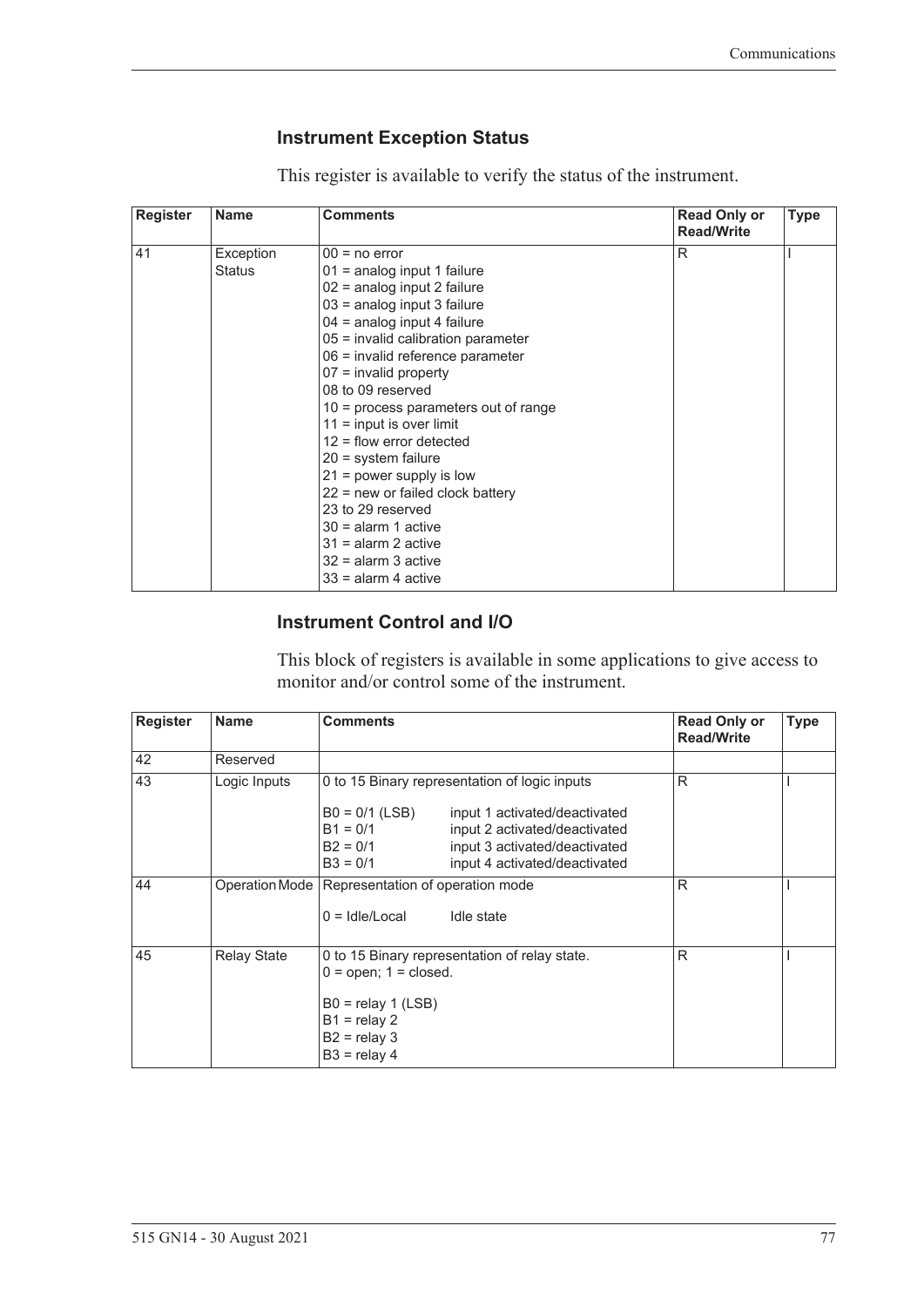### Instrument Exception Status

This register is available to verify the status of the instrument.

| Register | Name | Comments | Read Only or Read/Write | Type |
|---|---|---|---|---|
| 41 | Exception Status | 00 = no error<br>01 = analog input 1 failure<br>02 = analog input 2 failure<br>03 = analog input 3 failure<br>04 = analog input 4 failure<br>05 = invalid calibration parameter<br>06 = invalid reference parameter<br>07 = invalid property<br>08 to 09 reserved<br>10 = process parameters out of range<br>11 = input is over limit<br>12 = flow error detected<br>20 = system failure<br>21 = power supply is low<br>22 = new or failed clock battery<br>23 to 29 reserved<br>30 = alarm 1 active<br>31 = alarm 2 active<br>32 = alarm 3 active<br>33 = alarm 4 active | R | I |

### Instrument Control and I/O

This block of registers is available in some applications to give access to monitor and/or control some of the instrument.

| Register | Name | Comments | Read Only or Read/Write | Type |
|---|---|---|---|---|
| 42 | Reserved | | | |
| 43 | Logic Inputs | 0 to 15 Binary representation of logic inputs<br><br>B0 = 0/1 (LSB) input 1 activated/deactivated<br>B1 = 0/1 input 2 activated/deactivated<br>B2 = 0/1 input 3 activated/deactivated<br>B3 = 0/1 input 4 activated/deactivated | R | I |
| 44 | Operation Mode | Representation of operation mode<br><br>0 = Idle/Local Idle state | R | I |
| 45 | Relay State | 0 to 15 Binary representation of relay state.<br>0 = open; 1 = closed.<br><br>B0 = relay 1 (LSB)<br>B1 = relay 2<br>B2 = relay 3<br>B3 = relay 4 | R | I |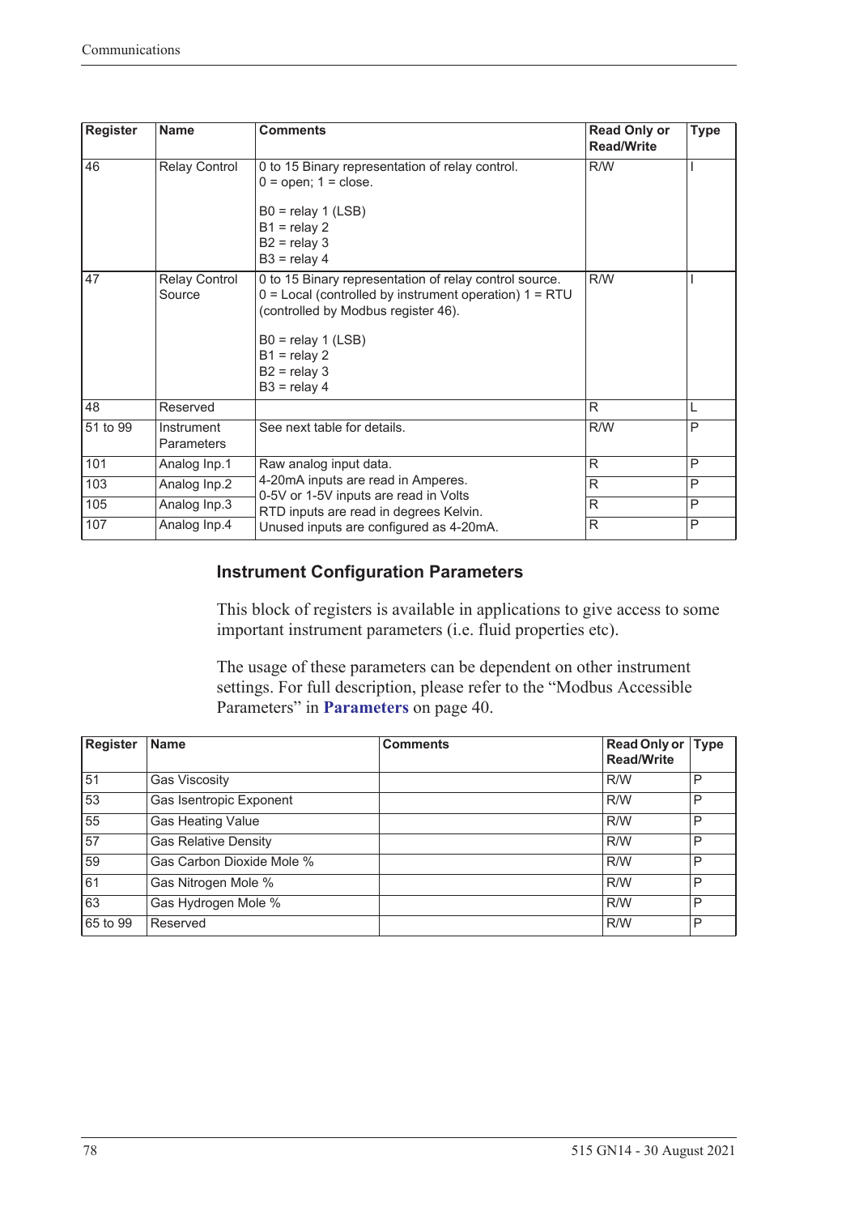| Register | Name | Comments | Read Only or Read/Write | Type |
|---|---|---|---|---|
| 46 | Relay Control | 0 to 15 Binary representation of relay control.<br>0 = open; 1 = close.<br><br>B0 = relay 1 (LSB)<br>B1 = relay 2<br>B2 = relay 3<br>B3 = relay 4 | R/W | I |
| 47 | Relay Control Source | 0 to 15 Binary representation of relay control source.<br>0 = Local (controlled by instrument operation) 1 = RTU (controlled by Modbus register 46).<br><br>B0 = relay 1 (LSB)<br>B1 = relay 2<br>B2 = relay 3<br>B3 = relay 4 | R/W | I |
| 48 | Reserved | | R | L |
| 51 to 99 | Instrument Parameters | See next table for details. | R/W | P |
| 101 | Analog Inp.1 | Raw analog input data.<br>4-20mA inputs are read in Amperes.<br>0-5V or 1-5V inputs are read in Volts<br>RTD inputs are read in degrees Kelvin.<br>Unused inputs are configured as 4-20mA. | R | P |
| 103 | Analog Inp.2 | | R | P |
| 105 | Analog Inp.3 | | R | P |
| 107 | Analog Inp.4 | | R | P |

### Instrument Configuration Parameters

This block of registers is available in applications to give access to some important instrument parameters (i.e. fluid properties etc).

The usage of these parameters can be dependent on other instrument settings. For full description, please refer to the "Modbus Accessible Parameters" in **Parameters** on page 40.

| Register | Name | Comments | Read Only or Read/Write | Type |
|---|---|---|---|---|
| 51 | Gas Viscosity | | R/W | P |
| 53 | Gas Isentropic Exponent | | R/W | P |
| 55 | Gas Heating Value | | R/W | P |
| 57 | Gas Relative Density | | R/W | P |
| 59 | Gas Carbon Dioxide Mole % | | R/W | P |
| 61 | Gas Nitrogen Mole % | | R/W | P |
| 63 | Gas Hydrogen Mole % | | R/W | P |
| 65 to 99 | Reserved | | R/W | P |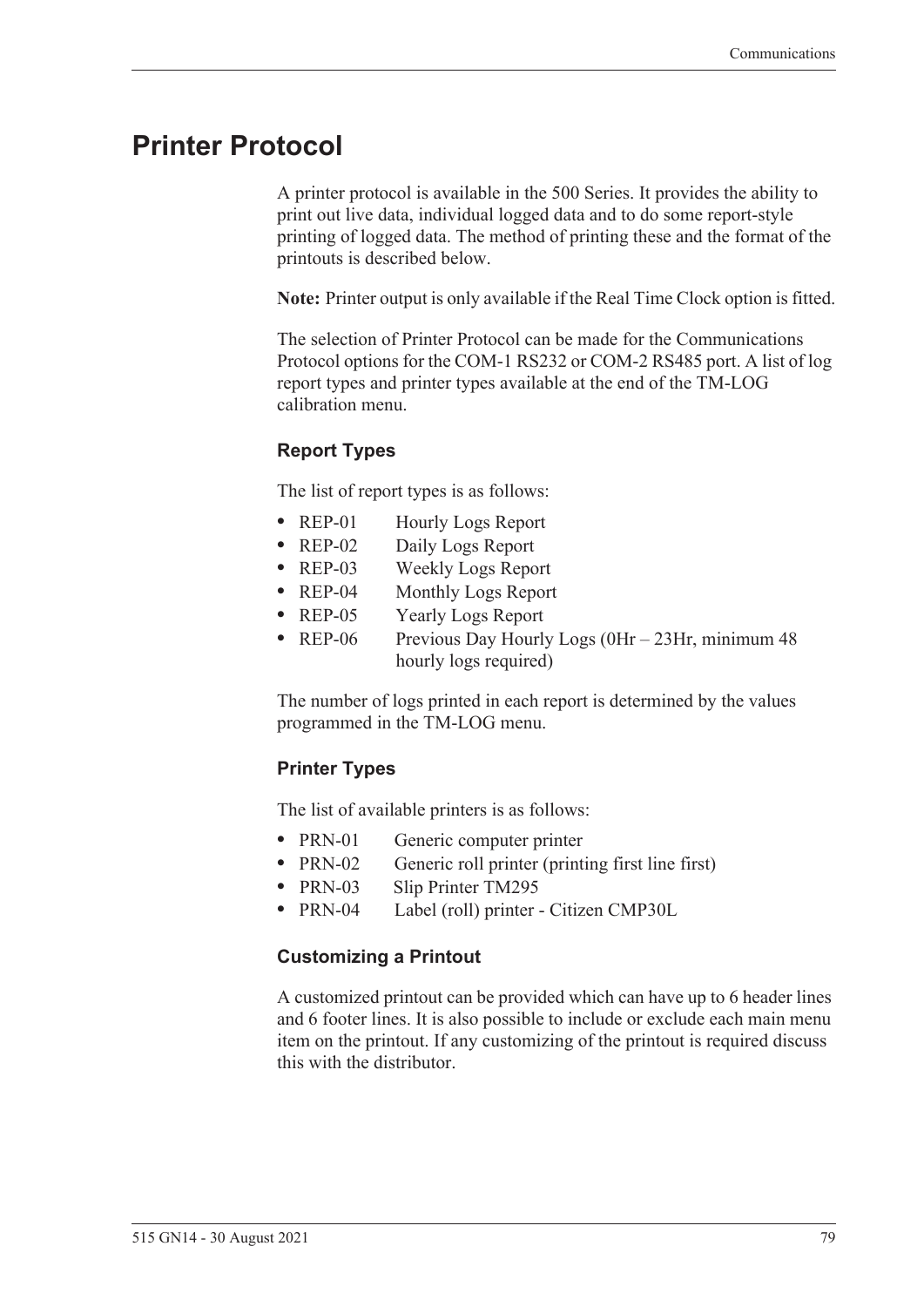# Printer Protocol

A printer protocol is available in the 500 Series. It provides the ability to print out live data, individual logged data and to do some report-style printing of logged data. The method of printing these and the format of the printouts is described below.

**Note:** Printer output is only available if the Real Time Clock option is fitted.

The selection of Printer Protocol can be made for the Communications Protocol options for the COM-1 RS232 or COM-2 RS485 port. A list of log report types and printer types available at the end of the TM-LOG calibration menu.

### Report Types

The list of report types is as follows:

- REP-01 Hourly Logs Report
- REP-02 Daily Logs Report
- REP-03 Weekly Logs Report
- REP-04 Monthly Logs Report
- REP-05 Yearly Logs Report
- REP-06 Previous Day Hourly Logs (0Hr – 23Hr, minimum 48 hourly logs required)

The number of logs printed in each report is determined by the values programmed in the TM-LOG menu.

### Printer Types

The list of available printers is as follows:

- PRN-01 Generic computer printer
- PRN-02 Generic roll printer (printing first line first)
- PRN-03 Slip Printer TM295
- PRN-04 Label (roll) printer - Citizen CMP30L

### Customizing a Printout

A customized printout can be provided which can have up to 6 header lines and 6 footer lines. It is also possible to include or exclude each main menu item on the printout. If any customizing of the printout is required discuss this with the distributor.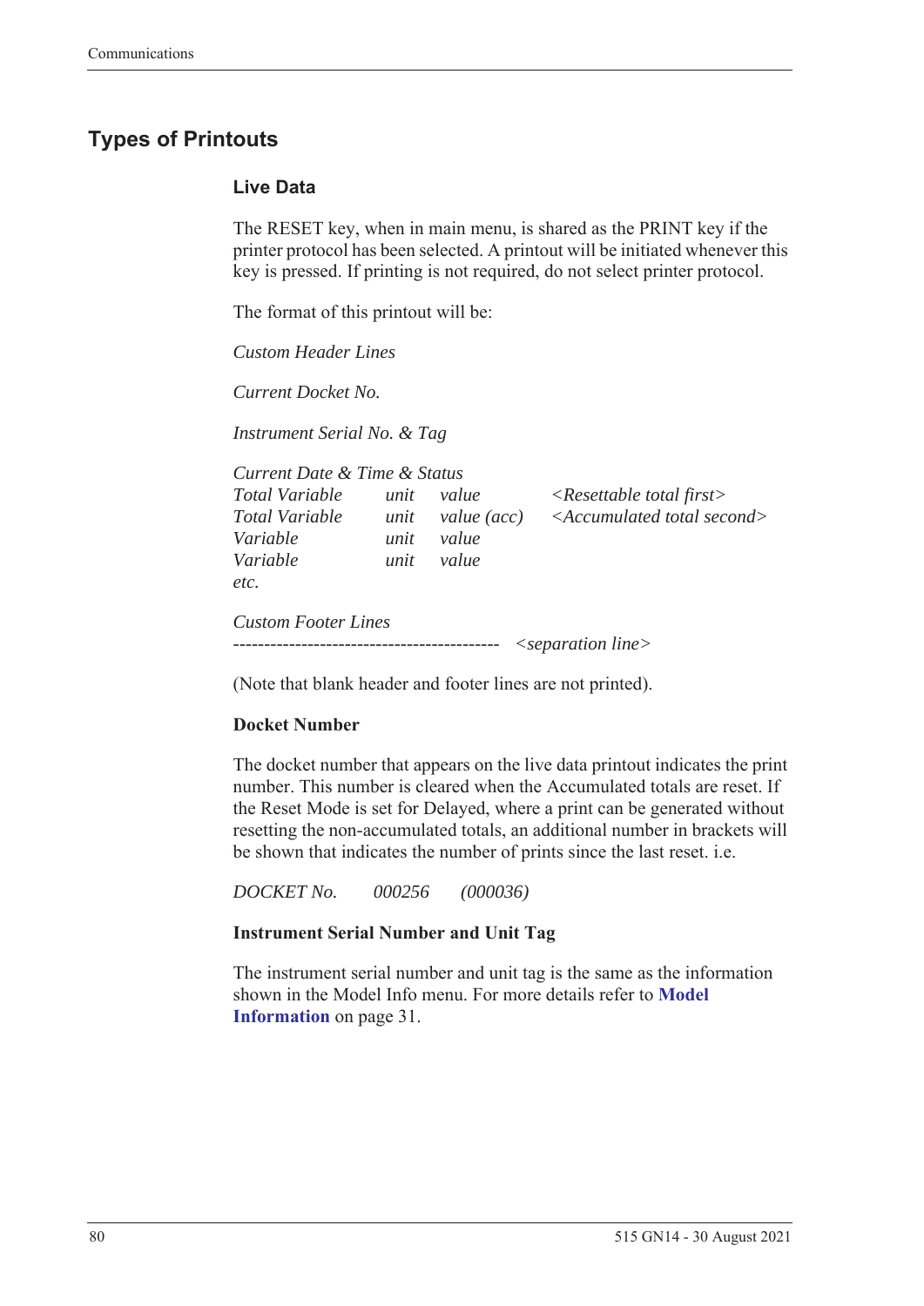## Types of Printouts

### Live Data

The RESET key, when in main menu, is shared as the PRINT key if the printer protocol has been selected. A printout will be initiated whenever this key is pressed. If printing is not required, do not select printer protocol.

The format of this printout will be:

*Custom Header Lines*

*Current Docket No.*

*Instrument Serial No. & Tag*

*Current Date & Time & Status*

| | | | |
|---|---|---|---|
| *Total Variable* | *unit* | *value* | *<Resettable total first>* |
| *Total Variable* | *unit* | *value (acc)* | *<Accumulated total second>* |
| *Variable* | *unit* | *value* | |
| *Variable* | *unit* | *value* | |
| *etc.* | | | |

*Custom Footer Lines*
------------------------------------------- *<separation line>*

(Note that blank header and footer lines are not printed).

**Docket Number**

The docket number that appears on the live data printout indicates the print number. This number is cleared when the Accumulated totals are reset. If the Reset Mode is set for Delayed, where a print can be generated without resetting the non-accumulated totals, an additional number in brackets will be shown that indicates the number of prints since the last reset. i.e.

*DOCKET No.     000256     (000036)*

**Instrument Serial Number and Unit Tag**

The instrument serial number and unit tag is the same as the information shown in the Model Info menu. For more details refer to **Model Information** on page 31.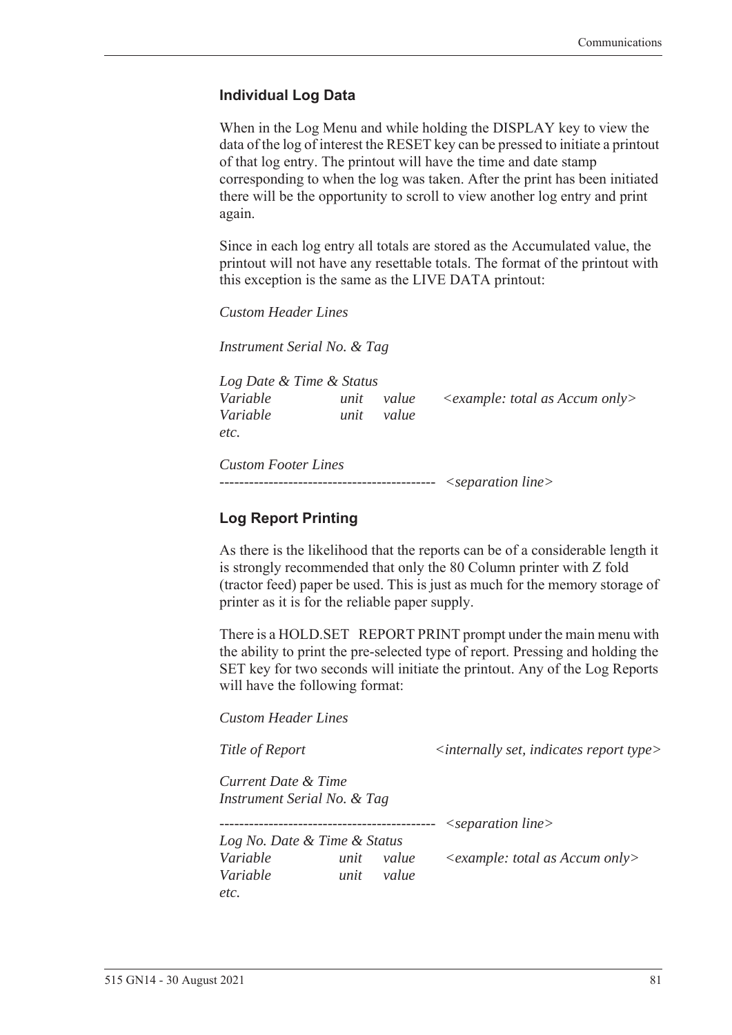### Individual Log Data

When in the Log Menu and while holding the DISPLAY key to view the data of the log of interest the RESET key can be pressed to initiate a printout of that log entry. The printout will have the time and date stamp corresponding to when the log was taken. After the print has been initiated there will be the opportunity to scroll to view another log entry and print again.

Since in each log entry all totals are stored as the Accumulated value, the printout will not have any resettable totals. The format of the printout with this exception is the same as the LIVE DATA printout:

*Custom Header Lines*

*Instrument Serial No. & Tag*

*Log Date & Time & Status*
*Variable* *unit* *value* *<example: total as Accum only>*
*Variable* *unit* *value*
*etc.*

*Custom Footer Lines*
-------------------------------------------- *<separation line>*

### Log Report Printing

As there is the likelihood that the reports can be of a considerable length it is strongly recommended that only the 80 Column printer with Z fold (tractor feed) paper be used. This is just as much for the memory storage of printer as it is for the reliable paper supply.

There is a HOLD.SET REPORT PRINT prompt under the main menu with the ability to print the pre-selected type of report. Pressing and holding the SET key for two seconds will initiate the printout. Any of the Log Reports will have the following format:

*Custom Header Lines*

*Title of Report* *<internally set, indicates report type>*

*Current Date & Time*
*Instrument Serial No. & Tag*

-------------------------------------------- *<separation line>*
*Log No. Date & Time & Status*
*Variable* *unit* *value* *<example: total as Accum only>*
*Variable* *unit* *value*
*etc.*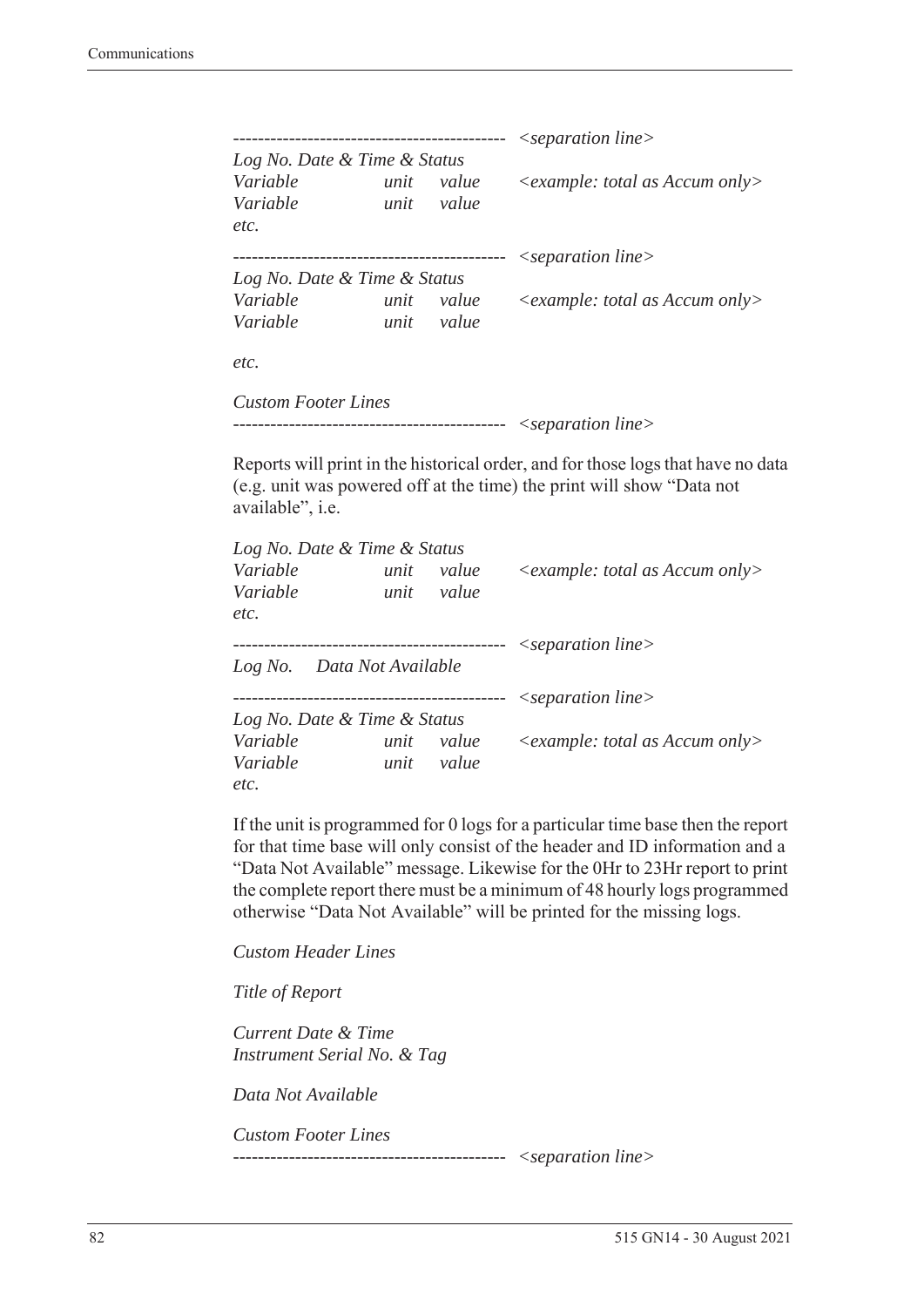```
-------------------------------------------  <separation line>
Log No. Date & Time & Status
Variable          unit    value    <example: total as Accum only>
Variable          unit    value
etc.
-------------------------------------------  <separation line>
Log No. Date & Time & Status
Variable          unit    value    <example: total as Accum only>
Variable          unit    value

etc.

Custom Footer Lines
-------------------------------------------  <separation line>
```

Reports will print in the historical order, and for those logs that have no data (e.g. unit was powered off at the time) the print will show "Data not available", i.e.

```
Log No. Date & Time & Status
Variable          unit    value    <example: total as Accum only>
Variable          unit    value
etc.
-------------------------------------------  <separation line>
Log No.    Data Not Available
-------------------------------------------  <separation line>
Log No. Date & Time & Status
Variable          unit    value    <example: total as Accum only>
Variable          unit    value
etc.
```

If the unit is programmed for 0 logs for a particular time base then the report for that time base will only consist of the header and ID information and a "Data Not Available" message. Likewise for the 0Hr to 23Hr report to print the complete report there must be a minimum of 48 hourly logs programmed otherwise "Data Not Available" will be printed for the missing logs.

```
Custom Header Lines

Title of Report

Current Date & Time
Instrument Serial No. & Tag

Data Not Available

Custom Footer Lines
-------------------------------------------  <separation line>
```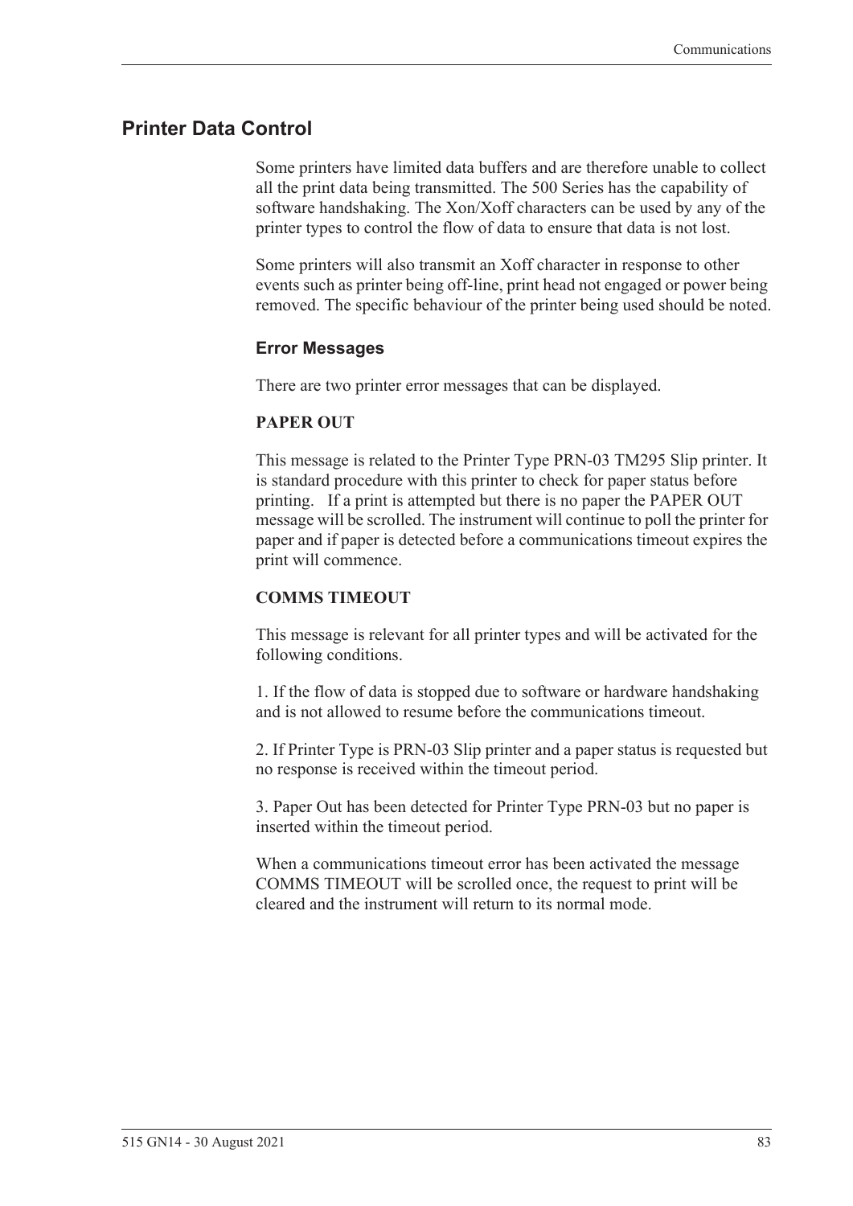## Printer Data Control

Some printers have limited data buffers and are therefore unable to collect all the print data being transmitted. The 500 Series has the capability of software handshaking. The Xon/Xoff characters can be used by any of the printer types to control the flow of data to ensure that data is not lost.

Some printers will also transmit an Xoff character in response to other events such as printer being off-line, print head not engaged or power being removed. The specific behaviour of the printer being used should be noted.

### Error Messages

There are two printer error messages that can be displayed.

**PAPER OUT**

This message is related to the Printer Type PRN-03 TM295 Slip printer. It is standard procedure with this printer to check for paper status before printing. If a print is attempted but there is no paper the PAPER OUT message will be scrolled. The instrument will continue to poll the printer for paper and if paper is detected before a communications timeout expires the print will commence.

**COMMS TIMEOUT**

This message is relevant for all printer types and will be activated for the following conditions.

1. If the flow of data is stopped due to software or hardware handshaking and is not allowed to resume before the communications timeout.

2. If Printer Type is PRN-03 Slip printer and a paper status is requested but no response is received within the timeout period.

3. Paper Out has been detected for Printer Type PRN-03 but no paper is inserted within the timeout period.

When a communications timeout error has been activated the message COMMS TIMEOUT will be scrolled once, the request to print will be cleared and the instrument will return to its normal mode.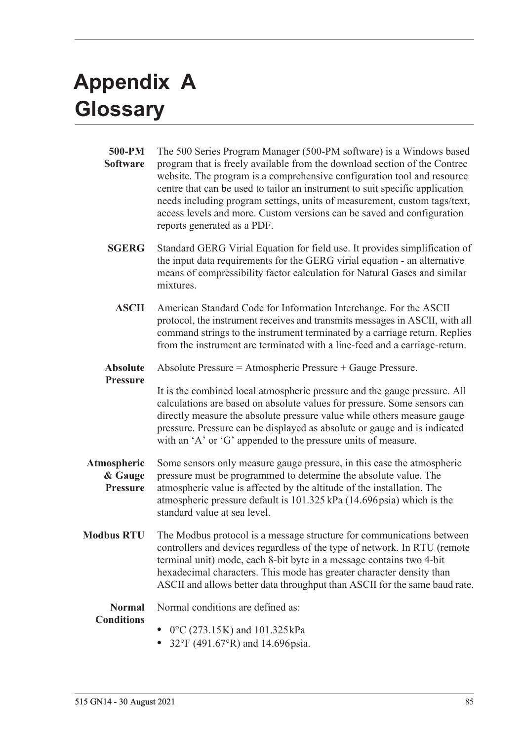# Appendix A Glossary

**500-PM Software** The 500 Series Program Manager (500-PM software) is a Windows based program that is freely available from the download section of the Contrec website. The program is a comprehensive configuration tool and resource centre that can be used to tailor an instrument to suit specific application needs including program settings, units of measurement, custom tags/text, access levels and more. Custom versions can be saved and configuration reports generated as a PDF.

**SGERG** Standard GERG Virial Equation for field use. It provides simplification of the input data requirements for the GERG virial equation - an alternative means of compressibility factor calculation for Natural Gases and similar mixtures.

**ASCII** American Standard Code for Information Interchange. For the ASCII protocol, the instrument receives and transmits messages in ASCII, with all command strings to the instrument terminated by a carriage return. Replies from the instrument are terminated with a line-feed and a carriage-return.

**Absolute Pressure** Absolute Pressure = Atmospheric Pressure + Gauge Pressure.

It is the combined local atmospheric pressure and the gauge pressure. All calculations are based on absolute values for pressure. Some sensors can directly measure the absolute pressure value while others measure gauge pressure. Pressure can be displayed as absolute or gauge and is indicated with an 'A' or 'G' appended to the pressure units of measure.

**Atmospheric & Gauge Pressure** Some sensors only measure gauge pressure, in this case the atmospheric pressure must be programmed to determine the absolute value. The atmospheric value is affected by the altitude of the installation. The atmospheric pressure default is 101.325 kPa (14.696 psia) which is the standard value at sea level.

**Modbus RTU** The Modbus protocol is a message structure for communications between controllers and devices regardless of the type of network. In RTU (remote terminal unit) mode, each 8-bit byte in a message contains two 4-bit hexadecimal characters. This mode has greater character density than ASCII and allows better data throughput than ASCII for the same baud rate.

**Normal Conditions** Normal conditions are defined as:

- 0°C (273.15 K) and 101.325 kPa
- 32°F (491.67°R) and 14.696 psia.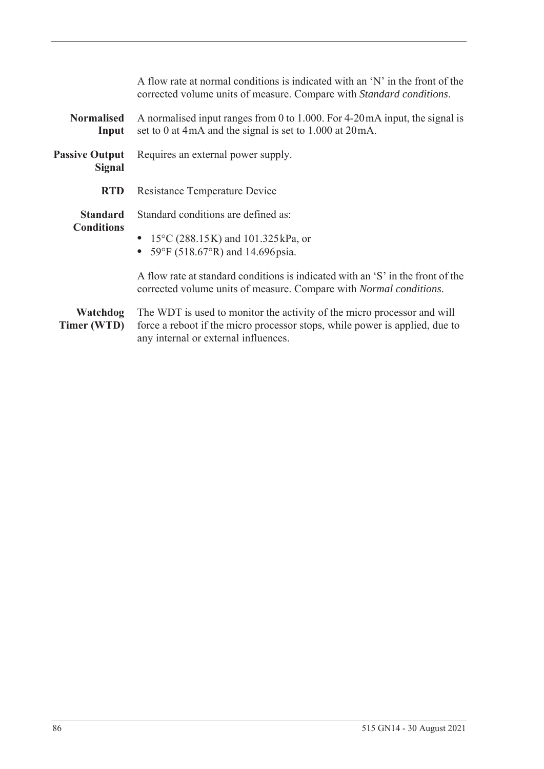A flow rate at normal conditions is indicated with an 'N' in the front of the corrected volume units of measure. Compare with *Standard conditions*.

**Normalised Input** A normalised input ranges from 0 to 1.000. For 4-20 mA input, the signal is set to 0 at 4 mA and the signal is set to 1.000 at 20 mA.

**Passive Output Signal** Requires an external power supply.

**RTD** Resistance Temperature Device

**Standard Conditions** Standard conditions are defined as:

- 15°C (288.15 K) and 101.325 kPa, or
- 59°F (518.67°R) and 14.696 psia.

A flow rate at standard conditions is indicated with an 'S' in the front of the corrected volume units of measure. Compare with *Normal conditions*.

**Watchdog Timer (WTD)** The WDT is used to monitor the activity of the micro processor and will force a reboot if the micro processor stops, while power is applied, due to any internal or external influences.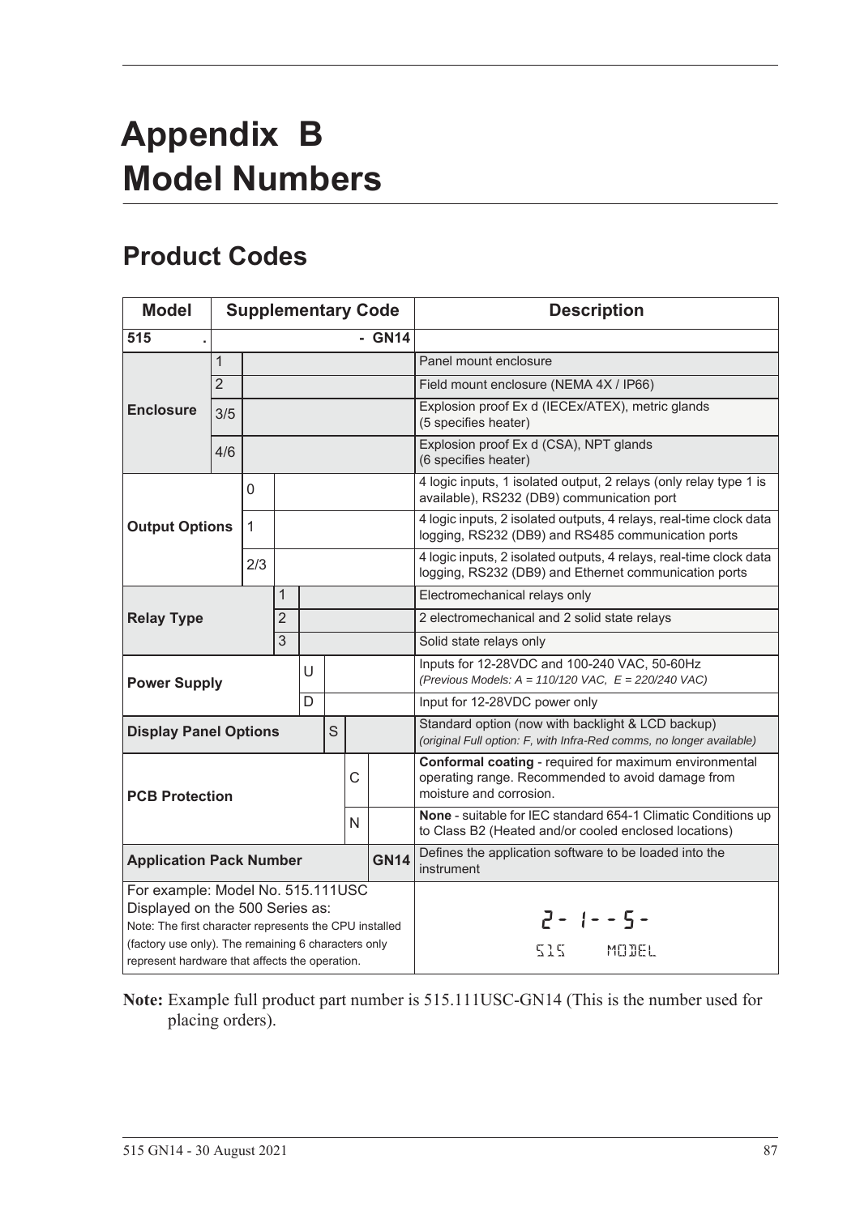# Appendix B Model Numbers

## Product Codes

| Model | Supplementary Code | | | | | | | Description |
|---|---|---|---|---|---|---|---|---|
| **515 .** | | | | | | | **- GN14** | |
| **Enclosure** | 1 | | | | | | | Panel mount enclosure |
| | 2 | | | | | | | Field mount enclosure (NEMA 4X / IP66) |
| | 3/5 | | | | | | | Explosion proof Ex d (IECEx/ATEX), metric glands (5 specifies heater) |
| | 4/6 | | | | | | | Explosion proof Ex d (CSA), NPT glands (6 specifies heater) |
| **Output Options** | | 0 | | | | | | 4 logic inputs, 1 isolated output, 2 relays (only relay type 1 is available), RS232 (DB9) communication port |
| | | 1 | | | | | | 4 logic inputs, 2 isolated outputs, 4 relays, real-time clock data logging, RS232 (DB9) and RS485 communication ports |
| | | 2/3 | | | | | | 4 logic inputs, 2 isolated outputs, 4 relays, real-time clock data logging, RS232 (DB9) and Ethernet communication ports |
| **Relay Type** | | | 1 | | | | | Electromechanical relays only |
| | | | 2 | | | | | 2 electromechanical and 2 solid state relays |
| | | | 3 | | | | | Solid state relays only |
| **Power Supply** | | | | U | | | | Inputs for 12-28VDC and 100-240 VAC, 50-60Hz *(Previous Models: A = 110/120 VAC, E = 220/240 VAC)* |
| | | | | D | | | | Input for 12-28VDC power only |
| **Display Panel Options** | | | | | S | | | Standard option (now with backlight & LCD backup) *(original Full option: F, with Infra-Red comms, no longer available)* |
| **PCB Protection** | | | | | | C | | **Conformal coating** - required for maximum environmental operating range. Recommended to avoid damage from moisture and corrosion. |
| | | | | | | N | | **None** - suitable for IEC standard 654-1 Climatic Conditions up to Class B2 (Heated and/or cooled enclosed locations) |
| **Application Pack Number** | | | | | | | **GN14** | Defines the application software to be loaded into the instrument |
| For example: Model No. 515.111USC Displayed on the 500 Series as: Note: The first character represents the CPU installed (factory use only). The remaining 6 characters only represent hardware that affects the operation. | | | | | | | | 2- 1--5- 515 MODEL |

**Note:** Example full product part number is 515.111USC-GN14 (This is the number used for placing orders).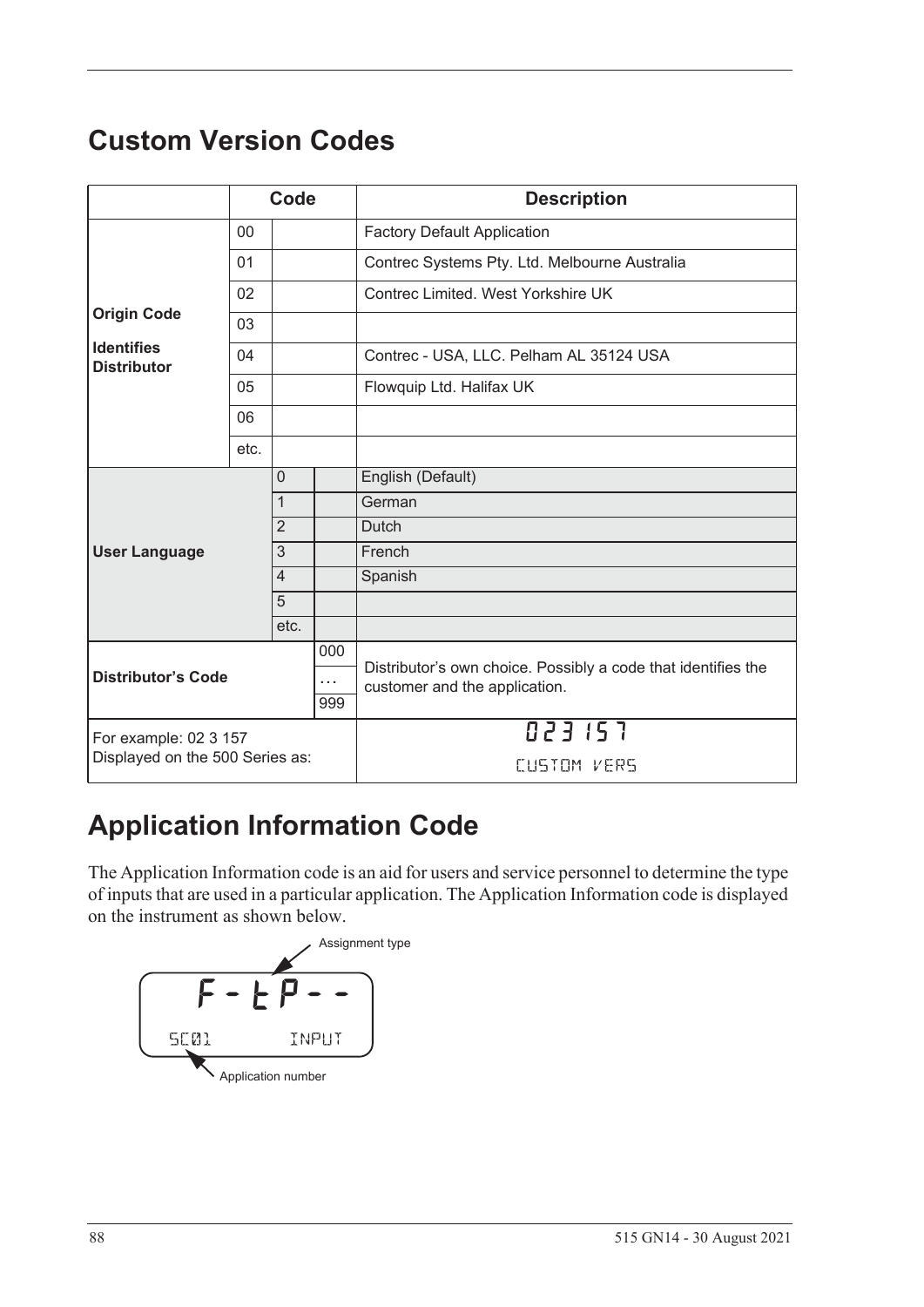## Custom Version Codes

| | Code | | | Description |
|---|---|---|---|---|
| **Origin Code**<br>**Identifies Distributor** | 00 | | | Factory Default Application |
| | 01 | | | Contrec Systems Pty. Ltd. Melbourne Australia |
| | 02 | | | Contrec Limited. West Yorkshire UK |
| | 03 | | | |
| | 04 | | | Contrec - USA, LLC. Pelham AL 35124 USA |
| | 05 | | | Flowquip Ltd. Halifax UK |
| | 06 | | | |
| | etc. | | | |
| **User Language** | | 0 | | English (Default) |
| | | 1 | | German |
| | | 2 | | Dutch |
| | | 3 | | French |
| | | 4 | | Spanish |
| | | 5 | | |
| | | etc. | | |
| **Distributor's Code** | | | 000<br>…<br>999 | Distributor's own choice. Possibly a code that identifies the customer and the application. |
| For example: 02 3 157<br>Displayed on the 500 Series as: | | | | 023 157<br>CUSTOM VERS |

## Application Information Code

The Application Information code is an aid for users and service personnel to determine the type of inputs that are used in a particular application. The Application Information code is displayed on the instrument as shown below.

Assignment type

F-tP--

SC01 INPUT

Application number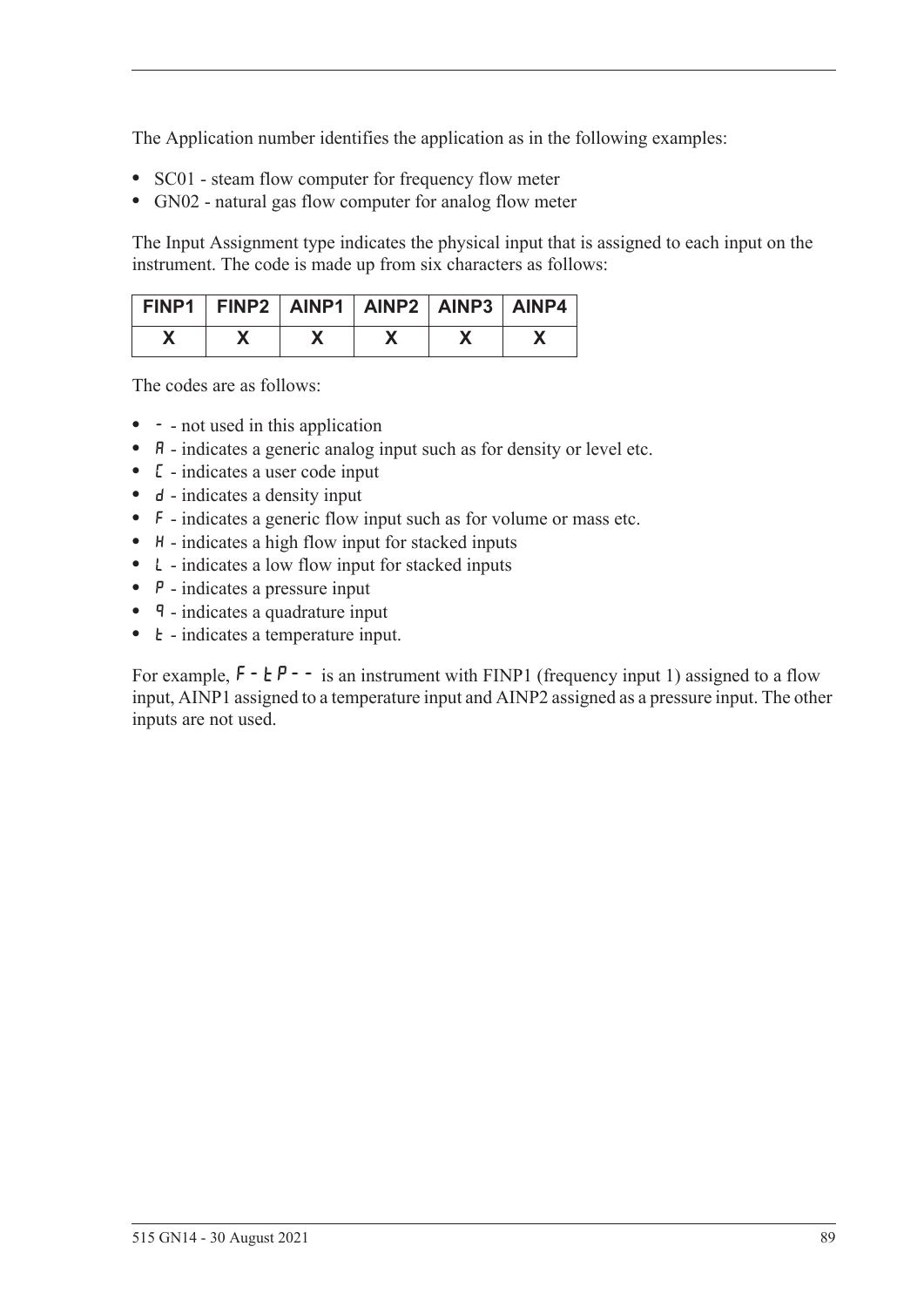The Application number identifies the application as in the following examples:

- SC01 - steam flow computer for frequency flow meter
- GN02 - natural gas flow computer for analog flow meter

The Input Assignment type indicates the physical input that is assigned to each input on the instrument. The code is made up from six characters as follows:

| FINP1 | FINP2 | AINP1 | AINP2 | AINP3 | AINP4 |
|---|---|---|---|---|---|
| X | X | X | X | X | X |

The codes are as follows:

- - - not used in this application
- A - indicates a generic analog input such as for density or level etc.
- C - indicates a user code input
- d - indicates a density input
- F - indicates a generic flow input such as for volume or mass etc.
- H - indicates a high flow input for stacked inputs
- L - indicates a low flow input for stacked inputs
- P - indicates a pressure input
- q - indicates a quadrature input
- t - indicates a temperature input.

For example, F-tP-- is an instrument with FINP1 (frequency input 1) assigned to a flow input, AINP1 assigned to a temperature input and AINP2 assigned as a pressure input. The other inputs are not used.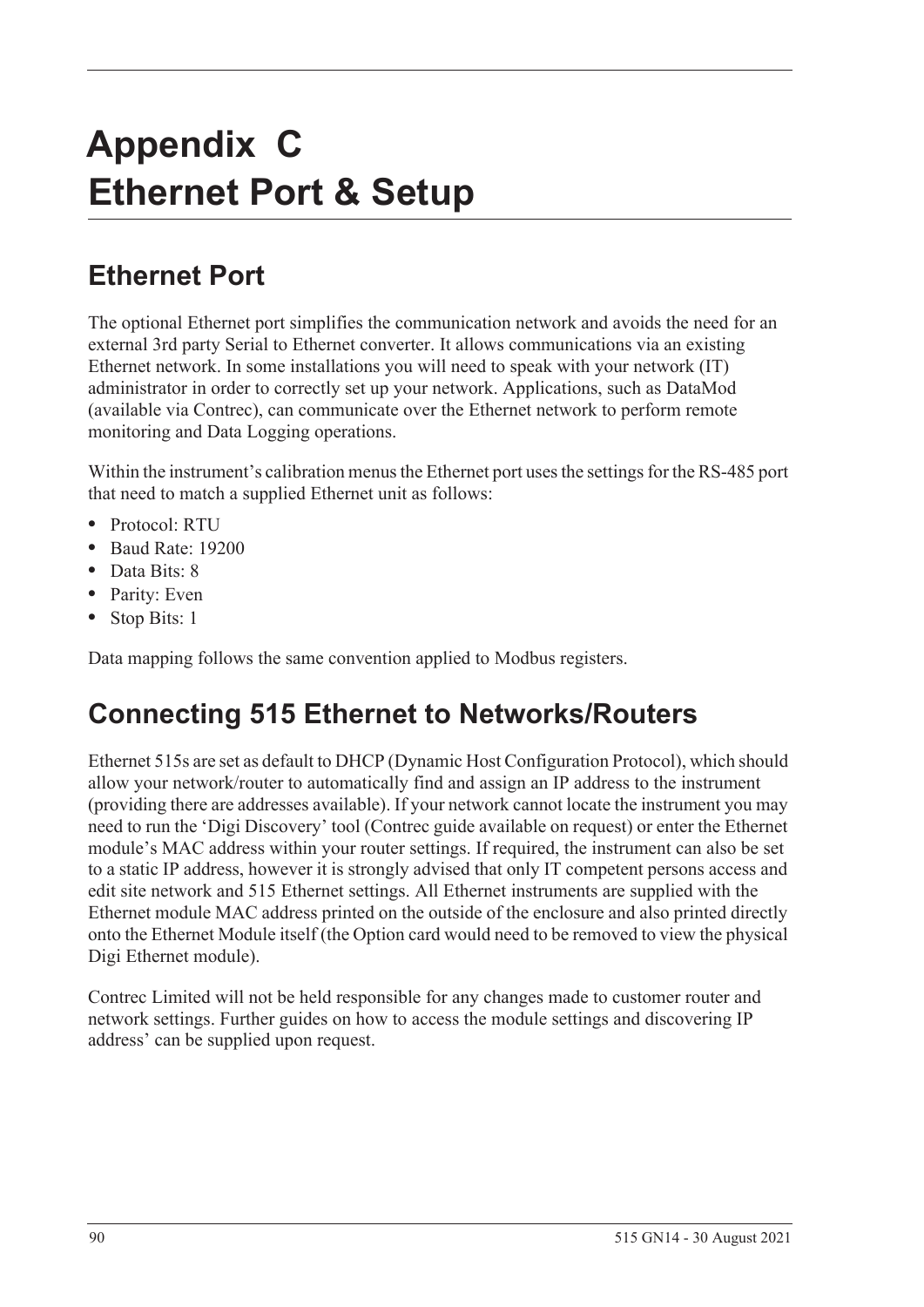# Appendix C
# Ethernet Port & Setup

## Ethernet Port

The optional Ethernet port simplifies the communication network and avoids the need for an external 3rd party Serial to Ethernet converter. It allows communications via an existing Ethernet network. In some installations you will need to speak with your network (IT) administrator in order to correctly set up your network. Applications, such as DataMod (available via Contrec), can communicate over the Ethernet network to perform remote monitoring and Data Logging operations.

Within the instrument's calibration menus the Ethernet port uses the settings for the RS-485 port that need to match a supplied Ethernet unit as follows:

- Protocol: RTU
- Baud Rate: 19200
- Data Bits: 8
- Parity: Even
- Stop Bits: 1

Data mapping follows the same convention applied to Modbus registers.

## Connecting 515 Ethernet to Networks/Routers

Ethernet 515s are set as default to DHCP (Dynamic Host Configuration Protocol), which should allow your network/router to automatically find and assign an IP address to the instrument (providing there are addresses available). If your network cannot locate the instrument you may need to run the 'Digi Discovery' tool (Contrec guide available on request) or enter the Ethernet module's MAC address within your router settings. If required, the instrument can also be set to a static IP address, however it is strongly advised that only IT competent persons access and edit site network and 515 Ethernet settings. All Ethernet instruments are supplied with the Ethernet module MAC address printed on the outside of the enclosure and also printed directly onto the Ethernet Module itself (the Option card would need to be removed to view the physical Digi Ethernet module).

Contrec Limited will not be held responsible for any changes made to customer router and network settings. Further guides on how to access the module settings and discovering IP address' can be supplied upon request.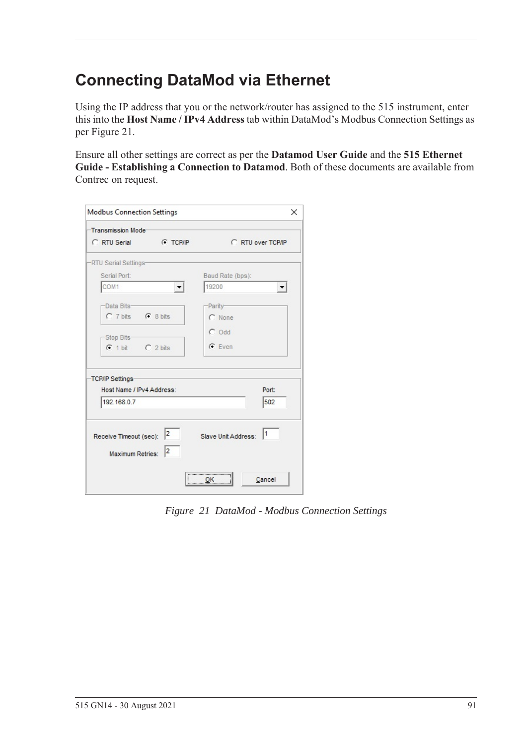# Connecting DataMod via Ethernet

Using the IP address that you or the network/router has assigned to the 515 instrument, enter this into the **Host Name / IPv4 Address** tab within DataMod's Modbus Connection Settings as per Figure 21.

Ensure all other settings are correct as per the **Datamod User Guide** and the **515 Ethernet Guide - Establishing a Connection to Datamod**. Both of these documents are available from Contrec on request.

*Figure 21 DataMod - Modbus Connection Settings*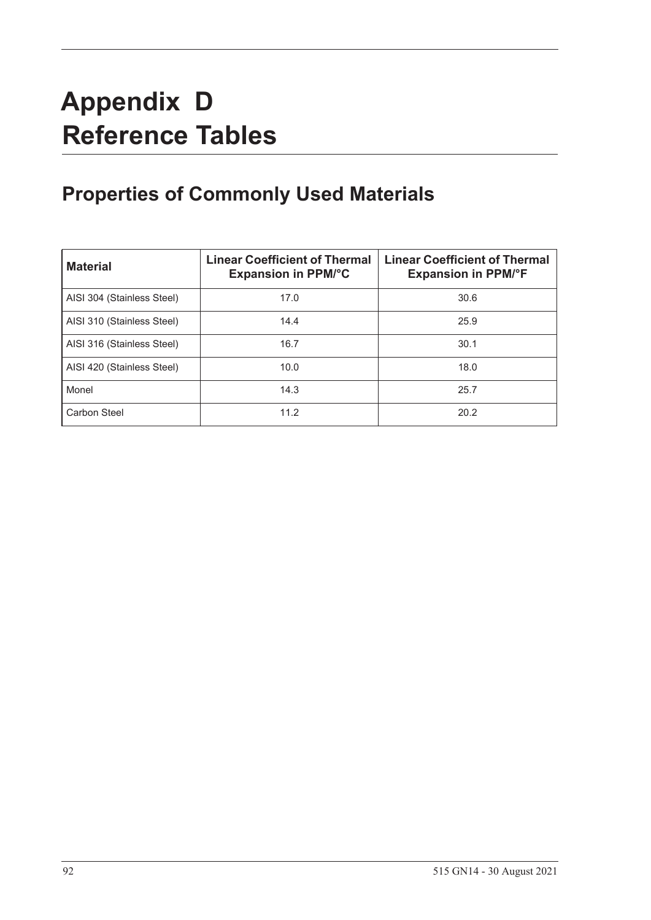# Appendix D
# Reference Tables

## Properties of Commonly Used Materials

| Material | Linear Coefficient of Thermal Expansion in PPM/°C | Linear Coefficient of Thermal Expansion in PPM/°F |
|---|---|---|
| AISI 304 (Stainless Steel) | 17.0 | 30.6 |
| AISI 310 (Stainless Steel) | 14.4 | 25.9 |
| AISI 316 (Stainless Steel) | 16.7 | 30.1 |
| AISI 420 (Stainless Steel) | 10.0 | 18.0 |
| Monel | 14.3 | 25.7 |
| Carbon Steel | 11.2 | 20.2 |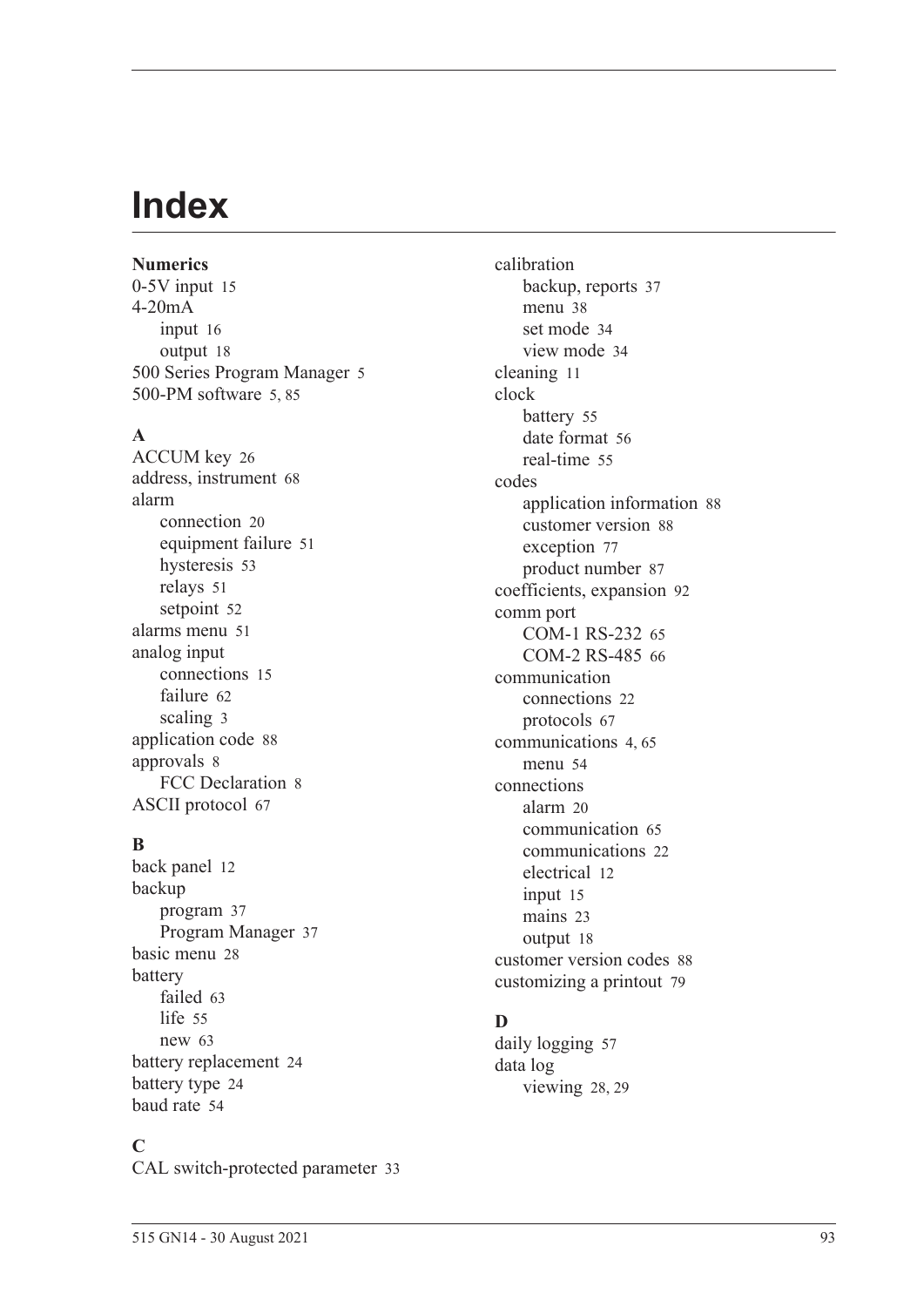# Index

**Numerics**

0-5V input 15
4-20mA
- input 16
- output 18

500 Series Program Manager 5
500-PM software 5, 85

**A**

ACCUM key 26
address, instrument 68
alarm
- connection 20
- equipment failure 51
- hysteresis 53
- relays 51
- setpoint 52

alarms menu 51
analog input
- connections 15
- failure 62
- scaling 3

application code 88
approvals 8
- FCC Declaration 8

ASCII protocol 67

**B**

back panel 12
backup
- program 37
- Program Manager 37

basic menu 28
battery
- failed 63
- life 55
- new 63

battery replacement 24
battery type 24
baud rate 54

**C**

CAL switch-protected parameter 33
calibration
- backup, reports 37
- menu 38
- set mode 34
- view mode 34

cleaning 11
clock
- battery 55
- date format 56
- real-time 55

codes
- application information 88
- customer version 88
- exception 77
- product number 87

coefficients, expansion 92
comm port
- COM-1 RS-232 65
- COM-2 RS-485 66

communication
- connections 22
- protocols 67

communications 4, 65
- menu 54

connections
- alarm 20
- communication 65
- communications 22
- electrical 12
- input 15
- mains 23
- output 18

customer version codes 88
customizing a printout 79

**D**

daily logging 57
data log
- viewing 28, 29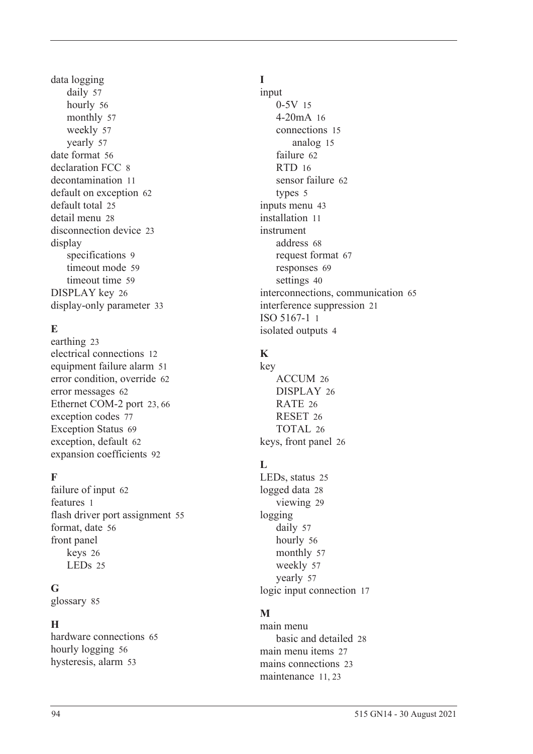data logging
- daily 57
- hourly 56
- monthly 57
- weekly 57
- yearly 57

date format 56
declaration FCC 8
decontamination 11
default on exception 62
default total 25
detail menu 28
disconnection device 23
display
- specifications 9
- timeout mode 59
- timeout time 59

DISPLAY key 26
display-only parameter 33

### E

earthing 23
electrical connections 12
equipment failure alarm 51
error condition, override 62
error messages 62
Ethernet COM-2 port 23, 66
exception codes 77
Exception Status 69
exception, default 62
expansion coefficients 92

### F

failure of input 62
features 1
flash driver port assignment 55
format, date 56
front panel
- keys 26
- LEDs 25

### G

glossary 85

### H

hardware connections 65
hourly logging 56
hysteresis, alarm 53

### I

input
- 0-5V 15
- 4-20mA 16
- connections 15
  - analog 15
- failure 62
- RTD 16
- sensor failure 62
- types 5

inputs menu 43
installation 11
instrument
- address 68
- request format 67
- responses 69
- settings 40

interconnections, communication 65
interference suppression 21
ISO 5167-1 1
isolated outputs 4

### K

key
- ACCUM 26
- DISPLAY 26
- RATE 26
- RESET 26
- TOTAL 26

keys, front panel 26

### L

LEDs, status 25
logged data 28
- viewing 29

logging
- daily 57
- hourly 56
- monthly 57
- weekly 57
- yearly 57

logic input connection 17

### M

main menu
- basic and detailed 28

main menu items 27
mains connections 23
maintenance 11, 23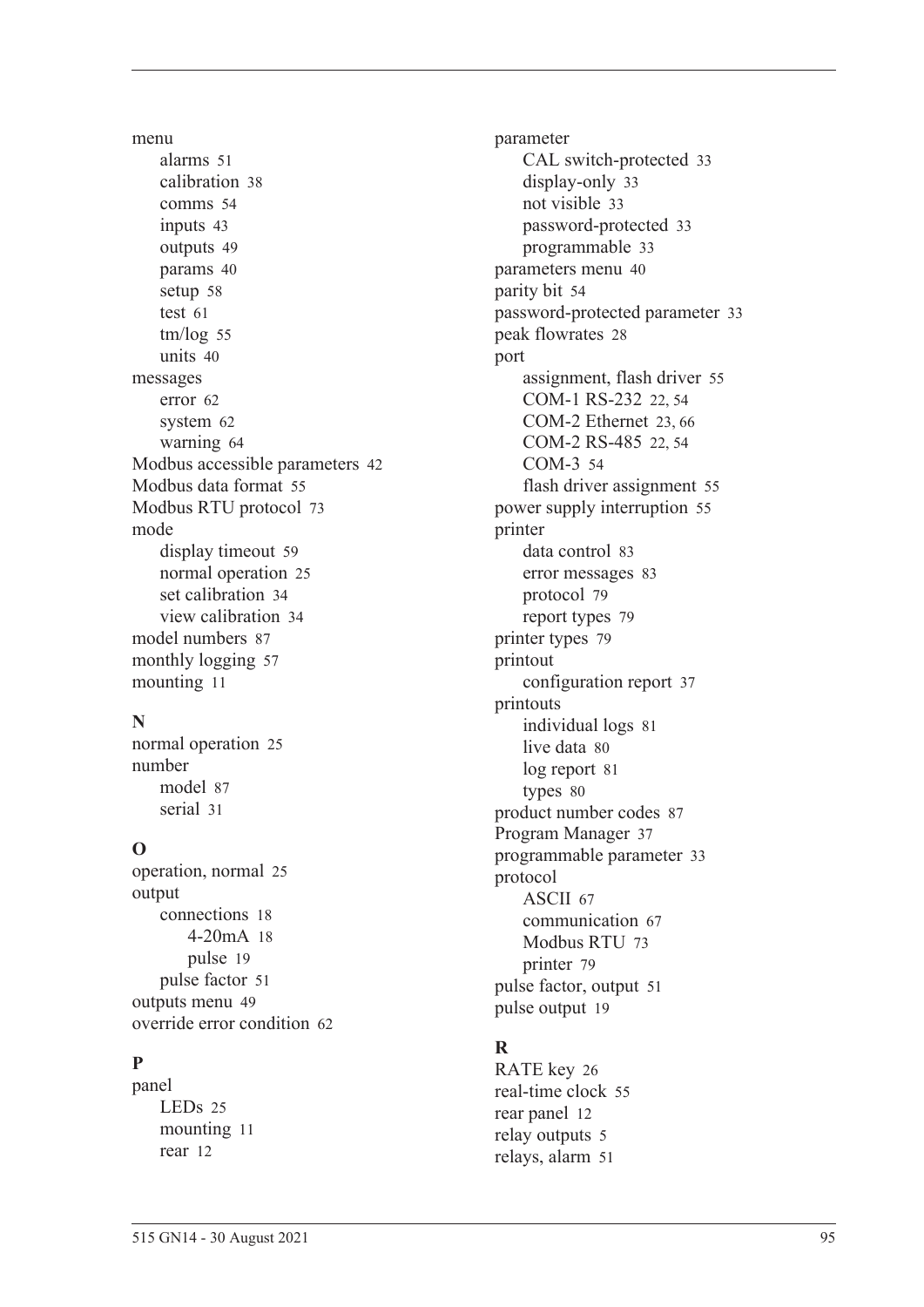menu
- alarms 51
- calibration 38
- comms 54
- inputs 43
- outputs 49
- params 40
- setup 58
- test 61
- tm/log 55
- units 40

messages
- error 62
- system 62
- warning 64

Modbus accessible parameters 42
Modbus data format 55
Modbus RTU protocol 73
mode
- display timeout 59
- normal operation 25
- set calibration 34
- view calibration 34

model numbers 87
monthly logging 57
mounting 11

## N

normal operation 25
number
- model 87
- serial 31

## O

operation, normal 25
output
- connections 18
  - 4-20mA 18
  - pulse 19
- pulse factor 51

outputs menu 49
override error condition 62

## P

panel
- LEDs 25
- mounting 11
- rear 12

parameter
- CAL switch-protected 33
- display-only 33
- not visible 33
- password-protected 33
- programmable 33

parameters menu 40
parity bit 54
password-protected parameter 33
peak flowrates 28
port
- assignment, flash driver 55
- COM-1 RS-232 22, 54
- COM-2 Ethernet 23, 66
- COM-2 RS-485 22, 54
- COM-3 54
- flash driver assignment 55

power supply interruption 55
printer
- data control 83
- error messages 83
- protocol 79
- report types 79

printer types 79
printout
- configuration report 37

printouts
- individual logs 81
- live data 80
- log report 81
- types 80

product number codes 87
Program Manager 37
programmable parameter 33
protocol
- ASCII 67
- communication 67
- Modbus RTU 73
- printer 79

pulse factor, output 51
pulse output 19

## R

RATE key 26
real-time clock 55
rear panel 12
relay outputs 5
relays, alarm 51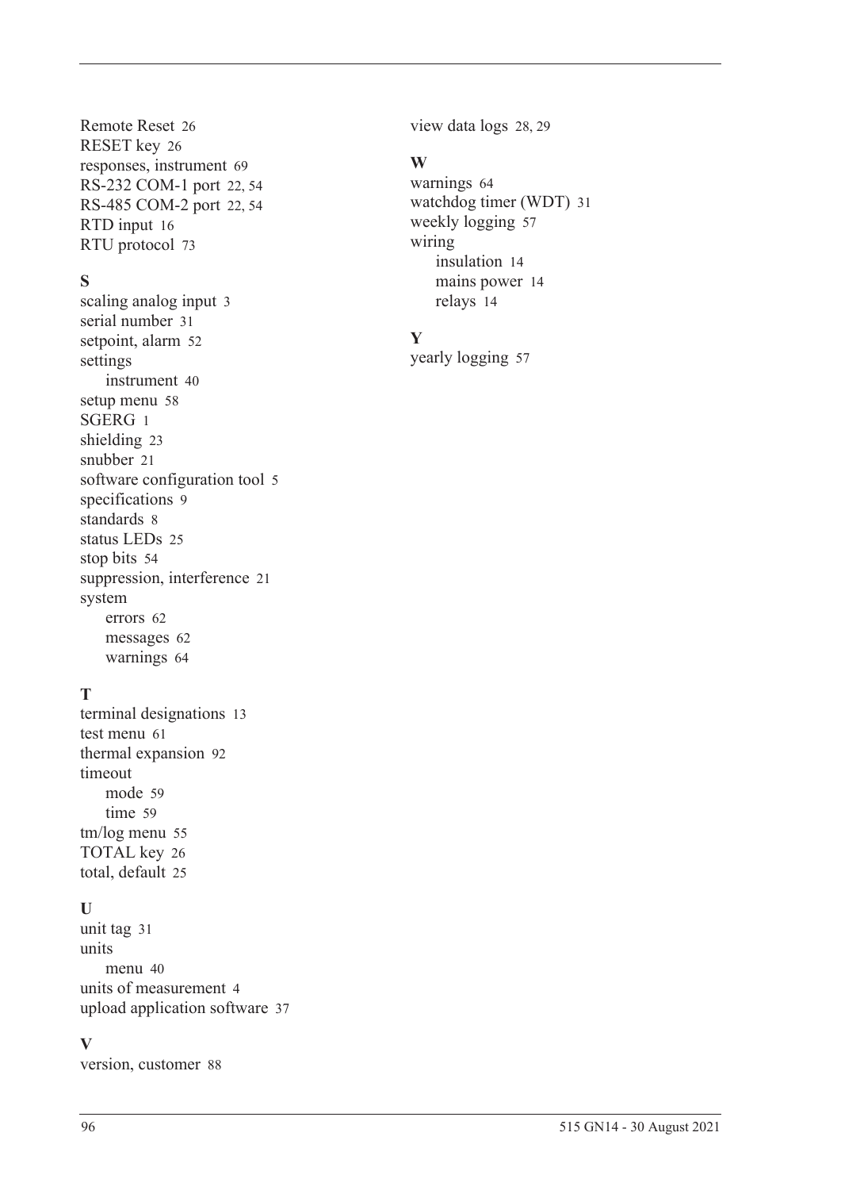Remote Reset 26
RESET key 26
responses, instrument 69
RS-232 COM-1 port 22, 54
RS-485 COM-2 port 22, 54
RTD input 16
RTU protocol 73

**S**

scaling analog input 3
serial number 31
setpoint, alarm 52
settings
    instrument 40
setup menu 58
SGERG 1
shielding 23
snubber 21
software configuration tool 5
specifications 9
standards 8
status LEDs 25
stop bits 54
suppression, interference 21
system
    errors 62
    messages 62
    warnings 64

**T**

terminal designations 13
test menu 61
thermal expansion 92
timeout
    mode 59
    time 59
tm/log menu 55
TOTAL key 26
total, default 25

**U**

unit tag 31
units
    menu 40
units of measurement 4
upload application software 37

**V**

version, customer 88
view data logs 28, 29

**W**

warnings 64
watchdog timer (WDT) 31
weekly logging 57
wiring
    insulation 14
    mains power 14
    relays 14

**Y**

yearly logging 57